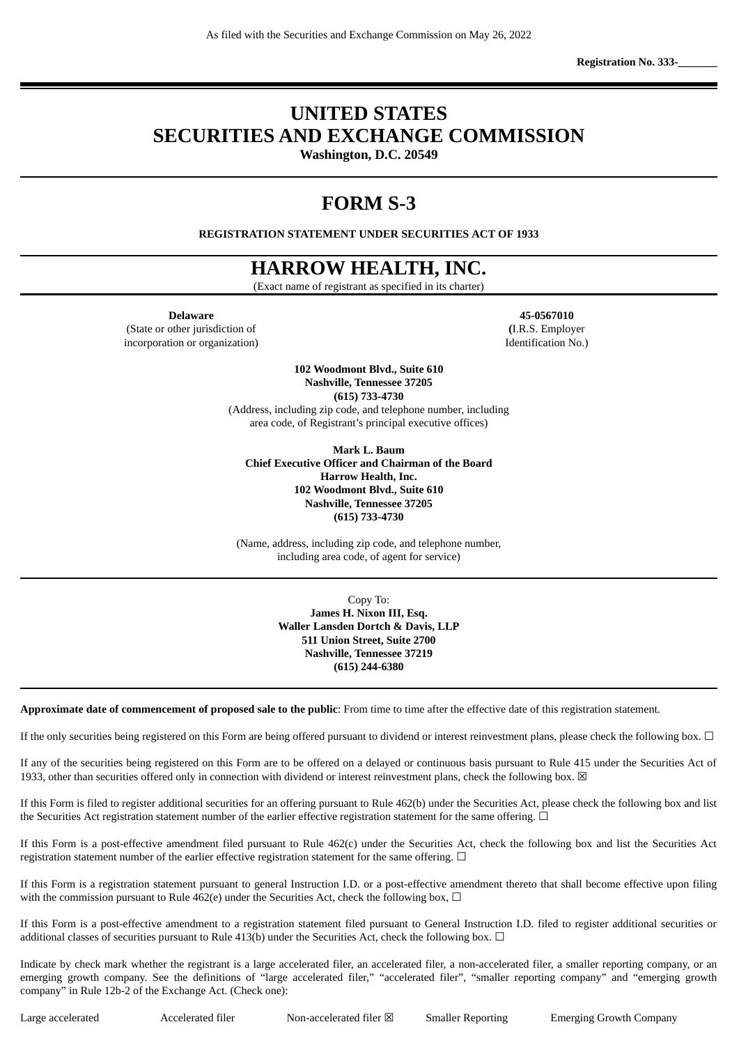As filed with the Securities and Exchange Commission on May 26, 2022

**Registration No. 333-\_\_\_\_\_\_\_**

# UNITED STATES
# SECURITIES AND EXCHANGE COMMISSION

**Washington, D.C. 20549**

# FORM S-3

**REGISTRATION STATEMENT UNDER SECURITIES ACT OF 1933**

# HARROW HEALTH, INC.

(Exact name of registrant as specified in its charter)

| **Delaware** | **45-0567010** |
|---|---|
| (State or other jurisdiction of incorporation or organization) | (I.R.S. Employer Identification No.) |

**102 Woodmont Blvd., Suite 610**
**Nashville, Tennessee 37205**
**(615) 733-4730**
(Address, including zip code, and telephone number, including area code, of Registrant's principal executive offices)

**Mark L. Baum**
**Chief Executive Officer and Chairman of the Board**
**Harrow Health, Inc.**
**102 Woodmont Blvd., Suite 610**
**Nashville, Tennessee 37205**
**(615) 733-4730**

(Name, address, including zip code, and telephone number, including area code, of agent for service)

Copy To:
**James H. Nixon III, Esq.**
**Waller Lansden Dortch & Davis, LLP**
**511 Union Street, Suite 2700**
**Nashville, Tennessee 37219**
**(615) 244-6380**

**Approximate date of commencement of proposed sale to the public**: From time to time after the effective date of this registration statement.

If the only securities being registered on this Form are being offered pursuant to dividend or interest reinvestment plans, please check the following box. ☐

If any of the securities being registered on this Form are to be offered on a delayed or continuous basis pursuant to Rule 415 under the Securities Act of 1933, other than securities offered only in connection with dividend or interest reinvestment plans, check the following box. ☒

If this Form is filed to register additional securities for an offering pursuant to Rule 462(b) under the Securities Act, please check the following box and list the Securities Act registration statement number of the earlier effective registration statement for the same offering. ☐

If this Form is a post-effective amendment filed pursuant to Rule 462(c) under the Securities Act, check the following box and list the Securities Act registration statement number of the earlier effective registration statement for the same offering. ☐

If this Form is a registration statement pursuant to general Instruction I.D. or a post-effective amendment thereto that shall become effective upon filing with the commission pursuant to Rule 462(e) under the Securities Act, check the following box, ☐

If this Form is a post-effective amendment to a registration statement filed pursuant to General Instruction I.D. filed to register additional securities or additional classes of securities pursuant to Rule 413(b) under the Securities Act, check the following box. ☐

Indicate by check mark whether the registrant is a large accelerated filer, an accelerated filer, a non-accelerated filer, a smaller reporting company, or an emerging growth company. See the definitions of "large accelerated filer," "accelerated filer", "smaller reporting company" and "emerging growth company" in Rule 12b-2 of the Exchange Act. (Check one):

| Large accelerated | Accelerated filer | Non-accelerated filer ☒ | Smaller Reporting | Emerging Growth Company |
|---|---|---|---|---|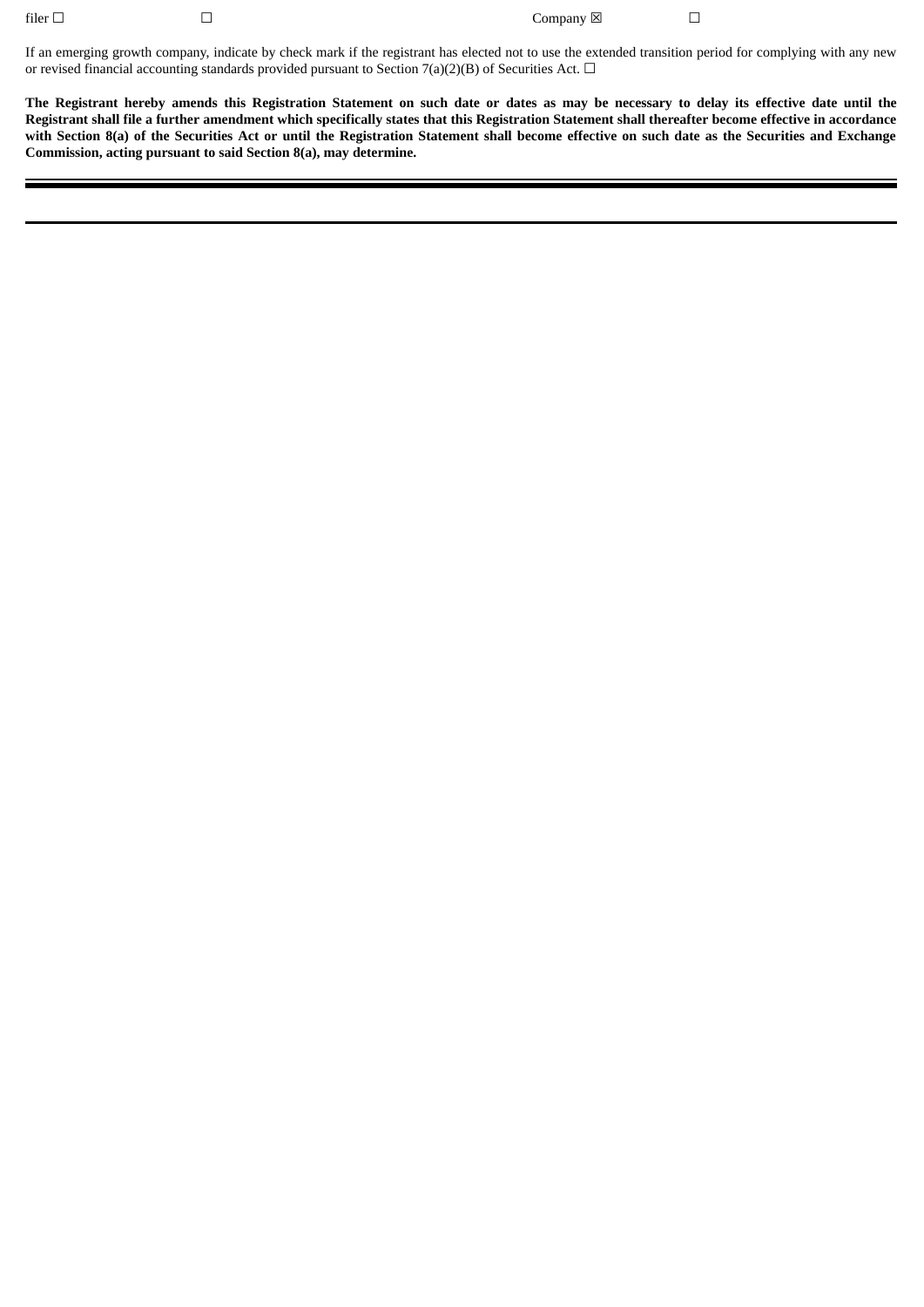| filer ☐ | ☐ | Company ☒ | ☐ |
|---|---|---|---|

If an emerging growth company, indicate by check mark if the registrant has elected not to use the extended transition period for complying with any new or revised financial accounting standards provided pursuant to Section 7(a)(2)(B) of Securities Act. ☐

**The Registrant hereby amends this Registration Statement on such date or dates as may be necessary to delay its effective date until the Registrant shall file a further amendment which specifically states that this Registration Statement shall thereafter become effective in accordance with Section 8(a) of the Securities Act or until the Registration Statement shall become effective on such date as the Securities and Exchange Commission, acting pursuant to said Section 8(a), may determine.**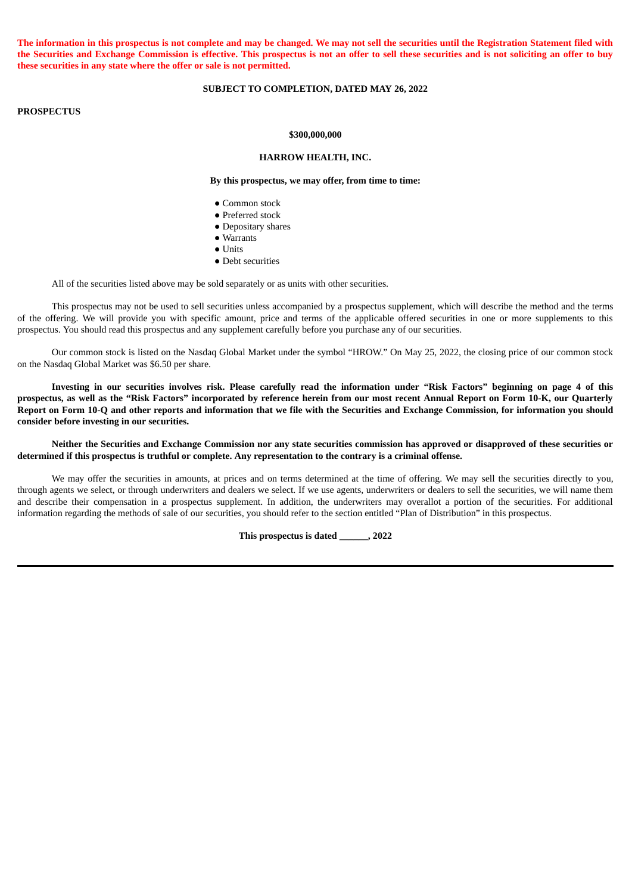**The information in this prospectus is not complete and may be changed. We may not sell the securities until the Registration Statement filed with the Securities and Exchange Commission is effective. This prospectus is not an offer to sell these securities and is not soliciting an offer to buy these securities in any state where the offer or sale is not permitted.**

**SUBJECT TO COMPLETION, DATED MAY 26, 2022**

**PROSPECTUS**

**$300,000,000**

**HARROW HEALTH, INC.**

**By this prospectus, we may offer, from time to time:**

- Common stock
- Preferred stock
- Depositary shares
- Warrants
- Units
- Debt securities

All of the securities listed above may be sold separately or as units with other securities.

This prospectus may not be used to sell securities unless accompanied by a prospectus supplement, which will describe the method and the terms of the offering. We will provide you with specific amount, price and terms of the applicable offered securities in one or more supplements to this prospectus. You should read this prospectus and any supplement carefully before you purchase any of our securities.

Our common stock is listed on the Nasdaq Global Market under the symbol "HROW." On May 25, 2022, the closing price of our common stock on the Nasdaq Global Market was $6.50 per share.

**Investing in our securities involves risk. Please carefully read the information under "Risk Factors" beginning on page 4 of this prospectus, as well as the "Risk Factors" incorporated by reference herein from our most recent Annual Report on Form 10-K, our Quarterly Report on Form 10-Q and other reports and information that we file with the Securities and Exchange Commission, for information you should consider before investing in our securities.**

**Neither the Securities and Exchange Commission nor any state securities commission has approved or disapproved of these securities or determined if this prospectus is truthful or complete. Any representation to the contrary is a criminal offense.**

We may offer the securities in amounts, at prices and on terms determined at the time of offering. We may sell the securities directly to you, through agents we select, or through underwriters and dealers we select. If we use agents, underwriters or dealers to sell the securities, we will name them and describe their compensation in a prospectus supplement. In addition, the underwriters may overallot a portion of the securities. For additional information regarding the methods of sale of our securities, you should refer to the section entitled "Plan of Distribution" in this prospectus.

**This prospectus is dated ______, 2022**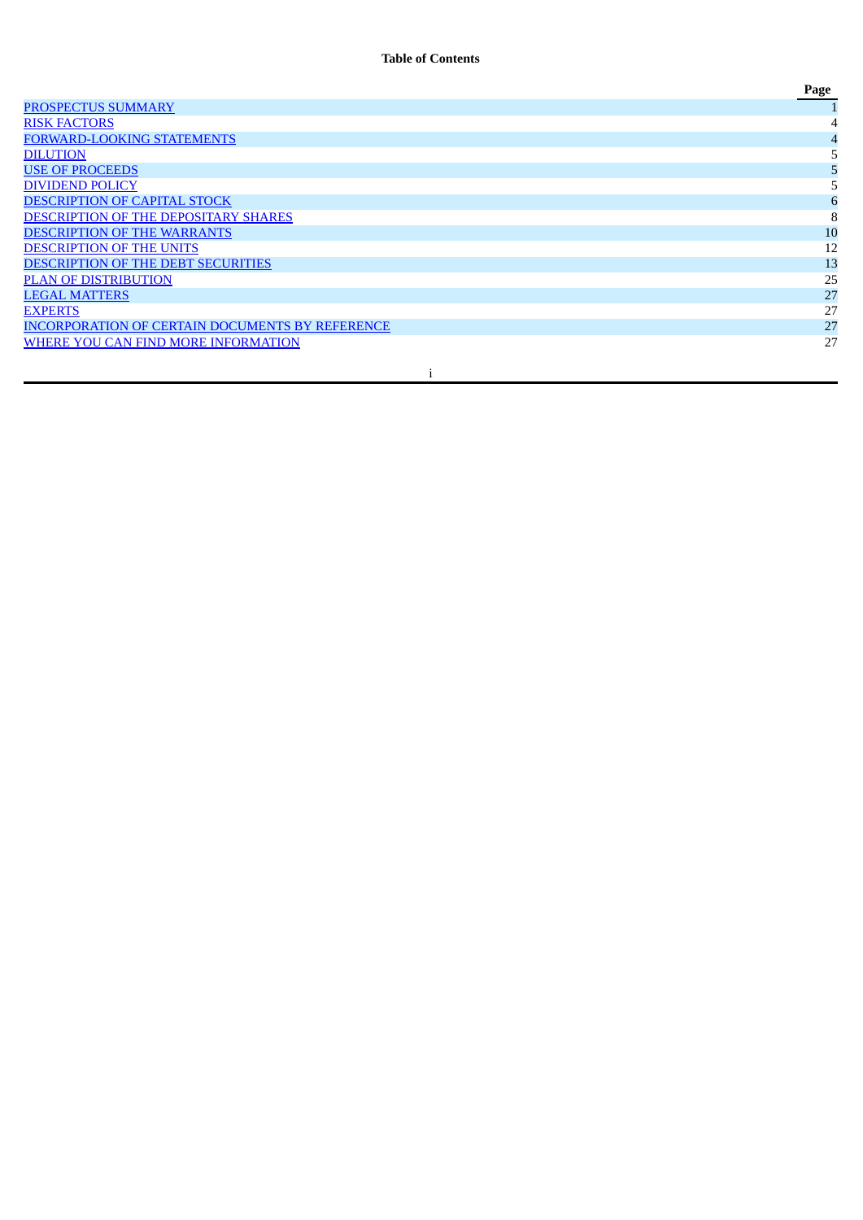**Table of Contents**

| | Page |
|---|---|
| PROSPECTUS SUMMARY | 1 |
| RISK FACTORS | 4 |
| FORWARD-LOOKING STATEMENTS | 4 |
| DILUTION | 5 |
| USE OF PROCEEDS | 5 |
| DIVIDEND POLICY | 5 |
| DESCRIPTION OF CAPITAL STOCK | 6 |
| DESCRIPTION OF THE DEPOSITARY SHARES | 8 |
| DESCRIPTION OF THE WARRANTS | 10 |
| DESCRIPTION OF THE UNITS | 12 |
| DESCRIPTION OF THE DEBT SECURITIES | 13 |
| PLAN OF DISTRIBUTION | 25 |
| LEGAL MATTERS | 27 |
| EXPERTS | 27 |
| INCORPORATION OF CERTAIN DOCUMENTS BY REFERENCE | 27 |
| WHERE YOU CAN FIND MORE INFORMATION | 27 |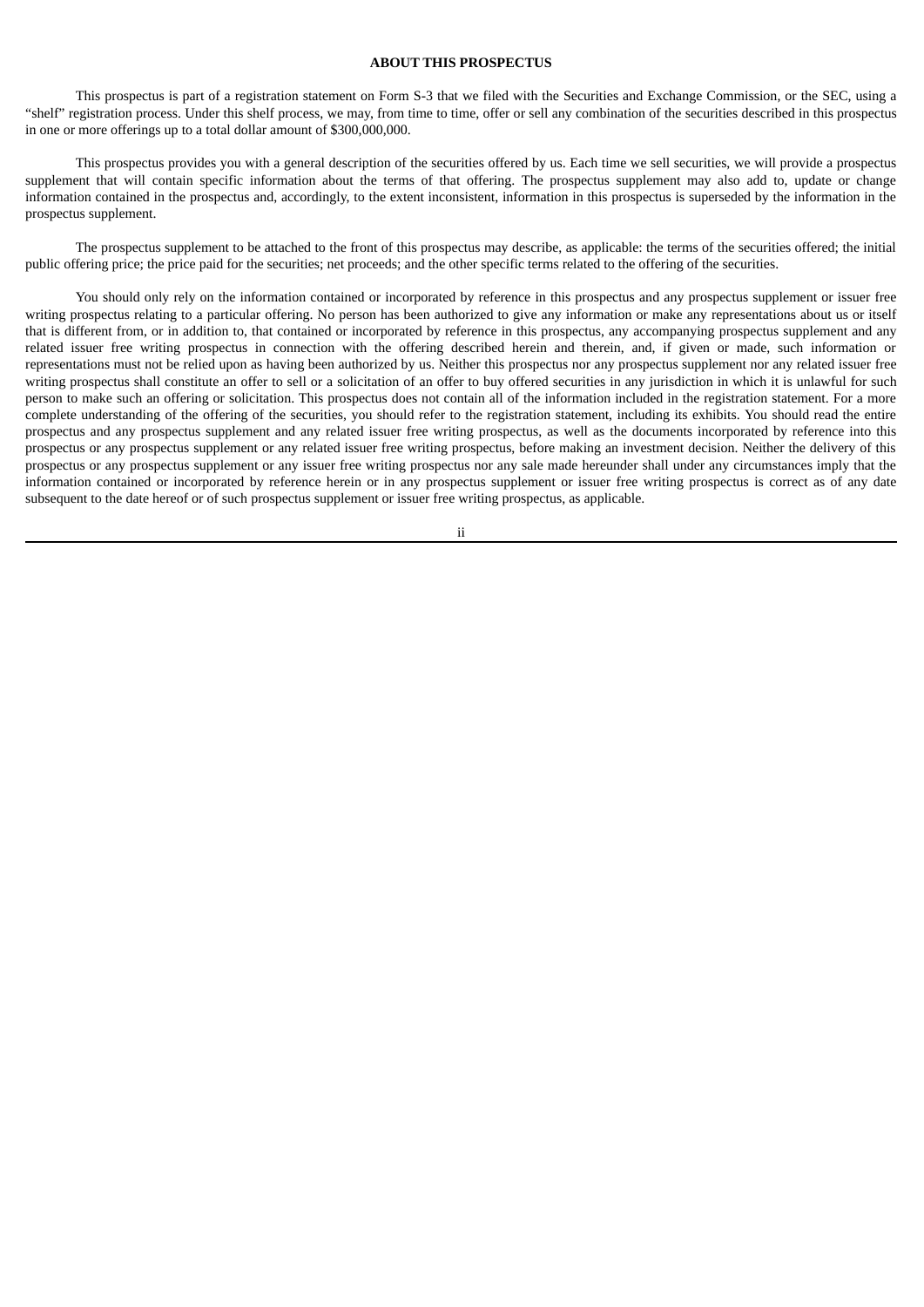## ABOUT THIS PROSPECTUS

This prospectus is part of a registration statement on Form S-3 that we filed with the Securities and Exchange Commission, or the SEC, using a "shelf" registration process. Under this shelf process, we may, from time to time, offer or sell any combination of the securities described in this prospectus in one or more offerings up to a total dollar amount of $300,000,000.

This prospectus provides you with a general description of the securities offered by us. Each time we sell securities, we will provide a prospectus supplement that will contain specific information about the terms of that offering. The prospectus supplement may also add to, update or change information contained in the prospectus and, accordingly, to the extent inconsistent, information in this prospectus is superseded by the information in the prospectus supplement.

The prospectus supplement to be attached to the front of this prospectus may describe, as applicable: the terms of the securities offered; the initial public offering price; the price paid for the securities; net proceeds; and the other specific terms related to the offering of the securities.

You should only rely on the information contained or incorporated by reference in this prospectus and any prospectus supplement or issuer free writing prospectus relating to a particular offering. No person has been authorized to give any information or make any representations about us or itself that is different from, or in addition to, that contained or incorporated by reference in this prospectus, any accompanying prospectus supplement and any related issuer free writing prospectus in connection with the offering described herein and therein, and, if given or made, such information or representations must not be relied upon as having been authorized by us. Neither this prospectus nor any prospectus supplement nor any related issuer free writing prospectus shall constitute an offer to sell or a solicitation of an offer to buy offered securities in any jurisdiction in which it is unlawful for such person to make such an offering or solicitation. This prospectus does not contain all of the information included in the registration statement. For a more complete understanding of the offering of the securities, you should refer to the registration statement, including its exhibits. You should read the entire prospectus and any prospectus supplement and any related issuer free writing prospectus, as well as the documents incorporated by reference into this prospectus or any prospectus supplement or any related issuer free writing prospectus, before making an investment decision. Neither the delivery of this prospectus or any prospectus supplement or any issuer free writing prospectus nor any sale made hereunder shall under any circumstances imply that the information contained or incorporated by reference herein or in any prospectus supplement or issuer free writing prospectus is correct as of any date subsequent to the date hereof or of such prospectus supplement or issuer free writing prospectus, as applicable.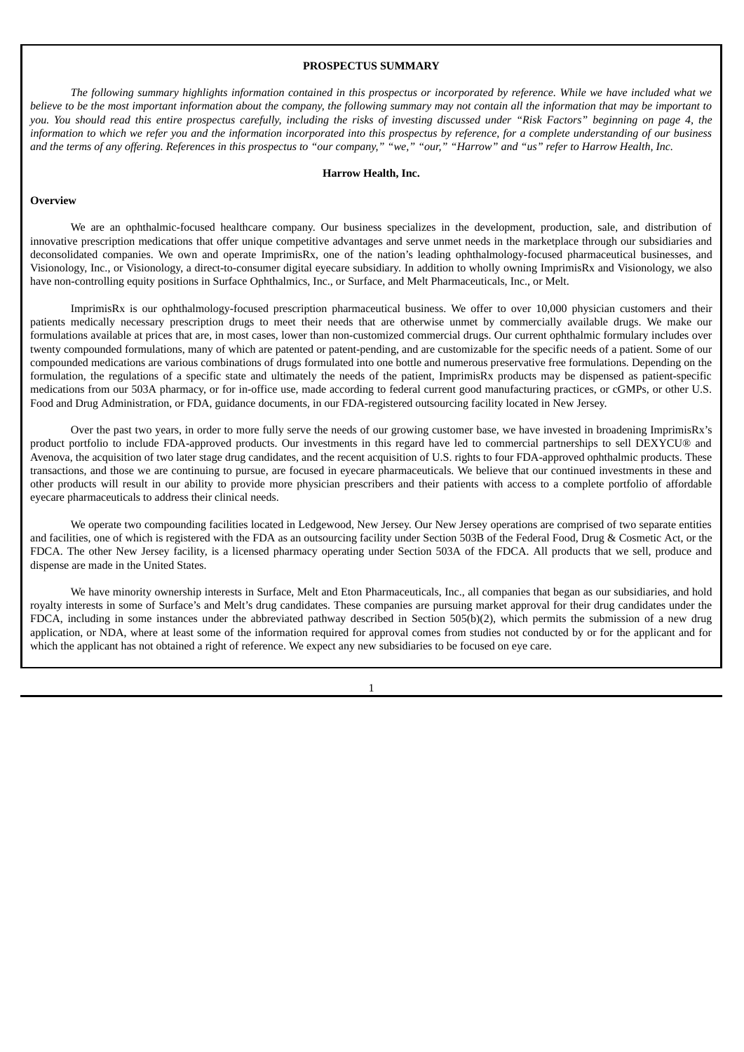## PROSPECTUS SUMMARY

*The following summary highlights information contained in this prospectus or incorporated by reference. While we have included what we believe to be the most important information about the company, the following summary may not contain all the information that may be important to you. You should read this entire prospectus carefully, including the risks of investing discussed under "Risk Factors" beginning on page 4, the information to which we refer you and the information incorporated into this prospectus by reference, for a complete understanding of our business and the terms of any offering. References in this prospectus to "our company," "we," "our," "Harrow" and "us" refer to Harrow Health, Inc.*

### Harrow Health, Inc.

**Overview**

We are an ophthalmic-focused healthcare company. Our business specializes in the development, production, sale, and distribution of innovative prescription medications that offer unique competitive advantages and serve unmet needs in the marketplace through our subsidiaries and deconsolidated companies. We own and operate ImprimisRx, one of the nation's leading ophthalmology-focused pharmaceutical businesses, and Visionology, Inc., or Visionology, a direct-to-consumer digital eyecare subsidiary. In addition to wholly owning ImprimisRx and Visionology, we also have non-controlling equity positions in Surface Ophthalmics, Inc., or Surface, and Melt Pharmaceuticals, Inc., or Melt.

ImprimisRx is our ophthalmology-focused prescription pharmaceutical business. We offer to over 10,000 physician customers and their patients medically necessary prescription drugs to meet their needs that are otherwise unmet by commercially available drugs. We make our formulations available at prices that are, in most cases, lower than non-customized commercial drugs. Our current ophthalmic formulary includes over twenty compounded formulations, many of which are patented or patent-pending, and are customizable for the specific needs of a patient. Some of our compounded medications are various combinations of drugs formulated into one bottle and numerous preservative free formulations. Depending on the formulation, the regulations of a specific state and ultimately the needs of the patient, ImprimisRx products may be dispensed as patient-specific medications from our 503A pharmacy, or for in-office use, made according to federal current good manufacturing practices, or cGMPs, or other U.S. Food and Drug Administration, or FDA, guidance documents, in our FDA-registered outsourcing facility located in New Jersey.

Over the past two years, in order to more fully serve the needs of our growing customer base, we have invested in broadening ImprimisRx's product portfolio to include FDA-approved products. Our investments in this regard have led to commercial partnerships to sell DEXYCU® and Avenova, the acquisition of two later stage drug candidates, and the recent acquisition of U.S. rights to four FDA-approved ophthalmic products. These transactions, and those we are continuing to pursue, are focused in eyecare pharmaceuticals. We believe that our continued investments in these and other products will result in our ability to provide more physician prescribers and their patients with access to a complete portfolio of affordable eyecare pharmaceuticals to address their clinical needs.

We operate two compounding facilities located in Ledgewood, New Jersey. Our New Jersey operations are comprised of two separate entities and facilities, one of which is registered with the FDA as an outsourcing facility under Section 503B of the Federal Food, Drug & Cosmetic Act, or the FDCA. The other New Jersey facility, is a licensed pharmacy operating under Section 503A of the FDCA. All products that we sell, produce and dispense are made in the United States.

We have minority ownership interests in Surface, Melt and Eton Pharmaceuticals, Inc., all companies that began as our subsidiaries, and hold royalty interests in some of Surface's and Melt's drug candidates. These companies are pursuing market approval for their drug candidates under the FDCA, including in some instances under the abbreviated pathway described in Section 505(b)(2), which permits the submission of a new drug application, or NDA, where at least some of the information required for approval comes from studies not conducted by or for the applicant and for which the applicant has not obtained a right of reference. We expect any new subsidiaries to be focused on eye care.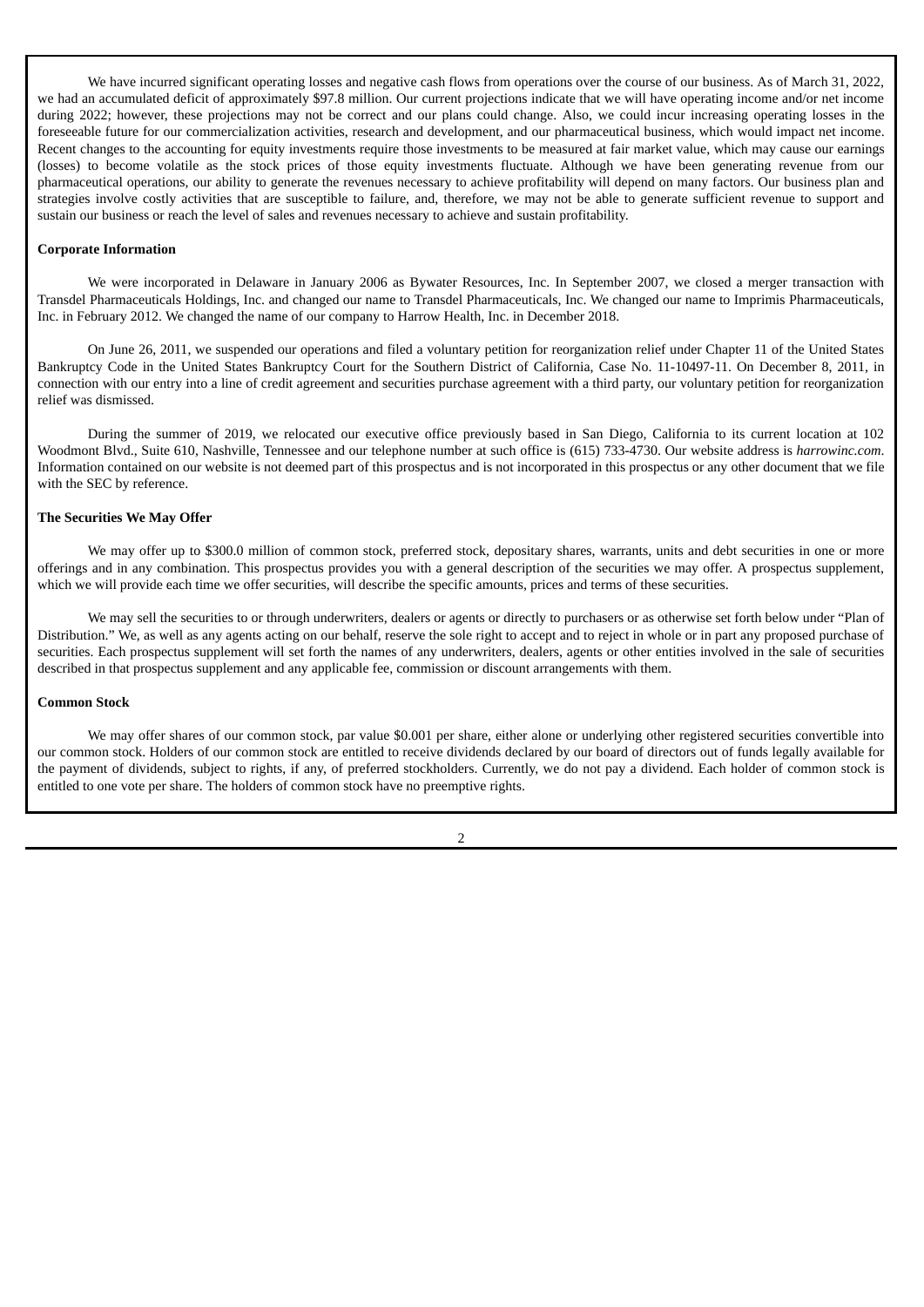We have incurred significant operating losses and negative cash flows from operations over the course of our business. As of March 31, 2022, we had an accumulated deficit of approximately $97.8 million. Our current projections indicate that we will have operating income and/or net income during 2022; however, these projections may not be correct and our plans could change. Also, we could incur increasing operating losses in the foreseeable future for our commercialization activities, research and development, and our pharmaceutical business, which would impact net income. Recent changes to the accounting for equity investments require those investments to be measured at fair market value, which may cause our earnings (losses) to become volatile as the stock prices of those equity investments fluctuate. Although we have been generating revenue from our pharmaceutical operations, our ability to generate the revenues necessary to achieve profitability will depend on many factors. Our business plan and strategies involve costly activities that are susceptible to failure, and, therefore, we may not be able to generate sufficient revenue to support and sustain our business or reach the level of sales and revenues necessary to achieve and sustain profitability.

**Corporate Information**

We were incorporated in Delaware in January 2006 as Bywater Resources, Inc. In September 2007, we closed a merger transaction with Transdel Pharmaceuticals Holdings, Inc. and changed our name to Transdel Pharmaceuticals, Inc. We changed our name to Imprimis Pharmaceuticals, Inc. in February 2012. We changed the name of our company to Harrow Health, Inc. in December 2018.

On June 26, 2011, we suspended our operations and filed a voluntary petition for reorganization relief under Chapter 11 of the United States Bankruptcy Code in the United States Bankruptcy Court for the Southern District of California, Case No. 11-10497-11. On December 8, 2011, in connection with our entry into a line of credit agreement and securities purchase agreement with a third party, our voluntary petition for reorganization relief was dismissed.

During the summer of 2019, we relocated our executive office previously based in San Diego, California to its current location at 102 Woodmont Blvd., Suite 610, Nashville, Tennessee and our telephone number at such office is (615) 733-4730. Our website address is *harrowinc.com*. Information contained on our website is not deemed part of this prospectus and is not incorporated in this prospectus or any other document that we file with the SEC by reference.

**The Securities We May Offer**

We may offer up to $300.0 million of common stock, preferred stock, depositary shares, warrants, units and debt securities in one or more offerings and in any combination. This prospectus provides you with a general description of the securities we may offer. A prospectus supplement, which we will provide each time we offer securities, will describe the specific amounts, prices and terms of these securities.

We may sell the securities to or through underwriters, dealers or agents or directly to purchasers or as otherwise set forth below under "Plan of Distribution." We, as well as any agents acting on our behalf, reserve the sole right to accept and to reject in whole or in part any proposed purchase of securities. Each prospectus supplement will set forth the names of any underwriters, dealers, agents or other entities involved in the sale of securities described in that prospectus supplement and any applicable fee, commission or discount arrangements with them.

**Common Stock**

We may offer shares of our common stock, par value $0.001 per share, either alone or underlying other registered securities convertible into our common stock. Holders of our common stock are entitled to receive dividends declared by our board of directors out of funds legally available for the payment of dividends, subject to rights, if any, of preferred stockholders. Currently, we do not pay a dividend. Each holder of common stock is entitled to one vote per share. The holders of common stock have no preemptive rights.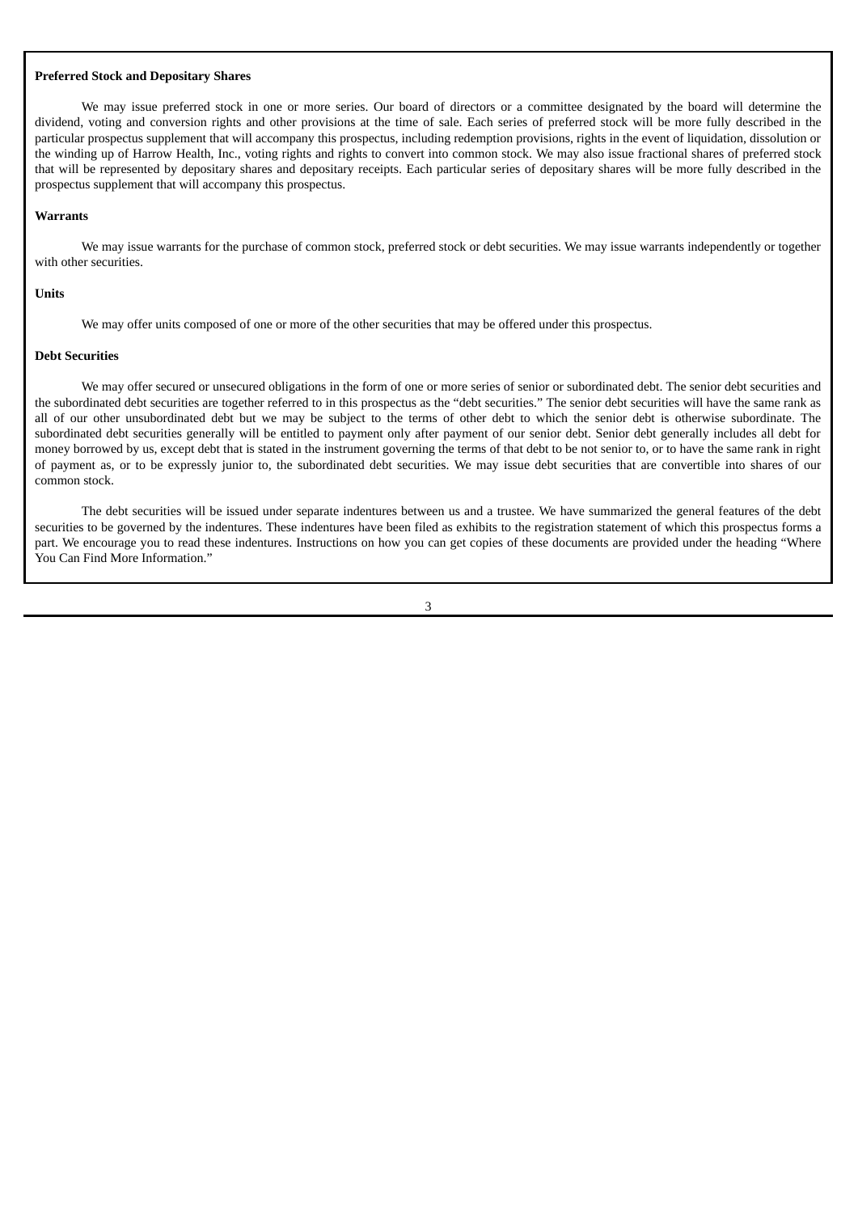**Preferred Stock and Depositary Shares**

We may issue preferred stock in one or more series. Our board of directors or a committee designated by the board will determine the dividend, voting and conversion rights and other provisions at the time of sale. Each series of preferred stock will be more fully described in the particular prospectus supplement that will accompany this prospectus, including redemption provisions, rights in the event of liquidation, dissolution or the winding up of Harrow Health, Inc., voting rights and rights to convert into common stock. We may also issue fractional shares of preferred stock that will be represented by depositary shares and depositary receipts. Each particular series of depositary shares will be more fully described in the prospectus supplement that will accompany this prospectus.

**Warrants**

We may issue warrants for the purchase of common stock, preferred stock or debt securities. We may issue warrants independently or together with other securities.

**Units**

We may offer units composed of one or more of the other securities that may be offered under this prospectus.

**Debt Securities**

We may offer secured or unsecured obligations in the form of one or more series of senior or subordinated debt. The senior debt securities and the subordinated debt securities are together referred to in this prospectus as the "debt securities." The senior debt securities will have the same rank as all of our other unsubordinated debt but we may be subject to the terms of other debt to which the senior debt is otherwise subordinate. The subordinated debt securities generally will be entitled to payment only after payment of our senior debt. Senior debt generally includes all debt for money borrowed by us, except debt that is stated in the instrument governing the terms of that debt to be not senior to, or to have the same rank in right of payment as, or to be expressly junior to, the subordinated debt securities. We may issue debt securities that are convertible into shares of our common stock.

The debt securities will be issued under separate indentures between us and a trustee. We have summarized the general features of the debt securities to be governed by the indentures. These indentures have been filed as exhibits to the registration statement of which this prospectus forms a part. We encourage you to read these indentures. Instructions on how you can get copies of these documents are provided under the heading "Where You Can Find More Information."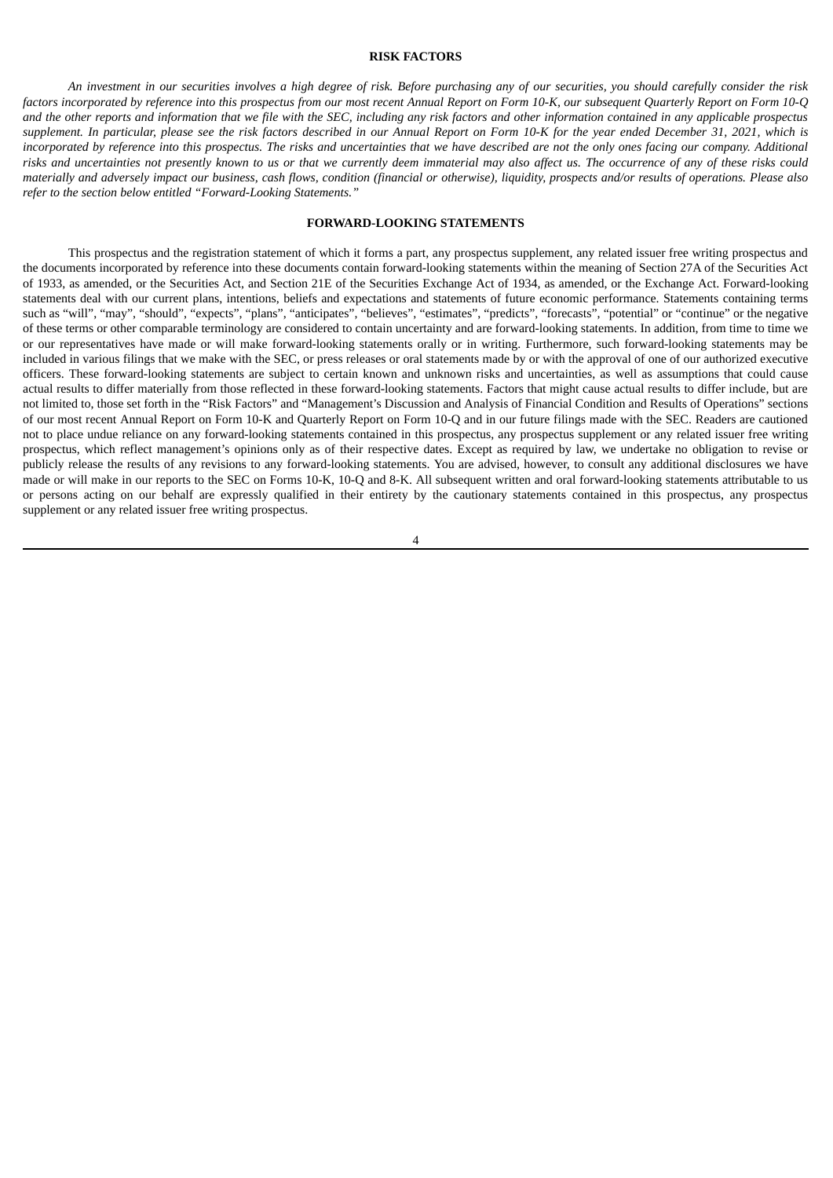## RISK FACTORS

*An investment in our securities involves a high degree of risk. Before purchasing any of our securities, you should carefully consider the risk factors incorporated by reference into this prospectus from our most recent Annual Report on Form 10-K, our subsequent Quarterly Report on Form 10-Q and the other reports and information that we file with the SEC, including any risk factors and other information contained in any applicable prospectus supplement. In particular, please see the risk factors described in our Annual Report on Form 10-K for the year ended December 31, 2021, which is incorporated by reference into this prospectus. The risks and uncertainties that we have described are not the only ones facing our company. Additional risks and uncertainties not presently known to us or that we currently deem immaterial may also affect us. The occurrence of any of these risks could materially and adversely impact our business, cash flows, condition (financial or otherwise), liquidity, prospects and/or results of operations. Please also refer to the section below entitled "Forward-Looking Statements."*

## FORWARD-LOOKING STATEMENTS

This prospectus and the registration statement of which it forms a part, any prospectus supplement, any related issuer free writing prospectus and the documents incorporated by reference into these documents contain forward-looking statements within the meaning of Section 27A of the Securities Act of 1933, as amended, or the Securities Act, and Section 21E of the Securities Exchange Act of 1934, as amended, or the Exchange Act. Forward-looking statements deal with our current plans, intentions, beliefs and expectations and statements of future economic performance. Statements containing terms such as "will", "may", "should", "expects", "plans", "anticipates", "believes", "estimates", "predicts", "forecasts", "potential" or "continue" or the negative of these terms or other comparable terminology are considered to contain uncertainty and are forward-looking statements. In addition, from time to time we or our representatives have made or will make forward-looking statements orally or in writing. Furthermore, such forward-looking statements may be included in various filings that we make with the SEC, or press releases or oral statements made by or with the approval of one of our authorized executive officers. These forward-looking statements are subject to certain known and unknown risks and uncertainties, as well as assumptions that could cause actual results to differ materially from those reflected in these forward-looking statements. Factors that might cause actual results to differ include, but are not limited to, those set forth in the "Risk Factors" and "Management's Discussion and Analysis of Financial Condition and Results of Operations" sections of our most recent Annual Report on Form 10-K and Quarterly Report on Form 10-Q and in our future filings made with the SEC. Readers are cautioned not to place undue reliance on any forward-looking statements contained in this prospectus, any prospectus supplement or any related issuer free writing prospectus, which reflect management's opinions only as of their respective dates. Except as required by law, we undertake no obligation to revise or publicly release the results of any revisions to any forward-looking statements. You are advised, however, to consult any additional disclosures we have made or will make in our reports to the SEC on Forms 10-K, 10-Q and 8-K. All subsequent written and oral forward-looking statements attributable to us or persons acting on our behalf are expressly qualified in their entirety by the cautionary statements contained in this prospectus, any prospectus supplement or any related issuer free writing prospectus.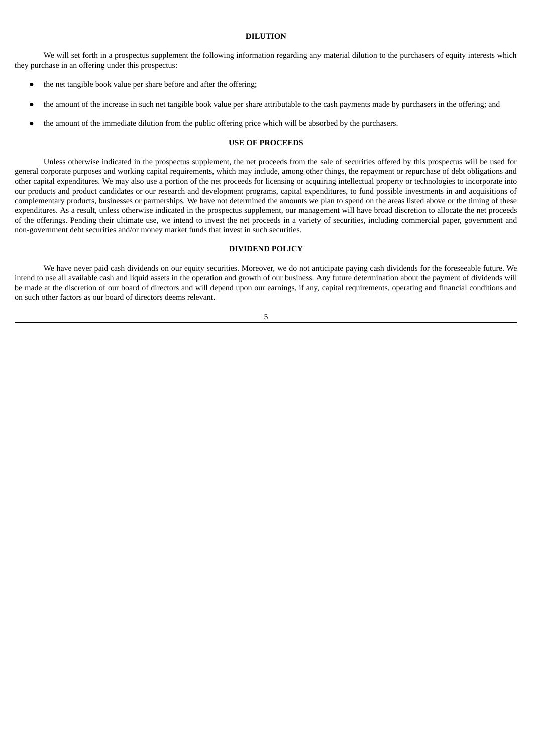## DILUTION

We will set forth in a prospectus supplement the following information regarding any material dilution to the purchasers of equity interests which they purchase in an offering under this prospectus:

- the net tangible book value per share before and after the offering;
- the amount of the increase in such net tangible book value per share attributable to the cash payments made by purchasers in the offering; and
- the amount of the immediate dilution from the public offering price which will be absorbed by the purchasers.

## USE OF PROCEEDS

Unless otherwise indicated in the prospectus supplement, the net proceeds from the sale of securities offered by this prospectus will be used for general corporate purposes and working capital requirements, which may include, among other things, the repayment or repurchase of debt obligations and other capital expenditures. We may also use a portion of the net proceeds for licensing or acquiring intellectual property or technologies to incorporate into our products and product candidates or our research and development programs, capital expenditures, to fund possible investments in and acquisitions of complementary products, businesses or partnerships. We have not determined the amounts we plan to spend on the areas listed above or the timing of these expenditures. As a result, unless otherwise indicated in the prospectus supplement, our management will have broad discretion to allocate the net proceeds of the offerings. Pending their ultimate use, we intend to invest the net proceeds in a variety of securities, including commercial paper, government and non-government debt securities and/or money market funds that invest in such securities.

## DIVIDEND POLICY

We have never paid cash dividends on our equity securities. Moreover, we do not anticipate paying cash dividends for the foreseeable future. We intend to use all available cash and liquid assets in the operation and growth of our business. Any future determination about the payment of dividends will be made at the discretion of our board of directors and will depend upon our earnings, if any, capital requirements, operating and financial conditions and on such other factors as our board of directors deems relevant.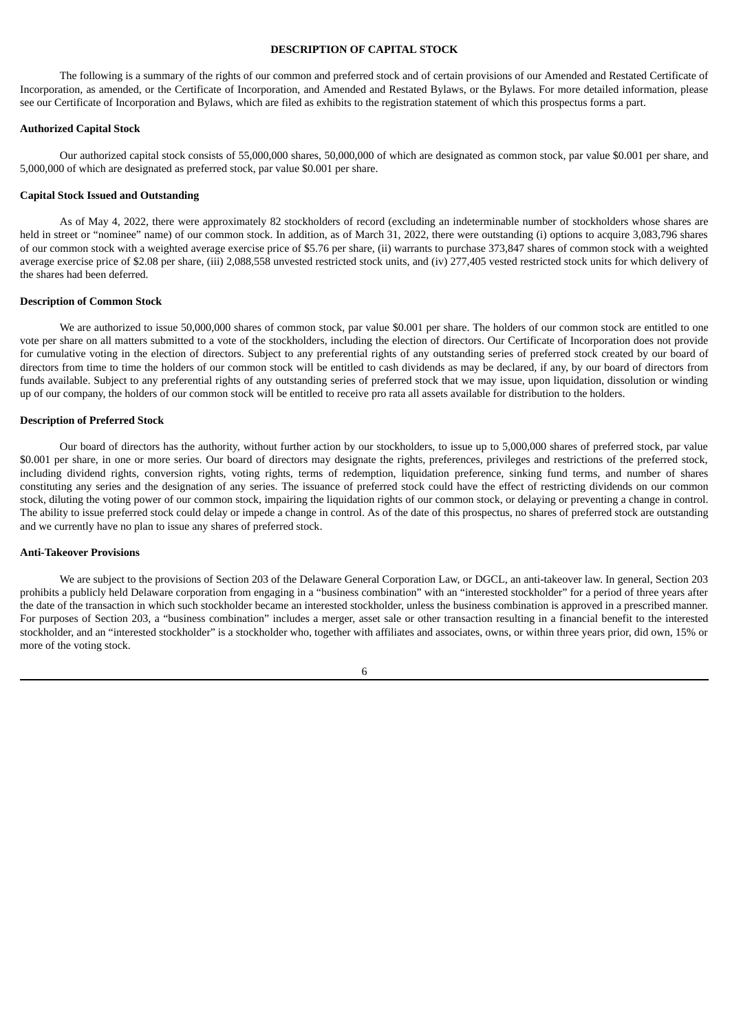## DESCRIPTION OF CAPITAL STOCK

The following is a summary of the rights of our common and preferred stock and of certain provisions of our Amended and Restated Certificate of Incorporation, as amended, or the Certificate of Incorporation, and Amended and Restated Bylaws, or the Bylaws. For more detailed information, please see our Certificate of Incorporation and Bylaws, which are filed as exhibits to the registration statement of which this prospectus forms a part.

### Authorized Capital Stock

Our authorized capital stock consists of 55,000,000 shares, 50,000,000 of which are designated as common stock, par value $0.001 per share, and 5,000,000 of which are designated as preferred stock, par value $0.001 per share.

### Capital Stock Issued and Outstanding

As of May 4, 2022, there were approximately 82 stockholders of record (excluding an indeterminable number of stockholders whose shares are held in street or "nominee" name) of our common stock. In addition, as of March 31, 2022, there were outstanding (i) options to acquire 3,083,796 shares of our common stock with a weighted average exercise price of $5.76 per share, (ii) warrants to purchase 373,847 shares of common stock with a weighted average exercise price of $2.08 per share, (iii) 2,088,558 unvested restricted stock units, and (iv) 277,405 vested restricted stock units for which delivery of the shares had been deferred.

### Description of Common Stock

We are authorized to issue 50,000,000 shares of common stock, par value $0.001 per share. The holders of our common stock are entitled to one vote per share on all matters submitted to a vote of the stockholders, including the election of directors. Our Certificate of Incorporation does not provide for cumulative voting in the election of directors. Subject to any preferential rights of any outstanding series of preferred stock created by our board of directors from time to time the holders of our common stock will be entitled to cash dividends as may be declared, if any, by our board of directors from funds available. Subject to any preferential rights of any outstanding series of preferred stock that we may issue, upon liquidation, dissolution or winding up of our company, the holders of our common stock will be entitled to receive pro rata all assets available for distribution to the holders.

### Description of Preferred Stock

Our board of directors has the authority, without further action by our stockholders, to issue up to 5,000,000 shares of preferred stock, par value $0.001 per share, in one or more series. Our board of directors may designate the rights, preferences, privileges and restrictions of the preferred stock, including dividend rights, conversion rights, voting rights, terms of redemption, liquidation preference, sinking fund terms, and number of shares constituting any series and the designation of any series. The issuance of preferred stock could have the effect of restricting dividends on our common stock, diluting the voting power of our common stock, impairing the liquidation rights of our common stock, or delaying or preventing a change in control. The ability to issue preferred stock could delay or impede a change in control. As of the date of this prospectus, no shares of preferred stock are outstanding and we currently have no plan to issue any shares of preferred stock.

### Anti-Takeover Provisions

We are subject to the provisions of Section 203 of the Delaware General Corporation Law, or DGCL, an anti-takeover law. In general, Section 203 prohibits a publicly held Delaware corporation from engaging in a "business combination" with an "interested stockholder" for a period of three years after the date of the transaction in which such stockholder became an interested stockholder, unless the business combination is approved in a prescribed manner. For purposes of Section 203, a "business combination" includes a merger, asset sale or other transaction resulting in a financial benefit to the interested stockholder, and an "interested stockholder" is a stockholder who, together with affiliates and associates, owns, or within three years prior, did own, 15% or more of the voting stock.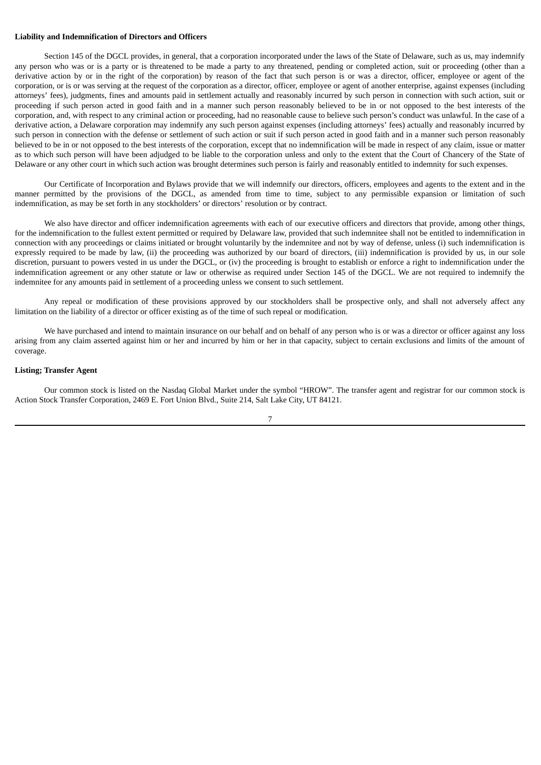**Liability and Indemnification of Directors and Officers**

Section 145 of the DGCL provides, in general, that a corporation incorporated under the laws of the State of Delaware, such as us, may indemnify any person who was or is a party or is threatened to be made a party to any threatened, pending or completed action, suit or proceeding (other than a derivative action by or in the right of the corporation) by reason of the fact that such person is or was a director, officer, employee or agent of the corporation, or is or was serving at the request of the corporation as a director, officer, employee or agent of another enterprise, against expenses (including attorneys' fees), judgments, fines and amounts paid in settlement actually and reasonably incurred by such person in connection with such action, suit or proceeding if such person acted in good faith and in a manner such person reasonably believed to be in or not opposed to the best interests of the corporation, and, with respect to any criminal action or proceeding, had no reasonable cause to believe such person's conduct was unlawful. In the case of a derivative action, a Delaware corporation may indemnify any such person against expenses (including attorneys' fees) actually and reasonably incurred by such person in connection with the defense or settlement of such action or suit if such person acted in good faith and in a manner such person reasonably believed to be in or not opposed to the best interests of the corporation, except that no indemnification will be made in respect of any claim, issue or matter as to which such person will have been adjudged to be liable to the corporation unless and only to the extent that the Court of Chancery of the State of Delaware or any other court in which such action was brought determines such person is fairly and reasonably entitled to indemnity for such expenses.

Our Certificate of Incorporation and Bylaws provide that we will indemnify our directors, officers, employees and agents to the extent and in the manner permitted by the provisions of the DGCL, as amended from time to time, subject to any permissible expansion or limitation of such indemnification, as may be set forth in any stockholders' or directors' resolution or by contract.

We also have director and officer indemnification agreements with each of our executive officers and directors that provide, among other things, for the indemnification to the fullest extent permitted or required by Delaware law, provided that such indemnitee shall not be entitled to indemnification in connection with any proceedings or claims initiated or brought voluntarily by the indemnitee and not by way of defense, unless (i) such indemnification is expressly required to be made by law, (ii) the proceeding was authorized by our board of directors, (iii) indemnification is provided by us, in our sole discretion, pursuant to powers vested in us under the DGCL, or (iv) the proceeding is brought to establish or enforce a right to indemnification under the indemnification agreement or any other statute or law or otherwise as required under Section 145 of the DGCL. We are not required to indemnify the indemnitee for any amounts paid in settlement of a proceeding unless we consent to such settlement.

Any repeal or modification of these provisions approved by our stockholders shall be prospective only, and shall not adversely affect any limitation on the liability of a director or officer existing as of the time of such repeal or modification.

We have purchased and intend to maintain insurance on our behalf and on behalf of any person who is or was a director or officer against any loss arising from any claim asserted against him or her and incurred by him or her in that capacity, subject to certain exclusions and limits of the amount of coverage.

**Listing; Transfer Agent**

Our common stock is listed on the Nasdaq Global Market under the symbol "HROW". The transfer agent and registrar for our common stock is Action Stock Transfer Corporation, 2469 E. Fort Union Blvd., Suite 214, Salt Lake City, UT 84121.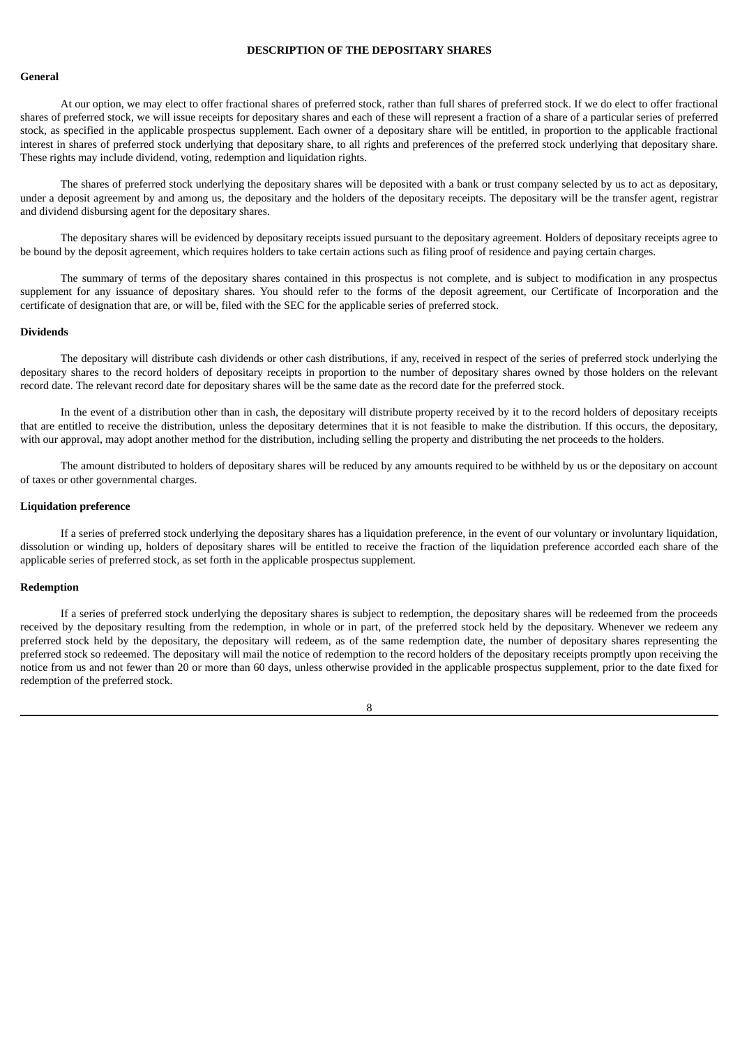# DESCRIPTION OF THE DEPOSITARY SHARES

## General

At our option, we may elect to offer fractional shares of preferred stock, rather than full shares of preferred stock. If we do elect to offer fractional shares of preferred stock, we will issue receipts for depositary shares and each of these will represent a fraction of a share of a particular series of preferred stock, as specified in the applicable prospectus supplement. Each owner of a depositary share will be entitled, in proportion to the applicable fractional interest in shares of preferred stock underlying that depositary share, to all rights and preferences of the preferred stock underlying that depositary share. These rights may include dividend, voting, redemption and liquidation rights.

The shares of preferred stock underlying the depositary shares will be deposited with a bank or trust company selected by us to act as depositary, under a deposit agreement by and among us, the depositary and the holders of the depositary receipts. The depositary will be the transfer agent, registrar and dividend disbursing agent for the depositary shares.

The depositary shares will be evidenced by depositary receipts issued pursuant to the depositary agreement. Holders of depositary receipts agree to be bound by the deposit agreement, which requires holders to take certain actions such as filing proof of residence and paying certain charges.

The summary of terms of the depositary shares contained in this prospectus is not complete, and is subject to modification in any prospectus supplement for any issuance of depositary shares. You should refer to the forms of the deposit agreement, our Certificate of Incorporation and the certificate of designation that are, or will be, filed with the SEC for the applicable series of preferred stock.

## Dividends

The depositary will distribute cash dividends or other cash distributions, if any, received in respect of the series of preferred stock underlying the depositary shares to the record holders of depositary receipts in proportion to the number of depositary shares owned by those holders on the relevant record date. The relevant record date for depositary shares will be the same date as the record date for the preferred stock.

In the event of a distribution other than in cash, the depositary will distribute property received by it to the record holders of depositary receipts that are entitled to receive the distribution, unless the depositary determines that it is not feasible to make the distribution. If this occurs, the depositary, with our approval, may adopt another method for the distribution, including selling the property and distributing the net proceeds to the holders.

The amount distributed to holders of depositary shares will be reduced by any amounts required to be withheld by us or the depositary on account of taxes or other governmental charges.

## Liquidation preference

If a series of preferred stock underlying the depositary shares has a liquidation preference, in the event of our voluntary or involuntary liquidation, dissolution or winding up, holders of depositary shares will be entitled to receive the fraction of the liquidation preference accorded each share of the applicable series of preferred stock, as set forth in the applicable prospectus supplement.

## Redemption

If a series of preferred stock underlying the depositary shares is subject to redemption, the depositary shares will be redeemed from the proceeds received by the depositary resulting from the redemption, in whole or in part, of the preferred stock held by the depositary. Whenever we redeem any preferred stock held by the depositary, the depositary will redeem, as of the same redemption date, the number of depositary shares representing the preferred stock so redeemed. The depositary will mail the notice of redemption to the record holders of the depositary receipts promptly upon receiving the notice from us and not fewer than 20 or more than 60 days, unless otherwise provided in the applicable prospectus supplement, prior to the date fixed for redemption of the preferred stock.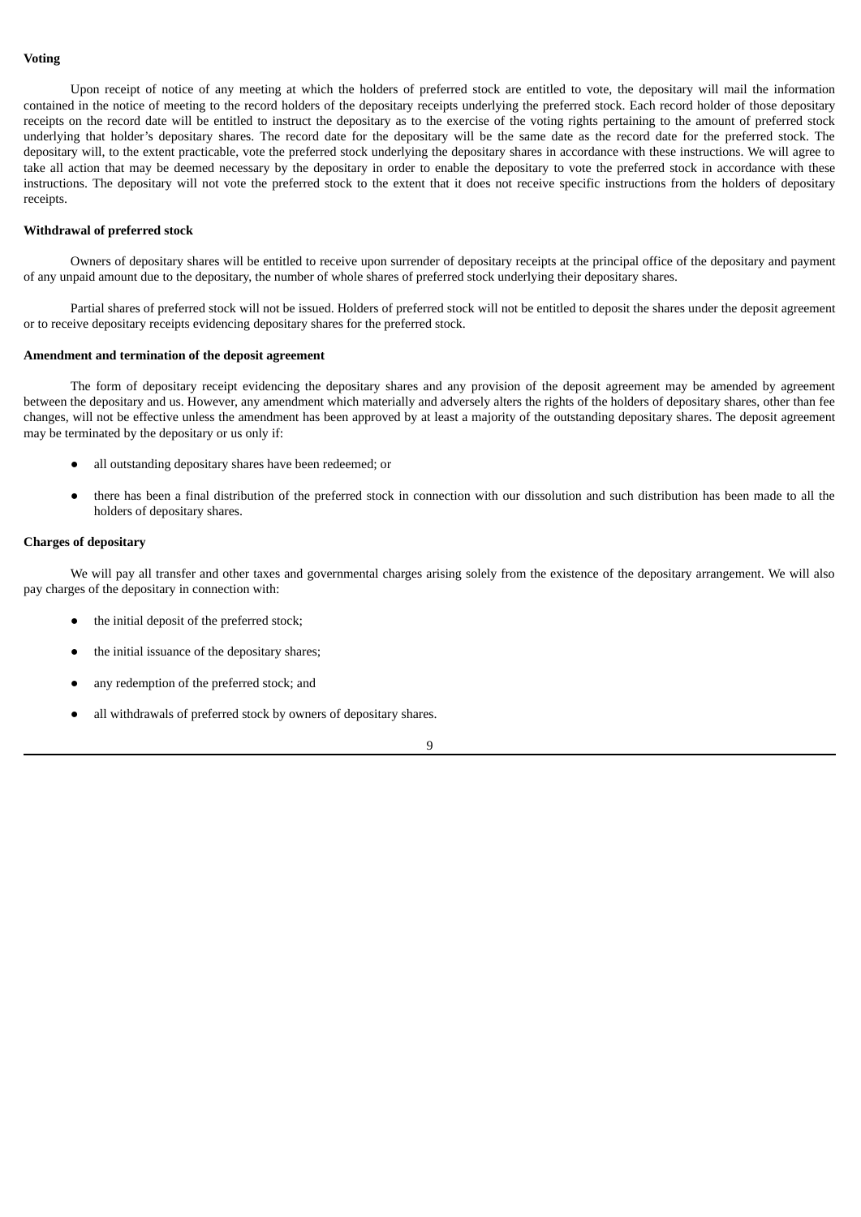**Voting**

Upon receipt of notice of any meeting at which the holders of preferred stock are entitled to vote, the depositary will mail the information contained in the notice of meeting to the record holders of the depositary receipts underlying the preferred stock. Each record holder of those depositary receipts on the record date will be entitled to instruct the depositary as to the exercise of the voting rights pertaining to the amount of preferred stock underlying that holder's depositary shares. The record date for the depositary will be the same date as the record date for the preferred stock. The depositary will, to the extent practicable, vote the preferred stock underlying the depositary shares in accordance with these instructions. We will agree to take all action that may be deemed necessary by the depositary in order to enable the depositary to vote the preferred stock in accordance with these instructions. The depositary will not vote the preferred stock to the extent that it does not receive specific instructions from the holders of depositary receipts.

**Withdrawal of preferred stock**

Owners of depositary shares will be entitled to receive upon surrender of depositary receipts at the principal office of the depositary and payment of any unpaid amount due to the depositary, the number of whole shares of preferred stock underlying their depositary shares.

Partial shares of preferred stock will not be issued. Holders of preferred stock will not be entitled to deposit the shares under the deposit agreement or to receive depositary receipts evidencing depositary shares for the preferred stock.

**Amendment and termination of the deposit agreement**

The form of depositary receipt evidencing the depositary shares and any provision of the deposit agreement may be amended by agreement between the depositary and us. However, any amendment which materially and adversely alters the rights of the holders of depositary shares, other than fee changes, will not be effective unless the amendment has been approved by at least a majority of the outstanding depositary shares. The deposit agreement may be terminated by the depositary or us only if:

- all outstanding depositary shares have been redeemed; or
- there has been a final distribution of the preferred stock in connection with our dissolution and such distribution has been made to all the holders of depositary shares.

**Charges of depositary**

We will pay all transfer and other taxes and governmental charges arising solely from the existence of the depositary arrangement. We will also pay charges of the depositary in connection with:

- the initial deposit of the preferred stock;
- the initial issuance of the depositary shares;
- any redemption of the preferred stock; and
- all withdrawals of preferred stock by owners of depositary shares.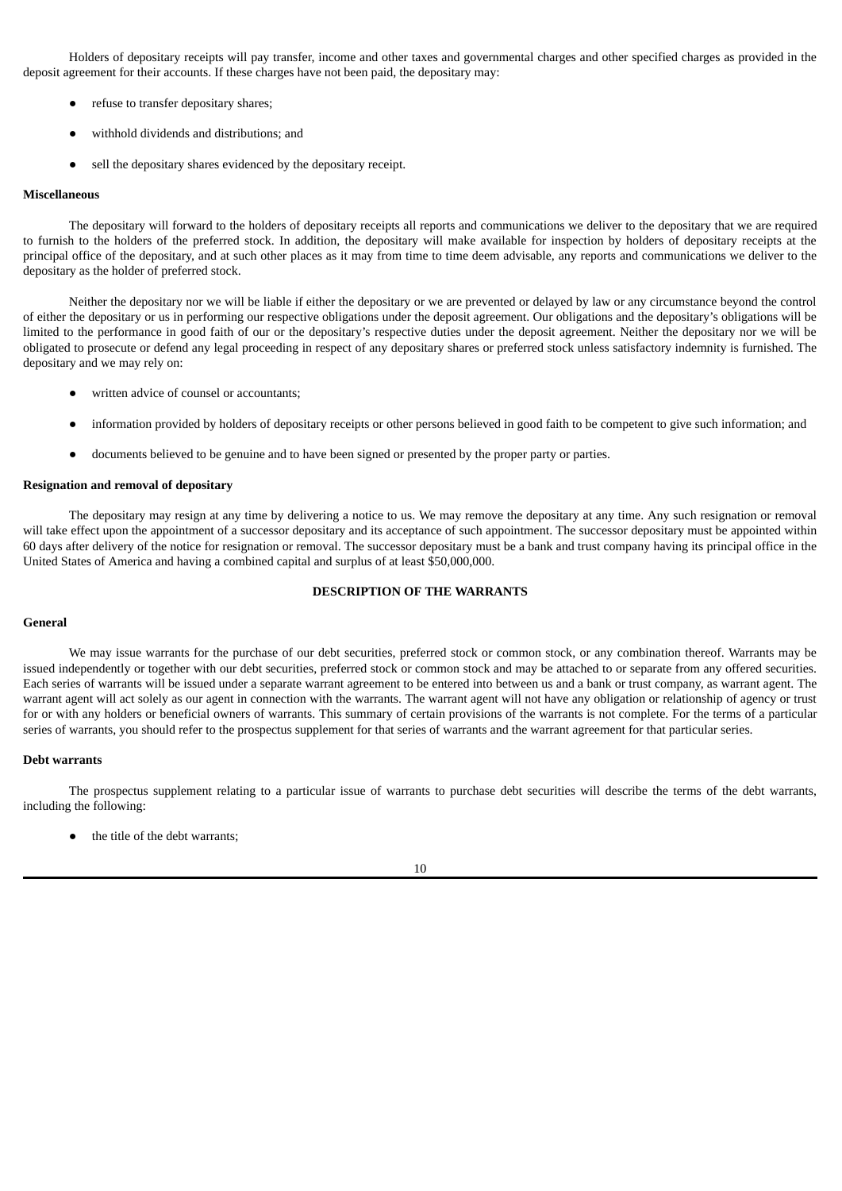Holders of depositary receipts will pay transfer, income and other taxes and governmental charges and other specified charges as provided in the deposit agreement for their accounts. If these charges have not been paid, the depositary may:

- refuse to transfer depositary shares;
- withhold dividends and distributions; and
- sell the depositary shares evidenced by the depositary receipt.

**Miscellaneous**

The depositary will forward to the holders of depositary receipts all reports and communications we deliver to the depositary that we are required to furnish to the holders of the preferred stock. In addition, the depositary will make available for inspection by holders of depositary receipts at the principal office of the depositary, and at such other places as it may from time to time deem advisable, any reports and communications we deliver to the depositary as the holder of preferred stock.

Neither the depositary nor we will be liable if either the depositary or we are prevented or delayed by law or any circumstance beyond the control of either the depositary or us in performing our respective obligations under the deposit agreement. Our obligations and the depositary's obligations will be limited to the performance in good faith of our or the depositary's respective duties under the deposit agreement. Neither the depositary nor we will be obligated to prosecute or defend any legal proceeding in respect of any depositary shares or preferred stock unless satisfactory indemnity is furnished. The depositary and we may rely on:

- written advice of counsel or accountants;
- information provided by holders of depositary receipts or other persons believed in good faith to be competent to give such information; and
- documents believed to be genuine and to have been signed or presented by the proper party or parties.

**Resignation and removal of depositary**

The depositary may resign at any time by delivering a notice to us. We may remove the depositary at any time. Any such resignation or removal will take effect upon the appointment of a successor depositary and its acceptance of such appointment. The successor depositary must be appointed within 60 days after delivery of the notice for resignation or removal. The successor depositary must be a bank and trust company having its principal office in the United States of America and having a combined capital and surplus of at least $50,000,000.

## DESCRIPTION OF THE WARRANTS

**General**

We may issue warrants for the purchase of our debt securities, preferred stock or common stock, or any combination thereof. Warrants may be issued independently or together with our debt securities, preferred stock or common stock and may be attached to or separate from any offered securities. Each series of warrants will be issued under a separate warrant agreement to be entered into between us and a bank or trust company, as warrant agent. The warrant agent will act solely as our agent in connection with the warrants. The warrant agent will not have any obligation or relationship of agency or trust for or with any holders or beneficial owners of warrants. This summary of certain provisions of the warrants is not complete. For the terms of a particular series of warrants, you should refer to the prospectus supplement for that series of warrants and the warrant agreement for that particular series.

**Debt warrants**

The prospectus supplement relating to a particular issue of warrants to purchase debt securities will describe the terms of the debt warrants, including the following:

- the title of the debt warrants;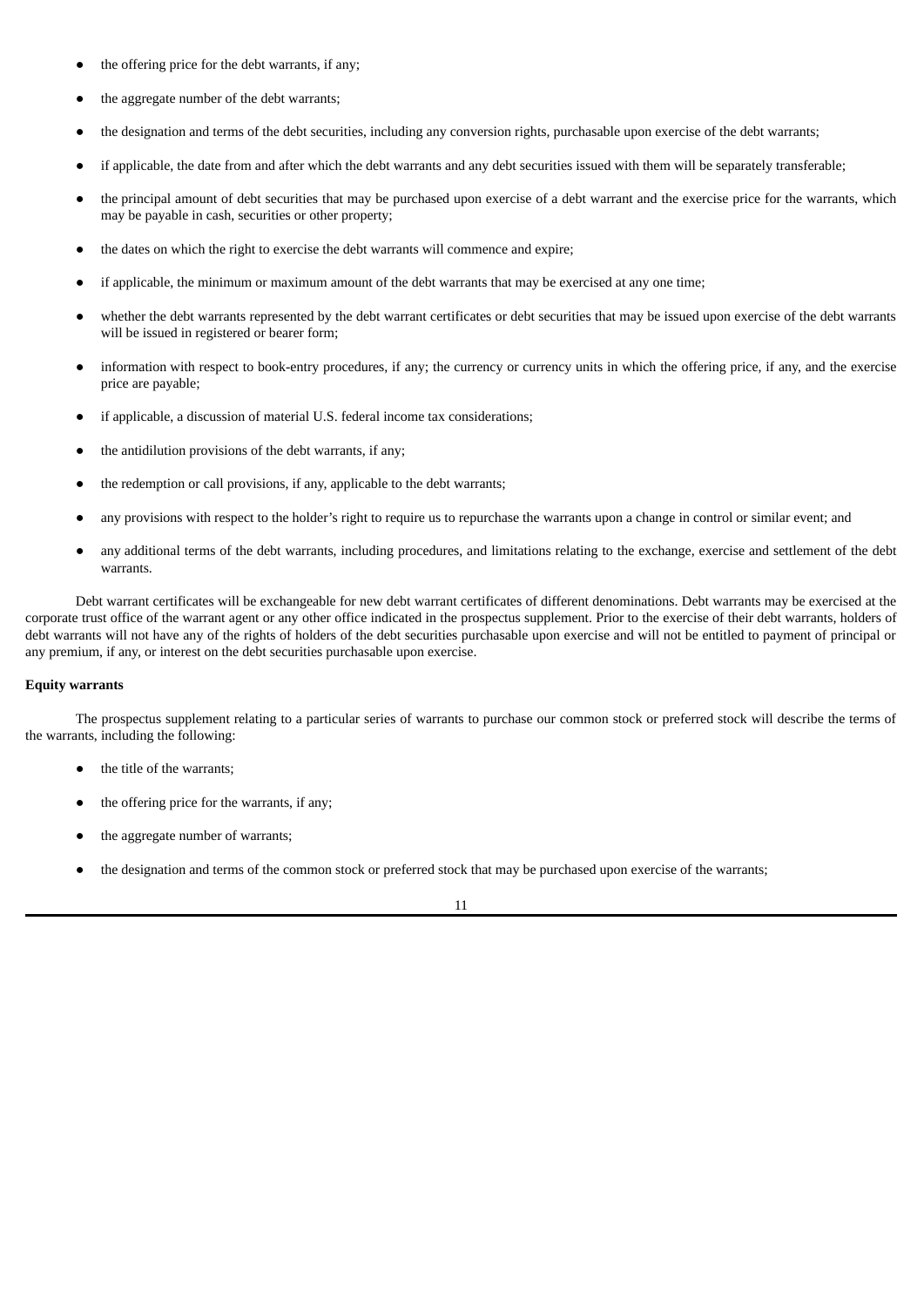- the offering price for the debt warrants, if any;
- the aggregate number of the debt warrants;
- the designation and terms of the debt securities, including any conversion rights, purchasable upon exercise of the debt warrants;
- if applicable, the date from and after which the debt warrants and any debt securities issued with them will be separately transferable;
- the principal amount of debt securities that may be purchased upon exercise of a debt warrant and the exercise price for the warrants, which may be payable in cash, securities or other property;
- the dates on which the right to exercise the debt warrants will commence and expire;
- if applicable, the minimum or maximum amount of the debt warrants that may be exercised at any one time;
- whether the debt warrants represented by the debt warrant certificates or debt securities that may be issued upon exercise of the debt warrants will be issued in registered or bearer form;
- information with respect to book-entry procedures, if any; the currency or currency units in which the offering price, if any, and the exercise price are payable;
- if applicable, a discussion of material U.S. federal income tax considerations;
- the antidilution provisions of the debt warrants, if any;
- the redemption or call provisions, if any, applicable to the debt warrants;
- any provisions with respect to the holder's right to require us to repurchase the warrants upon a change in control or similar event; and
- any additional terms of the debt warrants, including procedures, and limitations relating to the exchange, exercise and settlement of the debt warrants.

Debt warrant certificates will be exchangeable for new debt warrant certificates of different denominations. Debt warrants may be exercised at the corporate trust office of the warrant agent or any other office indicated in the prospectus supplement. Prior to the exercise of their debt warrants, holders of debt warrants will not have any of the rights of holders of the debt securities purchasable upon exercise and will not be entitled to payment of principal or any premium, if any, or interest on the debt securities purchasable upon exercise.

**Equity warrants**

The prospectus supplement relating to a particular series of warrants to purchase our common stock or preferred stock will describe the terms of the warrants, including the following:

- the title of the warrants;
- the offering price for the warrants, if any;
- the aggregate number of warrants;
- the designation and terms of the common stock or preferred stock that may be purchased upon exercise of the warrants;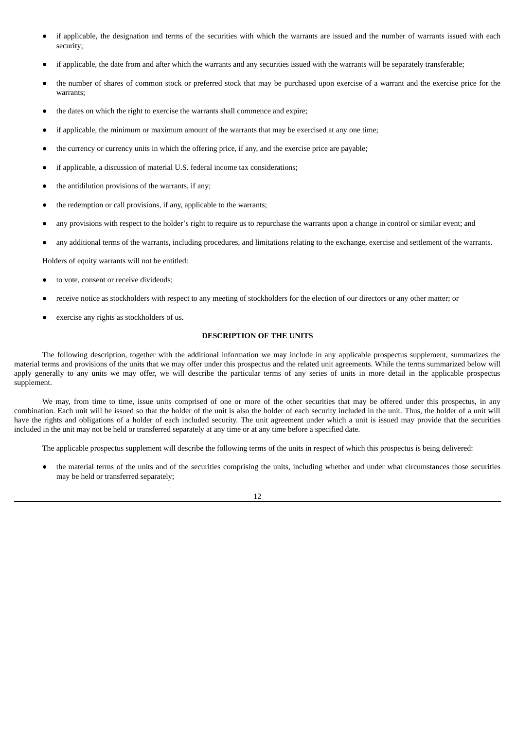- if applicable, the designation and terms of the securities with which the warrants are issued and the number of warrants issued with each security;
- if applicable, the date from and after which the warrants and any securities issued with the warrants will be separately transferable;
- the number of shares of common stock or preferred stock that may be purchased upon exercise of a warrant and the exercise price for the warrants;
- the dates on which the right to exercise the warrants shall commence and expire;
- if applicable, the minimum or maximum amount of the warrants that may be exercised at any one time;
- the currency or currency units in which the offering price, if any, and the exercise price are payable;
- if applicable, a discussion of material U.S. federal income tax considerations;
- the antidilution provisions of the warrants, if any;
- the redemption or call provisions, if any, applicable to the warrants;
- any provisions with respect to the holder's right to require us to repurchase the warrants upon a change in control or similar event; and
- any additional terms of the warrants, including procedures, and limitations relating to the exchange, exercise and settlement of the warrants.

Holders of equity warrants will not be entitled:

- to vote, consent or receive dividends;
- receive notice as stockholders with respect to any meeting of stockholders for the election of our directors or any other matter; or
- exercise any rights as stockholders of us.

**DESCRIPTION OF THE UNITS**

The following description, together with the additional information we may include in any applicable prospectus supplement, summarizes the material terms and provisions of the units that we may offer under this prospectus and the related unit agreements. While the terms summarized below will apply generally to any units we may offer, we will describe the particular terms of any series of units in more detail in the applicable prospectus supplement.

We may, from time to time, issue units comprised of one or more of the other securities that may be offered under this prospectus, in any combination. Each unit will be issued so that the holder of the unit is also the holder of each security included in the unit. Thus, the holder of a unit will have the rights and obligations of a holder of each included security. The unit agreement under which a unit is issued may provide that the securities included in the unit may not be held or transferred separately at any time or at any time before a specified date.

The applicable prospectus supplement will describe the following terms of the units in respect of which this prospectus is being delivered:

- the material terms of the units and of the securities comprising the units, including whether and under what circumstances those securities may be held or transferred separately;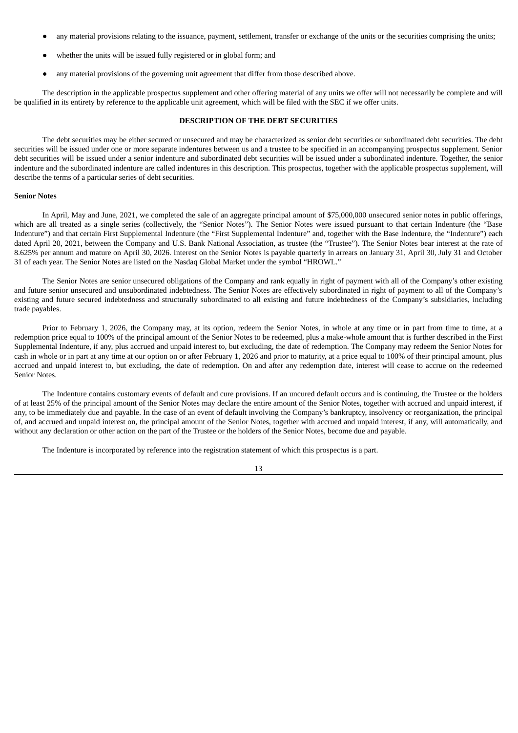- any material provisions relating to the issuance, payment, settlement, transfer or exchange of the units or the securities comprising the units;
- whether the units will be issued fully registered or in global form; and
- any material provisions of the governing unit agreement that differ from those described above.

The description in the applicable prospectus supplement and other offering material of any units we offer will not necessarily be complete and will be qualified in its entirety by reference to the applicable unit agreement, which will be filed with the SEC if we offer units.

## DESCRIPTION OF THE DEBT SECURITIES

The debt securities may be either secured or unsecured and may be characterized as senior debt securities or subordinated debt securities. The debt securities will be issued under one or more separate indentures between us and a trustee to be specified in an accompanying prospectus supplement. Senior debt securities will be issued under a senior indenture and subordinated debt securities will be issued under a subordinated indenture. Together, the senior indenture and the subordinated indenture are called indentures in this description. This prospectus, together with the applicable prospectus supplement, will describe the terms of a particular series of debt securities.

### Senior Notes

In April, May and June, 2021, we completed the sale of an aggregate principal amount of $75,000,000 unsecured senior notes in public offerings, which are all treated as a single series (collectively, the "Senior Notes"). The Senior Notes were issued pursuant to that certain Indenture (the "Base Indenture") and that certain First Supplemental Indenture (the "First Supplemental Indenture" and, together with the Base Indenture, the "Indenture") each dated April 20, 2021, between the Company and U.S. Bank National Association, as trustee (the "Trustee"). The Senior Notes bear interest at the rate of 8.625% per annum and mature on April 30, 2026. Interest on the Senior Notes is payable quarterly in arrears on January 31, April 30, July 31 and October 31 of each year. The Senior Notes are listed on the Nasdaq Global Market under the symbol "HROWL."

The Senior Notes are senior unsecured obligations of the Company and rank equally in right of payment with all of the Company's other existing and future senior unsecured and unsubordinated indebtedness. The Senior Notes are effectively subordinated in right of payment to all of the Company's existing and future secured indebtedness and structurally subordinated to all existing and future indebtedness of the Company's subsidiaries, including trade payables.

Prior to February 1, 2026, the Company may, at its option, redeem the Senior Notes, in whole at any time or in part from time to time, at a redemption price equal to 100% of the principal amount of the Senior Notes to be redeemed, plus a make-whole amount that is further described in the First Supplemental Indenture, if any, plus accrued and unpaid interest to, but excluding, the date of redemption. The Company may redeem the Senior Notes for cash in whole or in part at any time at our option on or after February 1, 2026 and prior to maturity, at a price equal to 100% of their principal amount, plus accrued and unpaid interest to, but excluding, the date of redemption. On and after any redemption date, interest will cease to accrue on the redeemed Senior Notes.

The Indenture contains customary events of default and cure provisions. If an uncured default occurs and is continuing, the Trustee or the holders of at least 25% of the principal amount of the Senior Notes may declare the entire amount of the Senior Notes, together with accrued and unpaid interest, if any, to be immediately due and payable. In the case of an event of default involving the Company's bankruptcy, insolvency or reorganization, the principal of, and accrued and unpaid interest on, the principal amount of the Senior Notes, together with accrued and unpaid interest, if any, will automatically, and without any declaration or other action on the part of the Trustee or the holders of the Senior Notes, become due and payable.

The Indenture is incorporated by reference into the registration statement of which this prospectus is a part.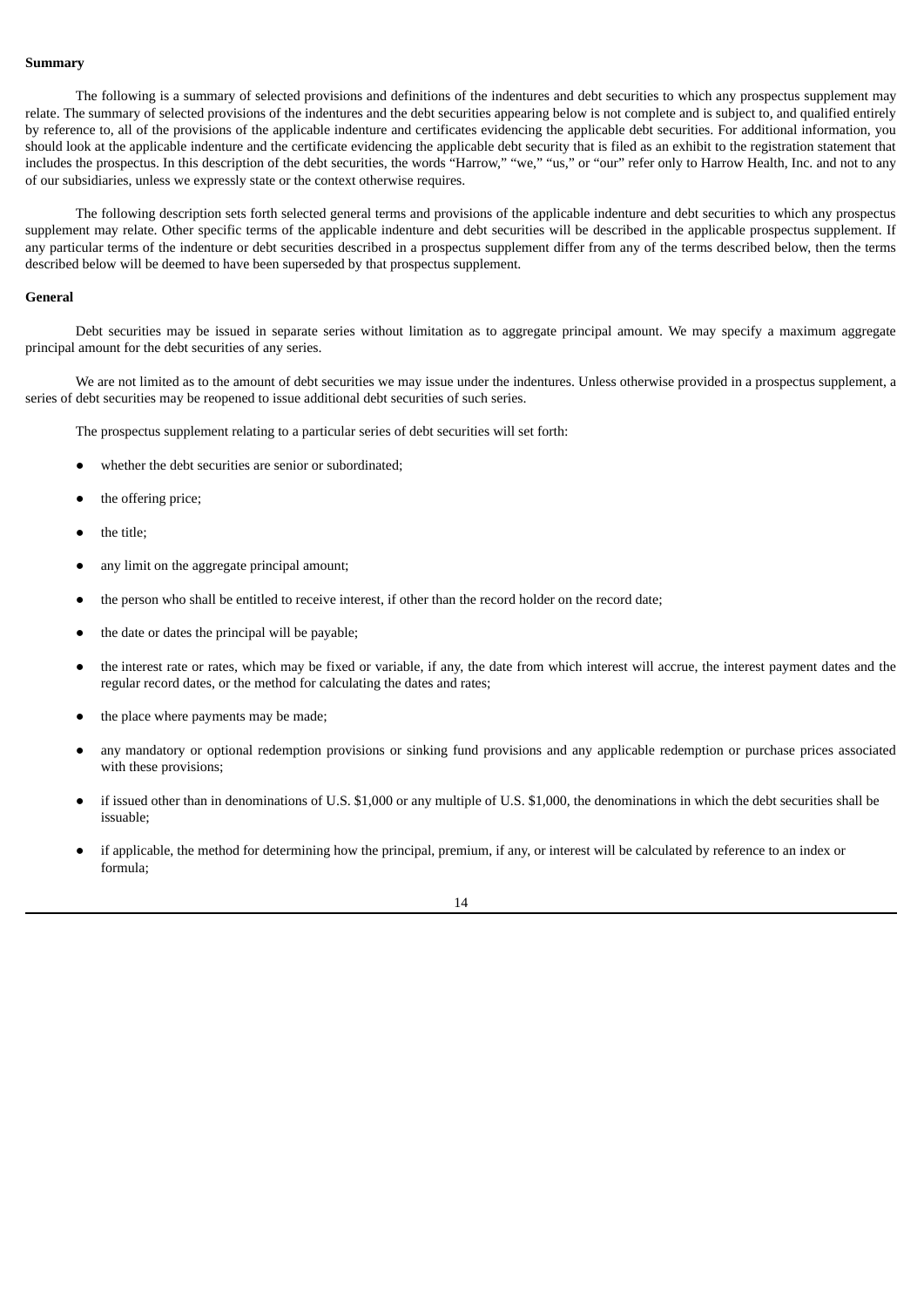**Summary**

The following is a summary of selected provisions and definitions of the indentures and debt securities to which any prospectus supplement may relate. The summary of selected provisions of the indentures and the debt securities appearing below is not complete and is subject to, and qualified entirely by reference to, all of the provisions of the applicable indenture and certificates evidencing the applicable debt securities. For additional information, you should look at the applicable indenture and the certificate evidencing the applicable debt security that is filed as an exhibit to the registration statement that includes the prospectus. In this description of the debt securities, the words "Harrow," "we," "us," or "our" refer only to Harrow Health, Inc. and not to any of our subsidiaries, unless we expressly state or the context otherwise requires.

The following description sets forth selected general terms and provisions of the applicable indenture and debt securities to which any prospectus supplement may relate. Other specific terms of the applicable indenture and debt securities will be described in the applicable prospectus supplement. If any particular terms of the indenture or debt securities described in a prospectus supplement differ from any of the terms described below, then the terms described below will be deemed to have been superseded by that prospectus supplement.

**General**

Debt securities may be issued in separate series without limitation as to aggregate principal amount. We may specify a maximum aggregate principal amount for the debt securities of any series.

We are not limited as to the amount of debt securities we may issue under the indentures. Unless otherwise provided in a prospectus supplement, a series of debt securities may be reopened to issue additional debt securities of such series.

The prospectus supplement relating to a particular series of debt securities will set forth:

- whether the debt securities are senior or subordinated;
- the offering price;
- the title;
- any limit on the aggregate principal amount;
- the person who shall be entitled to receive interest, if other than the record holder on the record date;
- the date or dates the principal will be payable;
- the interest rate or rates, which may be fixed or variable, if any, the date from which interest will accrue, the interest payment dates and the regular record dates, or the method for calculating the dates and rates;
- the place where payments may be made;
- any mandatory or optional redemption provisions or sinking fund provisions and any applicable redemption or purchase prices associated with these provisions;
- if issued other than in denominations of U.S. $1,000 or any multiple of U.S. $1,000, the denominations in which the debt securities shall be issuable;
- if applicable, the method for determining how the principal, premium, if any, or interest will be calculated by reference to an index or formula;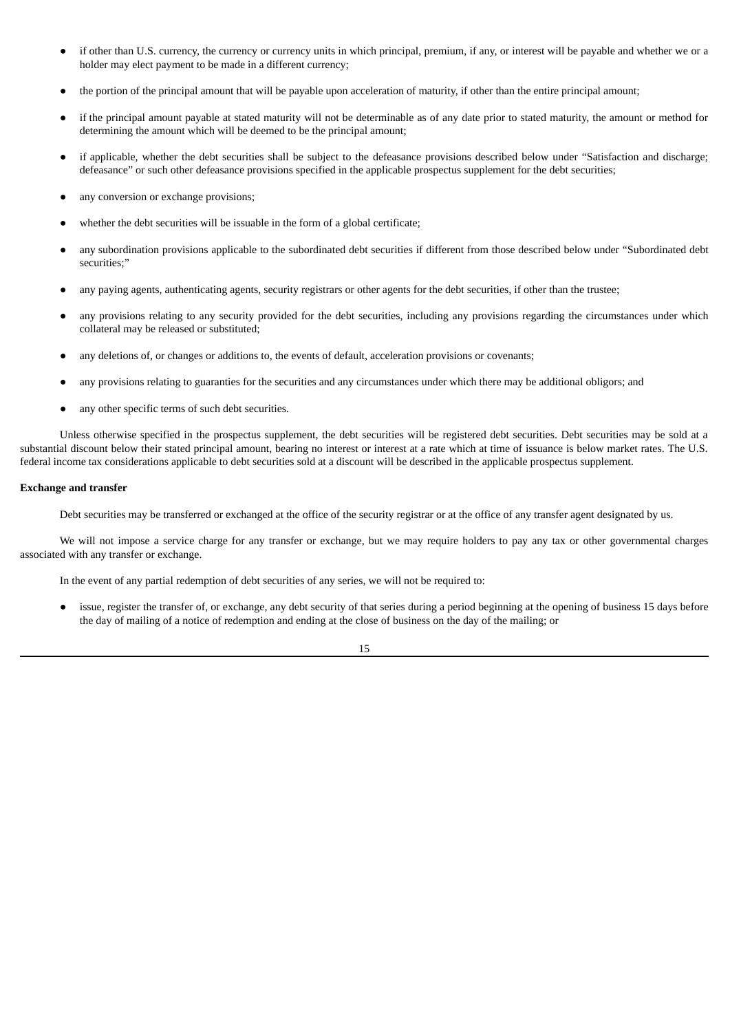- if other than U.S. currency, the currency or currency units in which principal, premium, if any, or interest will be payable and whether we or a holder may elect payment to be made in a different currency;

- the portion of the principal amount that will be payable upon acceleration of maturity, if other than the entire principal amount;

- if the principal amount payable at stated maturity will not be determinable as of any date prior to stated maturity, the amount or method for determining the amount which will be deemed to be the principal amount;

- if applicable, whether the debt securities shall be subject to the defeasance provisions described below under "Satisfaction and discharge; defeasance" or such other defeasance provisions specified in the applicable prospectus supplement for the debt securities;

- any conversion or exchange provisions;

- whether the debt securities will be issuable in the form of a global certificate;

- any subordination provisions applicable to the subordinated debt securities if different from those described below under "Subordinated debt securities;"

- any paying agents, authenticating agents, security registrars or other agents for the debt securities, if other than the trustee;

- any provisions relating to any security provided for the debt securities, including any provisions regarding the circumstances under which collateral may be released or substituted;

- any deletions of, or changes or additions to, the events of default, acceleration provisions or covenants;

- any provisions relating to guaranties for the securities and any circumstances under which there may be additional obligors; and

- any other specific terms of such debt securities.

Unless otherwise specified in the prospectus supplement, the debt securities will be registered debt securities. Debt securities may be sold at a substantial discount below their stated principal amount, bearing no interest or interest at a rate which at time of issuance is below market rates. The U.S. federal income tax considerations applicable to debt securities sold at a discount will be described in the applicable prospectus supplement.

**Exchange and transfer**

Debt securities may be transferred or exchanged at the office of the security registrar or at the office of any transfer agent designated by us.

We will not impose a service charge for any transfer or exchange, but we may require holders to pay any tax or other governmental charges associated with any transfer or exchange.

In the event of any partial redemption of debt securities of any series, we will not be required to:

- issue, register the transfer of, or exchange, any debt security of that series during a period beginning at the opening of business 15 days before the day of mailing of a notice of redemption and ending at the close of business on the day of the mailing; or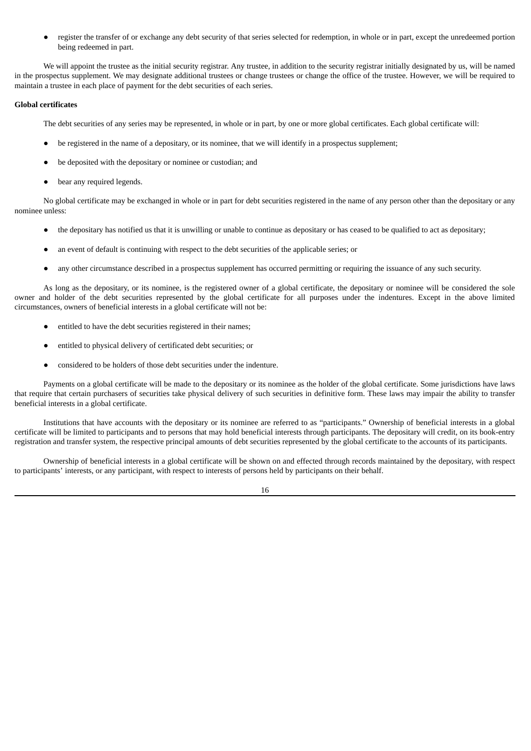- register the transfer of or exchange any debt security of that series selected for redemption, in whole or in part, except the unredeemed portion being redeemed in part.

We will appoint the trustee as the initial security registrar. Any trustee, in addition to the security registrar initially designated by us, will be named in the prospectus supplement. We may designate additional trustees or change trustees or change the office of the trustee. However, we will be required to maintain a trustee in each place of payment for the debt securities of each series.

**Global certificates**

The debt securities of any series may be represented, in whole or in part, by one or more global certificates. Each global certificate will:

- be registered in the name of a depositary, or its nominee, that we will identify in a prospectus supplement;
- be deposited with the depositary or nominee or custodian; and
- bear any required legends.

No global certificate may be exchanged in whole or in part for debt securities registered in the name of any person other than the depositary or any nominee unless:

- the depositary has notified us that it is unwilling or unable to continue as depositary or has ceased to be qualified to act as depositary;
- an event of default is continuing with respect to the debt securities of the applicable series; or
- any other circumstance described in a prospectus supplement has occurred permitting or requiring the issuance of any such security.

As long as the depositary, or its nominee, is the registered owner of a global certificate, the depositary or nominee will be considered the sole owner and holder of the debt securities represented by the global certificate for all purposes under the indentures. Except in the above limited circumstances, owners of beneficial interests in a global certificate will not be:

- entitled to have the debt securities registered in their names;
- entitled to physical delivery of certificated debt securities; or
- considered to be holders of those debt securities under the indenture.

Payments on a global certificate will be made to the depositary or its nominee as the holder of the global certificate. Some jurisdictions have laws that require that certain purchasers of securities take physical delivery of such securities in definitive form. These laws may impair the ability to transfer beneficial interests in a global certificate.

Institutions that have accounts with the depositary or its nominee are referred to as "participants." Ownership of beneficial interests in a global certificate will be limited to participants and to persons that may hold beneficial interests through participants. The depositary will credit, on its book-entry registration and transfer system, the respective principal amounts of debt securities represented by the global certificate to the accounts of its participants.

Ownership of beneficial interests in a global certificate will be shown on and effected through records maintained by the depositary, with respect to participants' interests, or any participant, with respect to interests of persons held by participants on their behalf.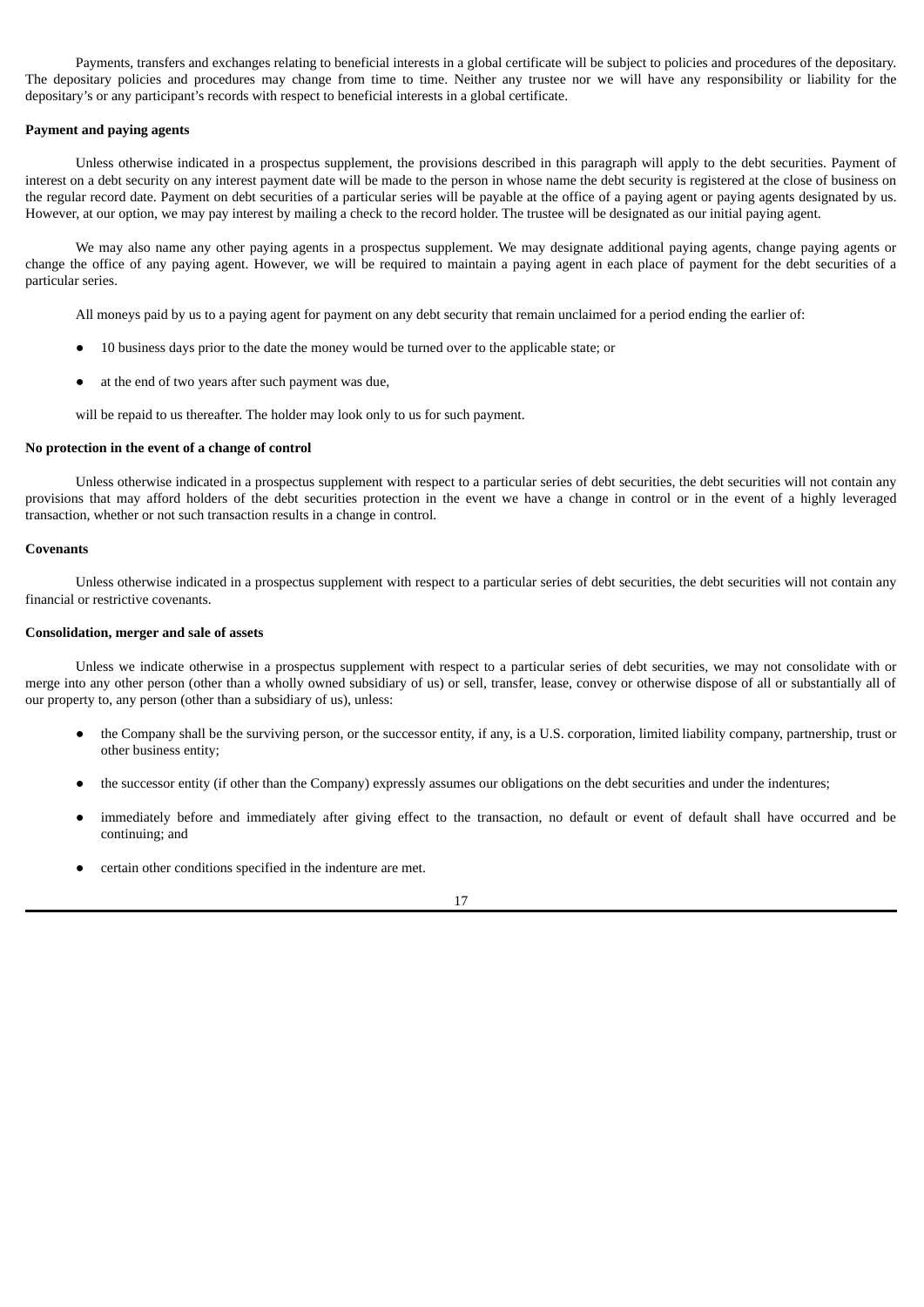Payments, transfers and exchanges relating to beneficial interests in a global certificate will be subject to policies and procedures of the depositary. The depositary policies and procedures may change from time to time. Neither any trustee nor we will have any responsibility or liability for the depositary's or any participant's records with respect to beneficial interests in a global certificate.

**Payment and paying agents**

Unless otherwise indicated in a prospectus supplement, the provisions described in this paragraph will apply to the debt securities. Payment of interest on a debt security on any interest payment date will be made to the person in whose name the debt security is registered at the close of business on the regular record date. Payment on debt securities of a particular series will be payable at the office of a paying agent or paying agents designated by us. However, at our option, we may pay interest by mailing a check to the record holder. The trustee will be designated as our initial paying agent.

We may also name any other paying agents in a prospectus supplement. We may designate additional paying agents, change paying agents or change the office of any paying agent. However, we will be required to maintain a paying agent in each place of payment for the debt securities of a particular series.

All moneys paid by us to a paying agent for payment on any debt security that remain unclaimed for a period ending the earlier of:

- 10 business days prior to the date the money would be turned over to the applicable state; or
- at the end of two years after such payment was due,

will be repaid to us thereafter. The holder may look only to us for such payment.

**No protection in the event of a change of control**

Unless otherwise indicated in a prospectus supplement with respect to a particular series of debt securities, the debt securities will not contain any provisions that may afford holders of the debt securities protection in the event we have a change in control or in the event of a highly leveraged transaction, whether or not such transaction results in a change in control.

**Covenants**

Unless otherwise indicated in a prospectus supplement with respect to a particular series of debt securities, the debt securities will not contain any financial or restrictive covenants.

**Consolidation, merger and sale of assets**

Unless we indicate otherwise in a prospectus supplement with respect to a particular series of debt securities, we may not consolidate with or merge into any other person (other than a wholly owned subsidiary of us) or sell, transfer, lease, convey or otherwise dispose of all or substantially all of our property to, any person (other than a subsidiary of us), unless:

- the Company shall be the surviving person, or the successor entity, if any, is a U.S. corporation, limited liability company, partnership, trust or other business entity;
- the successor entity (if other than the Company) expressly assumes our obligations on the debt securities and under the indentures;
- immediately before and immediately after giving effect to the transaction, no default or event of default shall have occurred and be continuing; and
- certain other conditions specified in the indenture are met.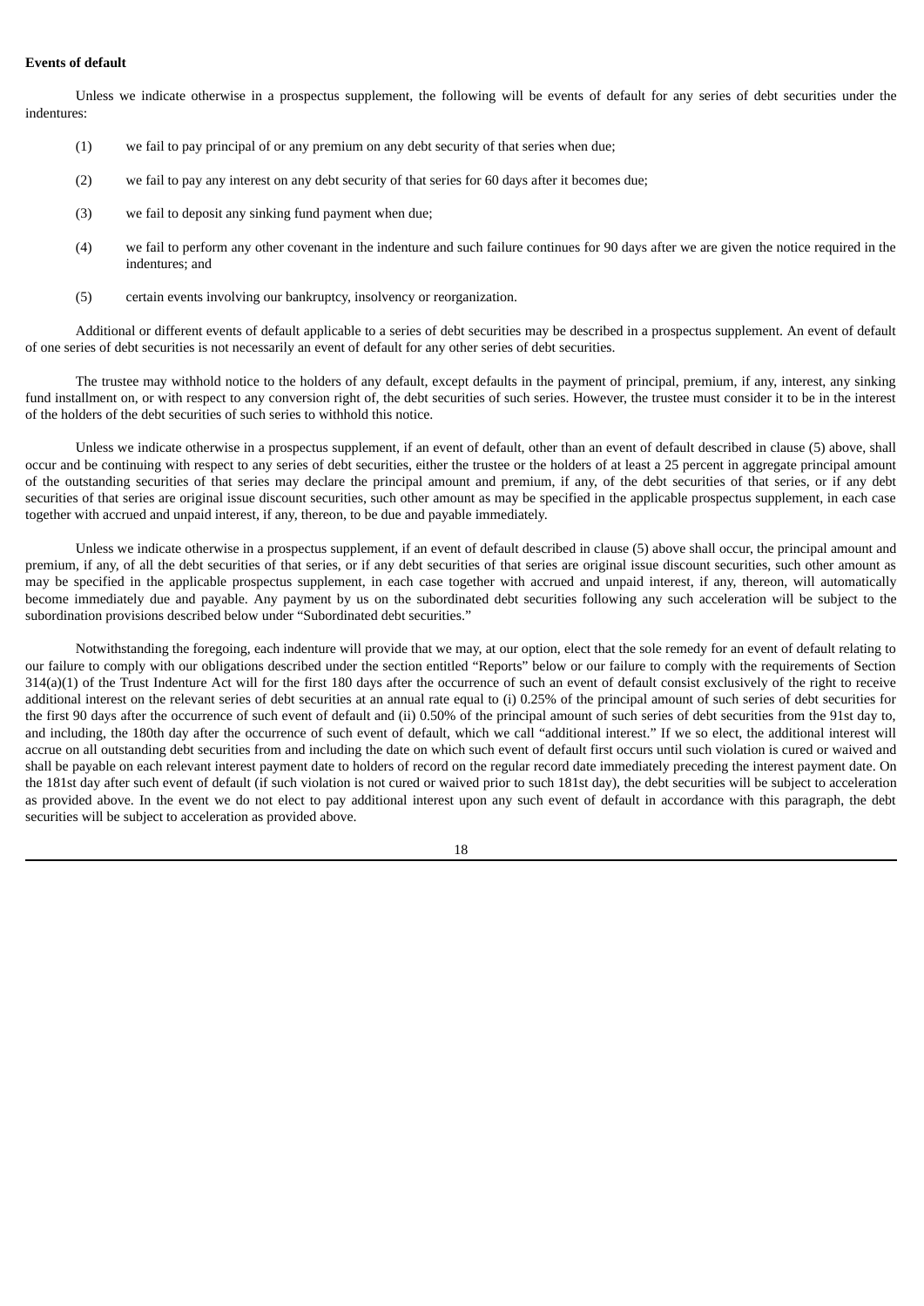**Events of default**

Unless we indicate otherwise in a prospectus supplement, the following will be events of default for any series of debt securities under the indentures:

(1) we fail to pay principal of or any premium on any debt security of that series when due;

(2) we fail to pay any interest on any debt security of that series for 60 days after it becomes due;

(3) we fail to deposit any sinking fund payment when due;

(4) we fail to perform any other covenant in the indenture and such failure continues for 90 days after we are given the notice required in the indentures; and

(5) certain events involving our bankruptcy, insolvency or reorganization.

Additional or different events of default applicable to a series of debt securities may be described in a prospectus supplement. An event of default of one series of debt securities is not necessarily an event of default for any other series of debt securities.

The trustee may withhold notice to the holders of any default, except defaults in the payment of principal, premium, if any, interest, any sinking fund installment on, or with respect to any conversion right of, the debt securities of such series. However, the trustee must consider it to be in the interest of the holders of the debt securities of such series to withhold this notice.

Unless we indicate otherwise in a prospectus supplement, if an event of default, other than an event of default described in clause (5) above, shall occur and be continuing with respect to any series of debt securities, either the trustee or the holders of at least a 25 percent in aggregate principal amount of the outstanding securities of that series may declare the principal amount and premium, if any, of the debt securities of that series, or if any debt securities of that series are original issue discount securities, such other amount as may be specified in the applicable prospectus supplement, in each case together with accrued and unpaid interest, if any, thereon, to be due and payable immediately.

Unless we indicate otherwise in a prospectus supplement, if an event of default described in clause (5) above shall occur, the principal amount and premium, if any, of all the debt securities of that series, or if any debt securities of that series are original issue discount securities, such other amount as may be specified in the applicable prospectus supplement, in each case together with accrued and unpaid interest, if any, thereon, will automatically become immediately due and payable. Any payment by us on the subordinated debt securities following any such acceleration will be subject to the subordination provisions described below under "Subordinated debt securities."

Notwithstanding the foregoing, each indenture will provide that we may, at our option, elect that the sole remedy for an event of default relating to our failure to comply with our obligations described under the section entitled "Reports" below or our failure to comply with the requirements of Section 314(a)(1) of the Trust Indenture Act will for the first 180 days after the occurrence of such an event of default consist exclusively of the right to receive additional interest on the relevant series of debt securities at an annual rate equal to (i) 0.25% of the principal amount of such series of debt securities for the first 90 days after the occurrence of such event of default and (ii) 0.50% of the principal amount of such series of debt securities from the 91st day to, and including, the 180th day after the occurrence of such event of default, which we call "additional interest." If we so elect, the additional interest will accrue on all outstanding debt securities from and including the date on which such event of default first occurs until such violation is cured or waived and shall be payable on each relevant interest payment date to holders of record on the regular record date immediately preceding the interest payment date. On the 181st day after such event of default (if such violation is not cured or waived prior to such 181st day), the debt securities will be subject to acceleration as provided above. In the event we do not elect to pay additional interest upon any such event of default in accordance with this paragraph, the debt securities will be subject to acceleration as provided above.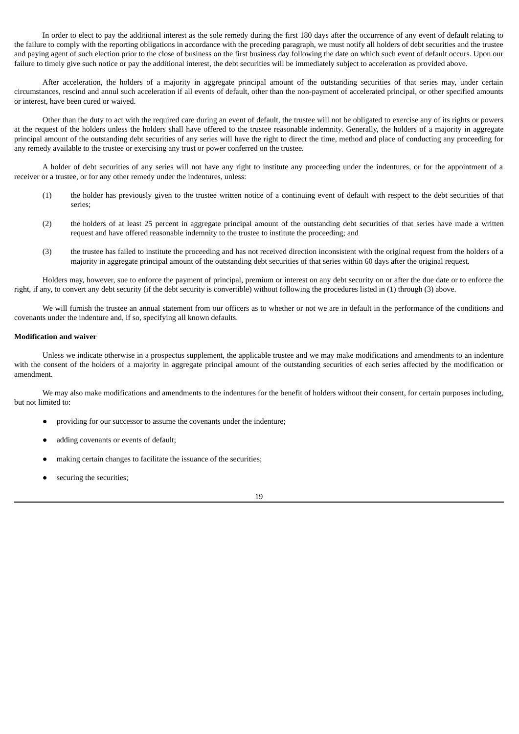In order to elect to pay the additional interest as the sole remedy during the first 180 days after the occurrence of any event of default relating to the failure to comply with the reporting obligations in accordance with the preceding paragraph, we must notify all holders of debt securities and the trustee and paying agent of such election prior to the close of business on the first business day following the date on which such event of default occurs. Upon our failure to timely give such notice or pay the additional interest, the debt securities will be immediately subject to acceleration as provided above.

After acceleration, the holders of a majority in aggregate principal amount of the outstanding securities of that series may, under certain circumstances, rescind and annul such acceleration if all events of default, other than the non-payment of accelerated principal, or other specified amounts or interest, have been cured or waived.

Other than the duty to act with the required care during an event of default, the trustee will not be obligated to exercise any of its rights or powers at the request of the holders unless the holders shall have offered to the trustee reasonable indemnity. Generally, the holders of a majority in aggregate principal amount of the outstanding debt securities of any series will have the right to direct the time, method and place of conducting any proceeding for any remedy available to the trustee or exercising any trust or power conferred on the trustee.

A holder of debt securities of any series will not have any right to institute any proceeding under the indentures, or for the appointment of a receiver or a trustee, or for any other remedy under the indentures, unless:

(1) the holder has previously given to the trustee written notice of a continuing event of default with respect to the debt securities of that series;

(2) the holders of at least 25 percent in aggregate principal amount of the outstanding debt securities of that series have made a written request and have offered reasonable indemnity to the trustee to institute the proceeding; and

(3) the trustee has failed to institute the proceeding and has not received direction inconsistent with the original request from the holders of a majority in aggregate principal amount of the outstanding debt securities of that series within 60 days after the original request.

Holders may, however, sue to enforce the payment of principal, premium or interest on any debt security on or after the due date or to enforce the right, if any, to convert any debt security (if the debt security is convertible) without following the procedures listed in (1) through (3) above.

We will furnish the trustee an annual statement from our officers as to whether or not we are in default in the performance of the conditions and covenants under the indenture and, if so, specifying all known defaults.

**Modification and waiver**

Unless we indicate otherwise in a prospectus supplement, the applicable trustee and we may make modifications and amendments to an indenture with the consent of the holders of a majority in aggregate principal amount of the outstanding securities of each series affected by the modification or amendment.

We may also make modifications and amendments to the indentures for the benefit of holders without their consent, for certain purposes including, but not limited to:

- providing for our successor to assume the covenants under the indenture;
- adding covenants or events of default;
- making certain changes to facilitate the issuance of the securities;
- securing the securities;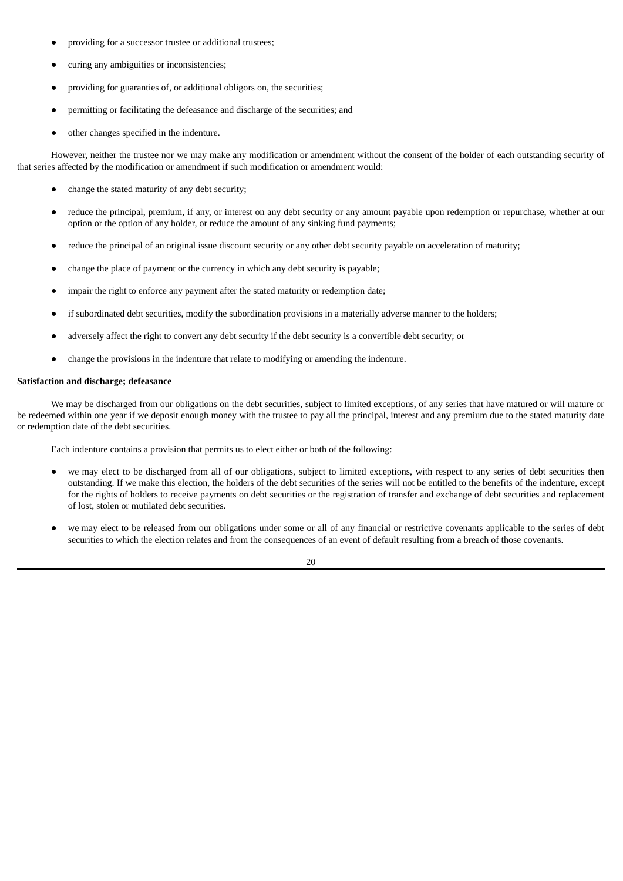- providing for a successor trustee or additional trustees;
- curing any ambiguities or inconsistencies;
- providing for guaranties of, or additional obligors on, the securities;
- permitting or facilitating the defeasance and discharge of the securities; and
- other changes specified in the indenture.

However, neither the trustee nor we may make any modification or amendment without the consent of the holder of each outstanding security of that series affected by the modification or amendment if such modification or amendment would:

- change the stated maturity of any debt security;
- reduce the principal, premium, if any, or interest on any debt security or any amount payable upon redemption or repurchase, whether at our option or the option of any holder, or reduce the amount of any sinking fund payments;
- reduce the principal of an original issue discount security or any other debt security payable on acceleration of maturity;
- change the place of payment or the currency in which any debt security is payable;
- impair the right to enforce any payment after the stated maturity or redemption date;
- if subordinated debt securities, modify the subordination provisions in a materially adverse manner to the holders;
- adversely affect the right to convert any debt security if the debt security is a convertible debt security; or
- change the provisions in the indenture that relate to modifying or amending the indenture.

**Satisfaction and discharge; defeasance**

We may be discharged from our obligations on the debt securities, subject to limited exceptions, of any series that have matured or will mature or be redeemed within one year if we deposit enough money with the trustee to pay all the principal, interest and any premium due to the stated maturity date or redemption date of the debt securities.

Each indenture contains a provision that permits us to elect either or both of the following:

- we may elect to be discharged from all of our obligations, subject to limited exceptions, with respect to any series of debt securities then outstanding. If we make this election, the holders of the debt securities of the series will not be entitled to the benefits of the indenture, except for the rights of holders to receive payments on debt securities or the registration of transfer and exchange of debt securities and replacement of lost, stolen or mutilated debt securities.
- we may elect to be released from our obligations under some or all of any financial or restrictive covenants applicable to the series of debt securities to which the election relates and from the consequences of an event of default resulting from a breach of those covenants.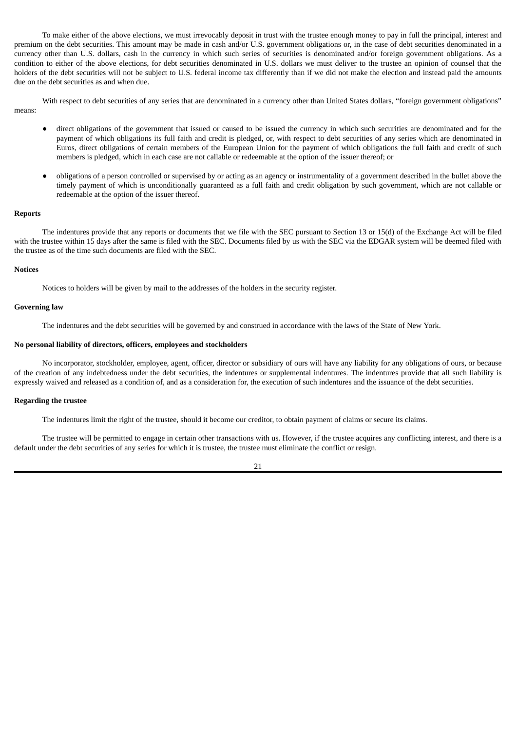To make either of the above elections, we must irrevocably deposit in trust with the trustee enough money to pay in full the principal, interest and premium on the debt securities. This amount may be made in cash and/or U.S. government obligations or, in the case of debt securities denominated in a currency other than U.S. dollars, cash in the currency in which such series of securities is denominated and/or foreign government obligations. As a condition to either of the above elections, for debt securities denominated in U.S. dollars we must deliver to the trustee an opinion of counsel that the holders of the debt securities will not be subject to U.S. federal income tax differently than if we did not make the election and instead paid the amounts due on the debt securities as and when due.

With respect to debt securities of any series that are denominated in a currency other than United States dollars, "foreign government obligations" means:

- direct obligations of the government that issued or caused to be issued the currency in which such securities are denominated and for the payment of which obligations its full faith and credit is pledged, or, with respect to debt securities of any series which are denominated in Euros, direct obligations of certain members of the European Union for the payment of which obligations the full faith and credit of such members is pledged, which in each case are not callable or redeemable at the option of the issuer thereof; or

- obligations of a person controlled or supervised by or acting as an agency or instrumentality of a government described in the bullet above the timely payment of which is unconditionally guaranteed as a full faith and credit obligation by such government, which are not callable or redeemable at the option of the issuer thereof.

**Reports**

The indentures provide that any reports or documents that we file with the SEC pursuant to Section 13 or 15(d) of the Exchange Act will be filed with the trustee within 15 days after the same is filed with the SEC. Documents filed by us with the SEC via the EDGAR system will be deemed filed with the trustee as of the time such documents are filed with the SEC.

**Notices**

Notices to holders will be given by mail to the addresses of the holders in the security register.

**Governing law**

The indentures and the debt securities will be governed by and construed in accordance with the laws of the State of New York.

**No personal liability of directors, officers, employees and stockholders**

No incorporator, stockholder, employee, agent, officer, director or subsidiary of ours will have any liability for any obligations of ours, or because of the creation of any indebtedness under the debt securities, the indentures or supplemental indentures. The indentures provide that all such liability is expressly waived and released as a condition of, and as a consideration for, the execution of such indentures and the issuance of the debt securities.

**Regarding the trustee**

The indentures limit the right of the trustee, should it become our creditor, to obtain payment of claims or secure its claims.

The trustee will be permitted to engage in certain other transactions with us. However, if the trustee acquires any conflicting interest, and there is a default under the debt securities of any series for which it is trustee, the trustee must eliminate the conflict or resign.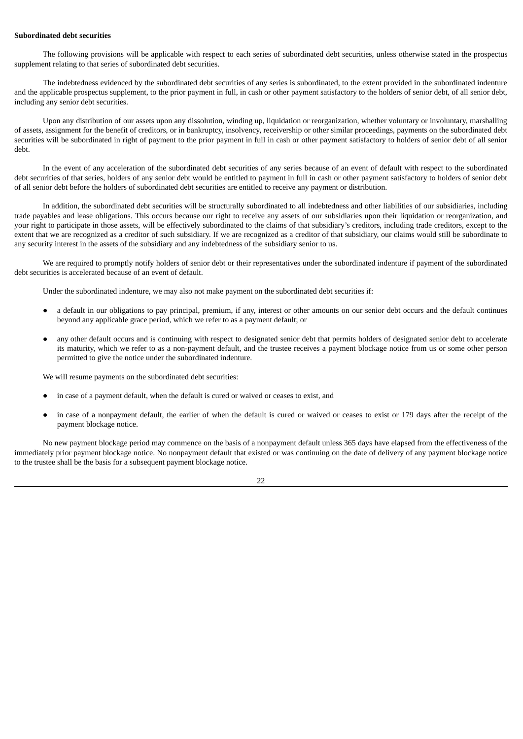**Subordinated debt securities**

The following provisions will be applicable with respect to each series of subordinated debt securities, unless otherwise stated in the prospectus supplement relating to that series of subordinated debt securities.

The indebtedness evidenced by the subordinated debt securities of any series is subordinated, to the extent provided in the subordinated indenture and the applicable prospectus supplement, to the prior payment in full, in cash or other payment satisfactory to the holders of senior debt, of all senior debt, including any senior debt securities.

Upon any distribution of our assets upon any dissolution, winding up, liquidation or reorganization, whether voluntary or involuntary, marshalling of assets, assignment for the benefit of creditors, or in bankruptcy, insolvency, receivership or other similar proceedings, payments on the subordinated debt securities will be subordinated in right of payment to the prior payment in full in cash or other payment satisfactory to holders of senior debt of all senior debt.

In the event of any acceleration of the subordinated debt securities of any series because of an event of default with respect to the subordinated debt securities of that series, holders of any senior debt would be entitled to payment in full in cash or other payment satisfactory to holders of senior debt of all senior debt before the holders of subordinated debt securities are entitled to receive any payment or distribution.

In addition, the subordinated debt securities will be structurally subordinated to all indebtedness and other liabilities of our subsidiaries, including trade payables and lease obligations. This occurs because our right to receive any assets of our subsidiaries upon their liquidation or reorganization, and your right to participate in those assets, will be effectively subordinated to the claims of that subsidiary's creditors, including trade creditors, except to the extent that we are recognized as a creditor of such subsidiary. If we are recognized as a creditor of that subsidiary, our claims would still be subordinate to any security interest in the assets of the subsidiary and any indebtedness of the subsidiary senior to us.

We are required to promptly notify holders of senior debt or their representatives under the subordinated indenture if payment of the subordinated debt securities is accelerated because of an event of default.

Under the subordinated indenture, we may also not make payment on the subordinated debt securities if:

- a default in our obligations to pay principal, premium, if any, interest or other amounts on our senior debt occurs and the default continues beyond any applicable grace period, which we refer to as a payment default; or
- any other default occurs and is continuing with respect to designated senior debt that permits holders of designated senior debt to accelerate its maturity, which we refer to as a non-payment default, and the trustee receives a payment blockage notice from us or some other person permitted to give the notice under the subordinated indenture.

We will resume payments on the subordinated debt securities:

- in case of a payment default, when the default is cured or waived or ceases to exist, and
- in case of a nonpayment default, the earlier of when the default is cured or waived or ceases to exist or 179 days after the receipt of the payment blockage notice.

No new payment blockage period may commence on the basis of a nonpayment default unless 365 days have elapsed from the effectiveness of the immediately prior payment blockage notice. No nonpayment default that existed or was continuing on the date of delivery of any payment blockage notice to the trustee shall be the basis for a subsequent payment blockage notice.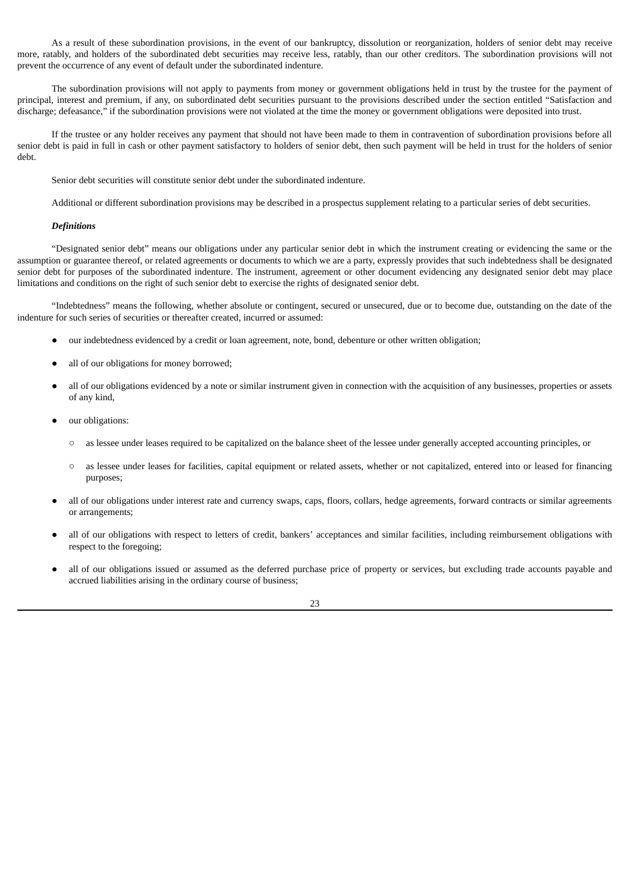As a result of these subordination provisions, in the event of our bankruptcy, dissolution or reorganization, holders of senior debt may receive more, ratably, and holders of the subordinated debt securities may receive less, ratably, than our other creditors. The subordination provisions will not prevent the occurrence of any event of default under the subordinated indenture.

The subordination provisions will not apply to payments from money or government obligations held in trust by the trustee for the payment of principal, interest and premium, if any, on subordinated debt securities pursuant to the provisions described under the section entitled "Satisfaction and discharge; defeasance," if the subordination provisions were not violated at the time the money or government obligations were deposited into trust.

If the trustee or any holder receives any payment that should not have been made to them in contravention of subordination provisions before all senior debt is paid in full in cash or other payment satisfactory to holders of senior debt, then such payment will be held in trust for the holders of senior debt.

Senior debt securities will constitute senior debt under the subordinated indenture.

Additional or different subordination provisions may be described in a prospectus supplement relating to a particular series of debt securities.

***Definitions***

"Designated senior debt" means our obligations under any particular senior debt in which the instrument creating or evidencing the same or the assumption or guarantee thereof, or related agreements or documents to which we are a party, expressly provides that such indebtedness shall be designated senior debt for purposes of the subordinated indenture. The instrument, agreement or other document evidencing any designated senior debt may place limitations and conditions on the right of such senior debt to exercise the rights of designated senior debt.

"Indebtedness" means the following, whether absolute or contingent, secured or unsecured, due or to become due, outstanding on the date of the indenture for such series of securities or thereafter created, incurred or assumed:

- our indebtedness evidenced by a credit or loan agreement, note, bond, debenture or other written obligation;
- all of our obligations for money borrowed;
- all of our obligations evidenced by a note or similar instrument given in connection with the acquisition of any businesses, properties or assets of any kind,
- our obligations:
  - as lessee under leases required to be capitalized on the balance sheet of the lessee under generally accepted accounting principles, or
  - as lessee under leases for facilities, capital equipment or related assets, whether or not capitalized, entered into or leased for financing purposes;
- all of our obligations under interest rate and currency swaps, caps, floors, collars, hedge agreements, forward contracts or similar agreements or arrangements;
- all of our obligations with respect to letters of credit, bankers' acceptances and similar facilities, including reimbursement obligations with respect to the foregoing;
- all of our obligations issued or assumed as the deferred purchase price of property or services, but excluding trade accounts payable and accrued liabilities arising in the ordinary course of business;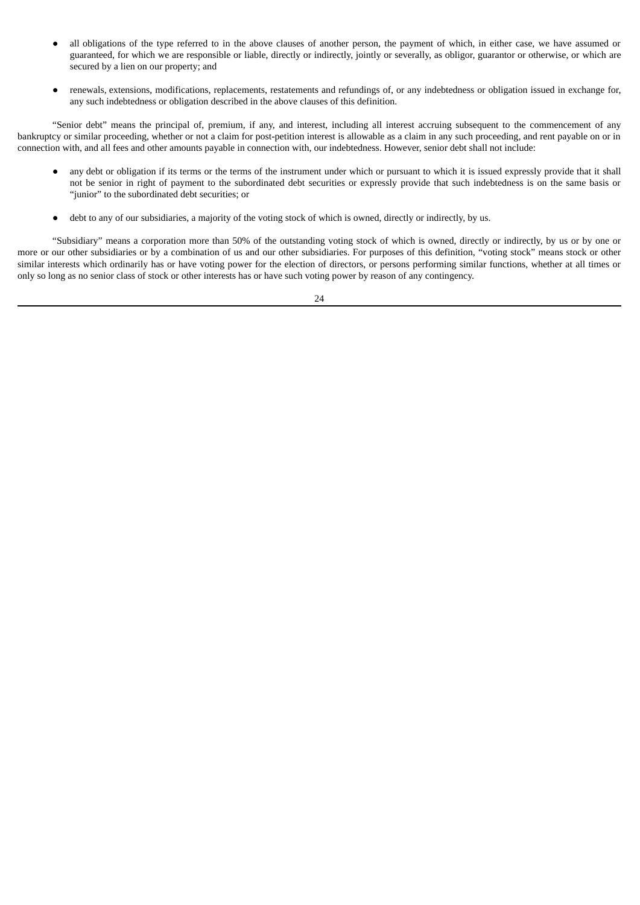- all obligations of the type referred to in the above clauses of another person, the payment of which, in either case, we have assumed or guaranteed, for which we are responsible or liable, directly or indirectly, jointly or severally, as obligor, guarantor or otherwise, or which are secured by a lien on our property; and

- renewals, extensions, modifications, replacements, restatements and refundings of, or any indebtedness or obligation issued in exchange for, any such indebtedness or obligation described in the above clauses of this definition.

"Senior debt" means the principal of, premium, if any, and interest, including all interest accruing subsequent to the commencement of any bankruptcy or similar proceeding, whether or not a claim for post-petition interest is allowable as a claim in any such proceeding, and rent payable on or in connection with, and all fees and other amounts payable in connection with, our indebtedness. However, senior debt shall not include:

- any debt or obligation if its terms or the terms of the instrument under which or pursuant to which it is issued expressly provide that it shall not be senior in right of payment to the subordinated debt securities or expressly provide that such indebtedness is on the same basis or "junior" to the subordinated debt securities; or

- debt to any of our subsidiaries, a majority of the voting stock of which is owned, directly or indirectly, by us.

"Subsidiary" means a corporation more than 50% of the outstanding voting stock of which is owned, directly or indirectly, by us or by one or more or our other subsidiaries or by a combination of us and our other subsidiaries. For purposes of this definition, "voting stock" means stock or other similar interests which ordinarily has or have voting power for the election of directors, or persons performing similar functions, whether at all times or only so long as no senior class of stock or other interests has or have such voting power by reason of any contingency.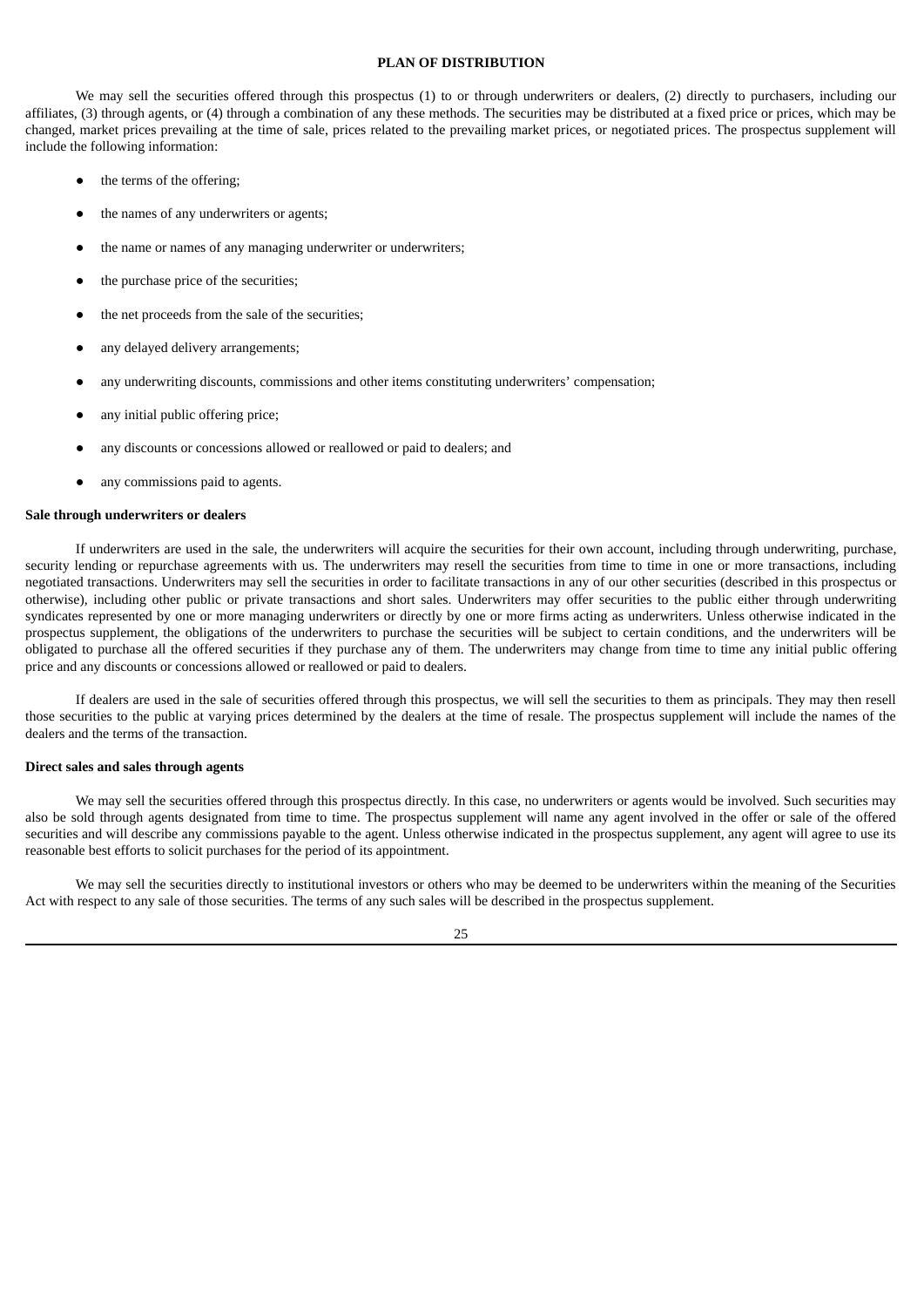# PLAN OF DISTRIBUTION

We may sell the securities offered through this prospectus (1) to or through underwriters or dealers, (2) directly to purchasers, including our affiliates, (3) through agents, or (4) through a combination of any these methods. The securities may be distributed at a fixed price or prices, which may be changed, market prices prevailing at the time of sale, prices related to the prevailing market prices, or negotiated prices. The prospectus supplement will include the following information:

- the terms of the offering;
- the names of any underwriters or agents;
- the name or names of any managing underwriter or underwriters;
- the purchase price of the securities;
- the net proceeds from the sale of the securities;
- any delayed delivery arrangements;
- any underwriting discounts, commissions and other items constituting underwriters' compensation;
- any initial public offering price;
- any discounts or concessions allowed or reallowed or paid to dealers; and
- any commissions paid to agents.

**Sale through underwriters or dealers**

If underwriters are used in the sale, the underwriters will acquire the securities for their own account, including through underwriting, purchase, security lending or repurchase agreements with us. The underwriters may resell the securities from time to time in one or more transactions, including negotiated transactions. Underwriters may sell the securities in order to facilitate transactions in any of our other securities (described in this prospectus or otherwise), including other public or private transactions and short sales. Underwriters may offer securities to the public either through underwriting syndicates represented by one or more managing underwriters or directly by one or more firms acting as underwriters. Unless otherwise indicated in the prospectus supplement, the obligations of the underwriters to purchase the securities will be subject to certain conditions, and the underwriters will be obligated to purchase all the offered securities if they purchase any of them. The underwriters may change from time to time any initial public offering price and any discounts or concessions allowed or reallowed or paid to dealers.

If dealers are used in the sale of securities offered through this prospectus, we will sell the securities to them as principals. They may then resell those securities to the public at varying prices determined by the dealers at the time of resale. The prospectus supplement will include the names of the dealers and the terms of the transaction.

**Direct sales and sales through agents**

We may sell the securities offered through this prospectus directly. In this case, no underwriters or agents would be involved. Such securities may also be sold through agents designated from time to time. The prospectus supplement will name any agent involved in the offer or sale of the offered securities and will describe any commissions payable to the agent. Unless otherwise indicated in the prospectus supplement, any agent will agree to use its reasonable best efforts to solicit purchases for the period of its appointment.

We may sell the securities directly to institutional investors or others who may be deemed to be underwriters within the meaning of the Securities Act with respect to any sale of those securities. The terms of any such sales will be described in the prospectus supplement.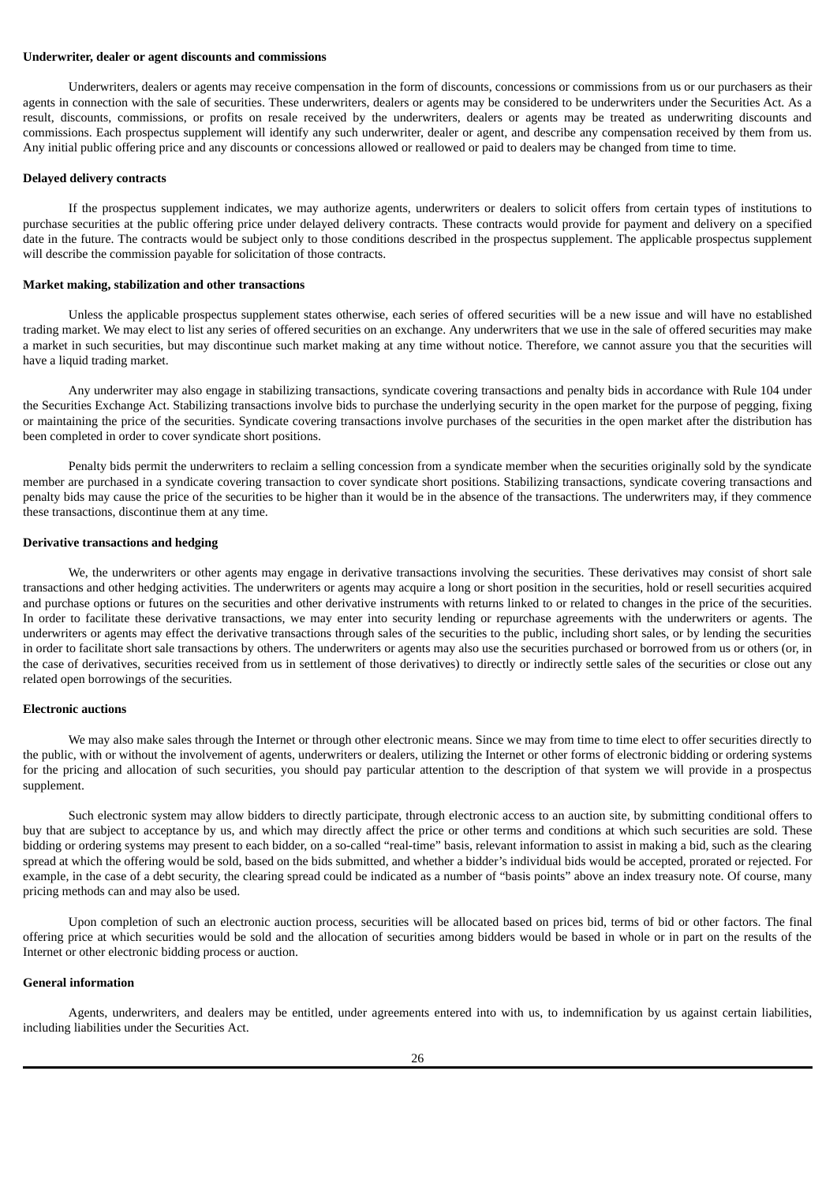**Underwriter, dealer or agent discounts and commissions**

Underwriters, dealers or agents may receive compensation in the form of discounts, concessions or commissions from us or our purchasers as their agents in connection with the sale of securities. These underwriters, dealers or agents may be considered to be underwriters under the Securities Act. As a result, discounts, commissions, or profits on resale received by the underwriters, dealers or agents may be treated as underwriting discounts and commissions. Each prospectus supplement will identify any such underwriter, dealer or agent, and describe any compensation received by them from us. Any initial public offering price and any discounts or concessions allowed or reallowed or paid to dealers may be changed from time to time.

**Delayed delivery contracts**

If the prospectus supplement indicates, we may authorize agents, underwriters or dealers to solicit offers from certain types of institutions to purchase securities at the public offering price under delayed delivery contracts. These contracts would provide for payment and delivery on a specified date in the future. The contracts would be subject only to those conditions described in the prospectus supplement. The applicable prospectus supplement will describe the commission payable for solicitation of those contracts.

**Market making, stabilization and other transactions**

Unless the applicable prospectus supplement states otherwise, each series of offered securities will be a new issue and will have no established trading market. We may elect to list any series of offered securities on an exchange. Any underwriters that we use in the sale of offered securities may make a market in such securities, but may discontinue such market making at any time without notice. Therefore, we cannot assure you that the securities will have a liquid trading market.

Any underwriter may also engage in stabilizing transactions, syndicate covering transactions and penalty bids in accordance with Rule 104 under the Securities Exchange Act. Stabilizing transactions involve bids to purchase the underlying security in the open market for the purpose of pegging, fixing or maintaining the price of the securities. Syndicate covering transactions involve purchases of the securities in the open market after the distribution has been completed in order to cover syndicate short positions.

Penalty bids permit the underwriters to reclaim a selling concession from a syndicate member when the securities originally sold by the syndicate member are purchased in a syndicate covering transaction to cover syndicate short positions. Stabilizing transactions, syndicate covering transactions and penalty bids may cause the price of the securities to be higher than it would be in the absence of the transactions. The underwriters may, if they commence these transactions, discontinue them at any time.

**Derivative transactions and hedging**

We, the underwriters or other agents may engage in derivative transactions involving the securities. These derivatives may consist of short sale transactions and other hedging activities. The underwriters or agents may acquire a long or short position in the securities, hold or resell securities acquired and purchase options or futures on the securities and other derivative instruments with returns linked to or related to changes in the price of the securities. In order to facilitate these derivative transactions, we may enter into security lending or repurchase agreements with the underwriters or agents. The underwriters or agents may effect the derivative transactions through sales of the securities to the public, including short sales, or by lending the securities in order to facilitate short sale transactions by others. The underwriters or agents may also use the securities purchased or borrowed from us or others (or, in the case of derivatives, securities received from us in settlement of those derivatives) to directly or indirectly settle sales of the securities or close out any related open borrowings of the securities.

**Electronic auctions**

We may also make sales through the Internet or through other electronic means. Since we may from time to time elect to offer securities directly to the public, with or without the involvement of agents, underwriters or dealers, utilizing the Internet or other forms of electronic bidding or ordering systems for the pricing and allocation of such securities, you should pay particular attention to the description of that system we will provide in a prospectus supplement.

Such electronic system may allow bidders to directly participate, through electronic access to an auction site, by submitting conditional offers to buy that are subject to acceptance by us, and which may directly affect the price or other terms and conditions at which such securities are sold. These bidding or ordering systems may present to each bidder, on a so-called "real-time" basis, relevant information to assist in making a bid, such as the clearing spread at which the offering would be sold, based on the bids submitted, and whether a bidder's individual bids would be accepted, prorated or rejected. For example, in the case of a debt security, the clearing spread could be indicated as a number of "basis points" above an index treasury note. Of course, many pricing methods can and may also be used.

Upon completion of such an electronic auction process, securities will be allocated based on prices bid, terms of bid or other factors. The final offering price at which securities would be sold and the allocation of securities among bidders would be based in whole or in part on the results of the Internet or other electronic bidding process or auction.

**General information**

Agents, underwriters, and dealers may be entitled, under agreements entered into with us, to indemnification by us against certain liabilities, including liabilities under the Securities Act.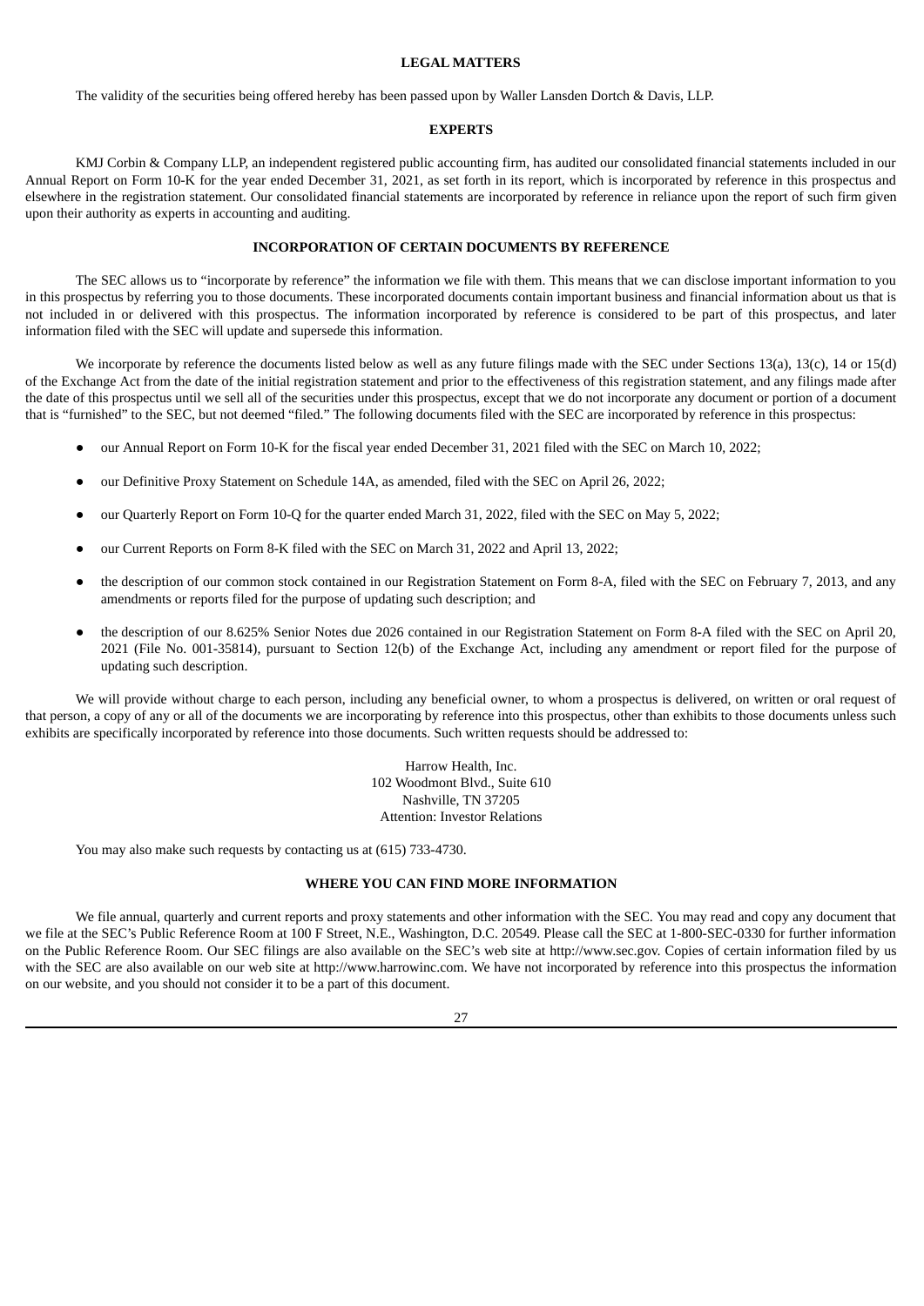## LEGAL MATTERS

The validity of the securities being offered hereby has been passed upon by Waller Lansden Dortch & Davis, LLP.

## EXPERTS

KMJ Corbin & Company LLP, an independent registered public accounting firm, has audited our consolidated financial statements included in our Annual Report on Form 10-K for the year ended December 31, 2021, as set forth in its report, which is incorporated by reference in this prospectus and elsewhere in the registration statement. Our consolidated financial statements are incorporated by reference in reliance upon the report of such firm given upon their authority as experts in accounting and auditing.

## INCORPORATION OF CERTAIN DOCUMENTS BY REFERENCE

The SEC allows us to "incorporate by reference" the information we file with them. This means that we can disclose important information to you in this prospectus by referring you to those documents. These incorporated documents contain important business and financial information about us that is not included in or delivered with this prospectus. The information incorporated by reference is considered to be part of this prospectus, and later information filed with the SEC will update and supersede this information.

We incorporate by reference the documents listed below as well as any future filings made with the SEC under Sections 13(a), 13(c), 14 or 15(d) of the Exchange Act from the date of the initial registration statement and prior to the effectiveness of this registration statement, and any filings made after the date of this prospectus until we sell all of the securities under this prospectus, except that we do not incorporate any document or portion of a document that is "furnished" to the SEC, but not deemed "filed." The following documents filed with the SEC are incorporated by reference in this prospectus:

- our Annual Report on Form 10-K for the fiscal year ended December 31, 2021 filed with the SEC on March 10, 2022;
- our Definitive Proxy Statement on Schedule 14A, as amended, filed with the SEC on April 26, 2022;
- our Quarterly Report on Form 10-Q for the quarter ended March 31, 2022, filed with the SEC on May 5, 2022;
- our Current Reports on Form 8-K filed with the SEC on March 31, 2022 and April 13, 2022;
- the description of our common stock contained in our Registration Statement on Form 8-A, filed with the SEC on February 7, 2013, and any amendments or reports filed for the purpose of updating such description; and
- the description of our 8.625% Senior Notes due 2026 contained in our Registration Statement on Form 8-A filed with the SEC on April 20, 2021 (File No. 001-35814), pursuant to Section 12(b) of the Exchange Act, including any amendment or report filed for the purpose of updating such description.

We will provide without charge to each person, including any beneficial owner, to whom a prospectus is delivered, on written or oral request of that person, a copy of any or all of the documents we are incorporating by reference into this prospectus, other than exhibits to those documents unless such exhibits are specifically incorporated by reference into those documents. Such written requests should be addressed to:

Harrow Health, Inc.
102 Woodmont Blvd., Suite 610
Nashville, TN 37205
Attention: Investor Relations

You may also make such requests by contacting us at (615) 733-4730.

## WHERE YOU CAN FIND MORE INFORMATION

We file annual, quarterly and current reports and proxy statements and other information with the SEC. You may read and copy any document that we file at the SEC's Public Reference Room at 100 F Street, N.E., Washington, D.C. 20549. Please call the SEC at 1-800-SEC-0330 for further information on the Public Reference Room. Our SEC filings are also available on the SEC's web site at http://www.sec.gov. Copies of certain information filed by us with the SEC are also available on our web site at http://www.harrowinc.com. We have not incorporated by reference into this prospectus the information on our website, and you should not consider it to be a part of this document.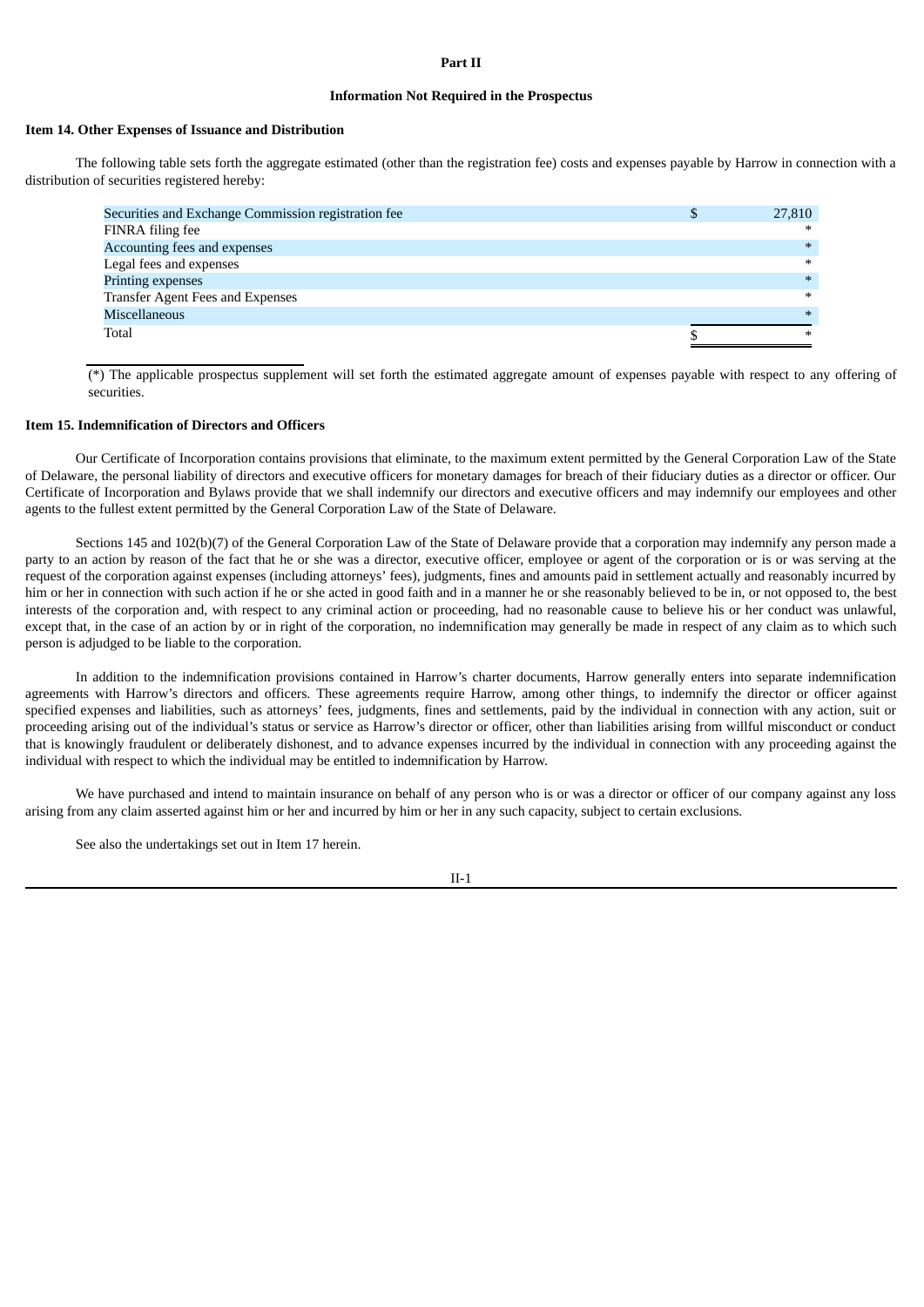# Part II

## Information Not Required in the Prospectus

### Item 14. Other Expenses of Issuance and Distribution

The following table sets forth the aggregate estimated (other than the registration fee) costs and expenses payable by Harrow in connection with a distribution of securities registered hereby:

| | | |
|---|---|---|
| Securities and Exchange Commission registration fee | $ | 27,810 |
| FINRA filing fee | | * |
| Accounting fees and expenses | | * |
| Legal fees and expenses | | * |
| Printing expenses | | * |
| Transfer Agent Fees and Expenses | | * |
| Miscellaneous | | * |
| Total | $ | * |

(*) The applicable prospectus supplement will set forth the estimated aggregate amount of expenses payable with respect to any offering of securities.

### Item 15. Indemnification of Directors and Officers

Our Certificate of Incorporation contains provisions that eliminate, to the maximum extent permitted by the General Corporation Law of the State of Delaware, the personal liability of directors and executive officers for monetary damages for breach of their fiduciary duties as a director or officer. Our Certificate of Incorporation and Bylaws provide that we shall indemnify our directors and executive officers and may indemnify our employees and other agents to the fullest extent permitted by the General Corporation Law of the State of Delaware.

Sections 145 and 102(b)(7) of the General Corporation Law of the State of Delaware provide that a corporation may indemnify any person made a party to an action by reason of the fact that he or she was a director, executive officer, employee or agent of the corporation or is or was serving at the request of the corporation against expenses (including attorneys' fees), judgments, fines and amounts paid in settlement actually and reasonably incurred by him or her in connection with such action if he or she acted in good faith and in a manner he or she reasonably believed to be in, or not opposed to, the best interests of the corporation and, with respect to any criminal action or proceeding, had no reasonable cause to believe his or her conduct was unlawful, except that, in the case of an action by or in right of the corporation, no indemnification may generally be made in respect of any claim as to which such person is adjudged to be liable to the corporation.

In addition to the indemnification provisions contained in Harrow's charter documents, Harrow generally enters into separate indemnification agreements with Harrow's directors and officers. These agreements require Harrow, among other things, to indemnify the director or officer against specified expenses and liabilities, such as attorneys' fees, judgments, fines and settlements, paid by the individual in connection with any action, suit or proceeding arising out of the individual's status or service as Harrow's director or officer, other than liabilities arising from willful misconduct or conduct that is knowingly fraudulent or deliberately dishonest, and to advance expenses incurred by the individual in connection with any proceeding against the individual with respect to which the individual may be entitled to indemnification by Harrow.

We have purchased and intend to maintain insurance on behalf of any person who is or was a director or officer of our company against any loss arising from any claim asserted against him or her and incurred by him or her in any such capacity, subject to certain exclusions.

See also the undertakings set out in Item 17 herein.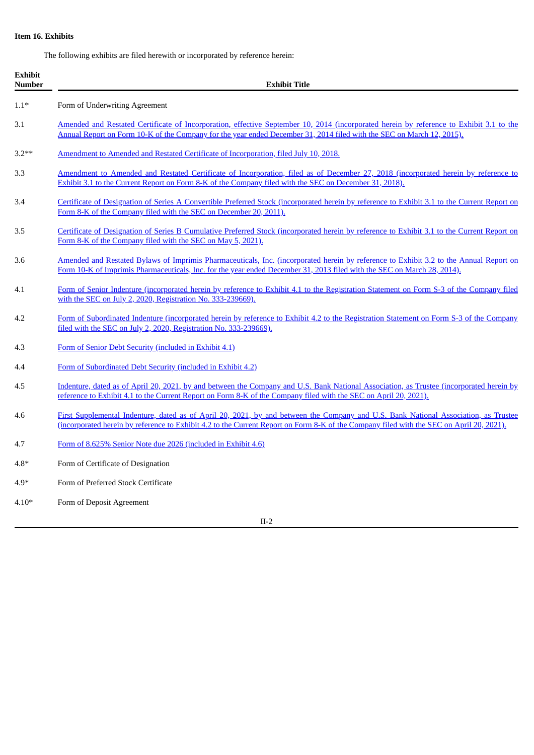**Item 16. Exhibits**

The following exhibits are filed herewith or incorporated by reference herein:

| Exhibit Number | Exhibit Title |
|---|---|
| 1.1* | Form of Underwriting Agreement |
| 3.1 | Amended and Restated Certificate of Incorporation, effective September 10, 2014 (incorporated herein by reference to Exhibit 3.1 to the Annual Report on Form 10-K of the Company for the year ended December 31, 2014 filed with the SEC on March 12, 2015). |
| 3.2** | Amendment to Amended and Restated Certificate of Incorporation, filed July 10, 2018. |
| 3.3 | Amendment to Amended and Restated Certificate of Incorporation, filed as of December 27, 2018 (incorporated herein by reference to Exhibit 3.1 to the Current Report on Form 8-K of the Company filed with the SEC on December 31, 2018). |
| 3.4 | Certificate of Designation of Series A Convertible Preferred Stock (incorporated herein by reference to Exhibit 3.1 to the Current Report on Form 8-K of the Company filed with the SEC on December 20, 2011). |
| 3.5 | Certificate of Designation of Series B Cumulative Preferred Stock (incorporated herein by reference to Exhibit 3.1 to the Current Report on Form 8-K of the Company filed with the SEC on May 5, 2021). |
| 3.6 | Amended and Restated Bylaws of Imprimis Pharmaceuticals, Inc. (incorporated herein by reference to Exhibit 3.2 to the Annual Report on Form 10-K of Imprimis Pharmaceuticals, Inc. for the year ended December 31, 2013 filed with the SEC on March 28, 2014). |
| 4.1 | Form of Senior Indenture (incorporated herein by reference to Exhibit 4.1 to the Registration Statement on Form S-3 of the Company filed with the SEC on July 2, 2020, Registration No. 333-239669). |
| 4.2 | Form of Subordinated Indenture (incorporated herein by reference to Exhibit 4.2 to the Registration Statement on Form S-3 of the Company filed with the SEC on July 2, 2020, Registration No. 333-239669). |
| 4.3 | Form of Senior Debt Security (included in Exhibit 4.1) |
| 4.4 | Form of Subordinated Debt Security (included in Exhibit 4.2) |
| 4.5 | Indenture, dated as of April 20, 2021, by and between the Company and U.S. Bank National Association, as Trustee (incorporated herein by reference to Exhibit 4.1 to the Current Report on Form 8-K of the Company filed with the SEC on April 20, 2021). |
| 4.6 | First Supplemental Indenture, dated as of April 20, 2021, by and between the Company and U.S. Bank National Association, as Trustee (incorporated herein by reference to Exhibit 4.2 to the Current Report on Form 8-K of the Company filed with the SEC on April 20, 2021). |
| 4.7 | Form of 8.625% Senior Note due 2026 (included in Exhibit 4.6) |
| 4.8* | Form of Certificate of Designation |
| 4.9* | Form of Preferred Stock Certificate |
| 4.10* | Form of Deposit Agreement |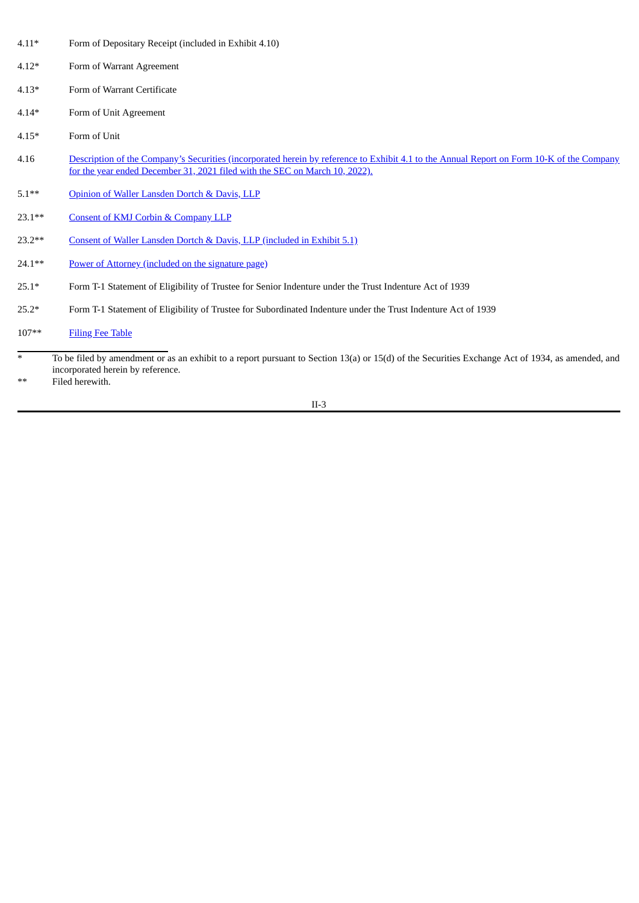| | |
|---|---|
| 4.11* | Form of Depositary Receipt (included in Exhibit 4.10) |
| 4.12* | Form of Warrant Agreement |
| 4.13* | Form of Warrant Certificate |
| 4.14* | Form of Unit Agreement |
| 4.15* | Form of Unit |
| 4.16 | Description of the Company's Securities (incorporated herein by reference to Exhibit 4.1 to the Annual Report on Form 10-K of the Company for the year ended December 31, 2021 filed with the SEC on March 10, 2022). |
| 5.1** | Opinion of Waller Lansden Dortch & Davis, LLP |
| 23.1** | Consent of KMJ Corbin & Company LLP |
| 23.2** | Consent of Waller Lansden Dortch & Davis, LLP (included in Exhibit 5.1) |
| 24.1** | Power of Attorney (included on the signature page) |
| 25.1* | Form T-1 Statement of Eligibility of Trustee for Senior Indenture under the Trust Indenture Act of 1939 |
| 25.2* | Form T-1 Statement of Eligibility of Trustee for Subordinated Indenture under the Trust Indenture Act of 1939 |
| 107** | Filing Fee Table |

\* To be filed by amendment or as an exhibit to a report pursuant to Section 13(a) or 15(d) of the Securities Exchange Act of 1934, as amended, and incorporated herein by reference.

** Filed herewith.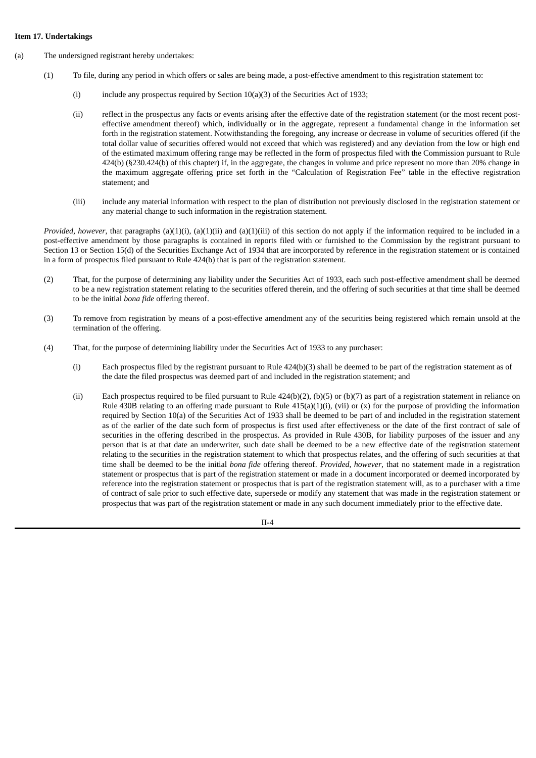**Item 17. Undertakings**

(a) The undersigned registrant hereby undertakes:

(1) To file, during any period in which offers or sales are being made, a post-effective amendment to this registration statement to:

(i) include any prospectus required by Section 10(a)(3) of the Securities Act of 1933;

(ii) reflect in the prospectus any facts or events arising after the effective date of the registration statement (or the most recent post-effective amendment thereof) which, individually or in the aggregate, represent a fundamental change in the information set forth in the registration statement. Notwithstanding the foregoing, any increase or decrease in volume of securities offered (if the total dollar value of securities offered would not exceed that which was registered) and any deviation from the low or high end of the estimated maximum offering range may be reflected in the form of prospectus filed with the Commission pursuant to Rule 424(b) (§230.424(b) of this chapter) if, in the aggregate, the changes in volume and price represent no more than 20% change in the maximum aggregate offering price set forth in the "Calculation of Registration Fee" table in the effective registration statement; and

(iii) include any material information with respect to the plan of distribution not previously disclosed in the registration statement or any material change to such information in the registration statement.

*Provided, however*, that paragraphs (a)(1)(i), (a)(1)(ii) and (a)(1)(iii) of this section do not apply if the information required to be included in a post-effective amendment by those paragraphs is contained in reports filed with or furnished to the Commission by the registrant pursuant to Section 13 or Section 15(d) of the Securities Exchange Act of 1934 that are incorporated by reference in the registration statement or is contained in a form of prospectus filed pursuant to Rule 424(b) that is part of the registration statement.

(2) That, for the purpose of determining any liability under the Securities Act of 1933, each such post-effective amendment shall be deemed to be a new registration statement relating to the securities offered therein, and the offering of such securities at that time shall be deemed to be the initial *bona fide* offering thereof.

(3) To remove from registration by means of a post-effective amendment any of the securities being registered which remain unsold at the termination of the offering.

(4) That, for the purpose of determining liability under the Securities Act of 1933 to any purchaser:

(i) Each prospectus filed by the registrant pursuant to Rule 424(b)(3) shall be deemed to be part of the registration statement as of the date the filed prospectus was deemed part of and included in the registration statement; and

(ii) Each prospectus required to be filed pursuant to Rule 424(b)(2), (b)(5) or (b)(7) as part of a registration statement in reliance on Rule 430B relating to an offering made pursuant to Rule 415(a)(1)(i), (vii) or (x) for the purpose of providing the information required by Section 10(a) of the Securities Act of 1933 shall be deemed to be part of and included in the registration statement as of the earlier of the date such form of prospectus is first used after effectiveness or the date of the first contract of sale of securities in the offering described in the prospectus. As provided in Rule 430B, for liability purposes of the issuer and any person that is at that date an underwriter, such date shall be deemed to be a new effective date of the registration statement relating to the securities in the registration statement to which that prospectus relates, and the offering of such securities at that time shall be deemed to be the initial *bona fide* offering thereof. *Provided, however*, that no statement made in a registration statement or prospectus that is part of the registration statement or made in a document incorporated or deemed incorporated by reference into the registration statement or prospectus that is part of the registration statement will, as to a purchaser with a time of contract of sale prior to such effective date, supersede or modify any statement that was made in the registration statement or prospectus that was part of the registration statement or made in any such document immediately prior to the effective date.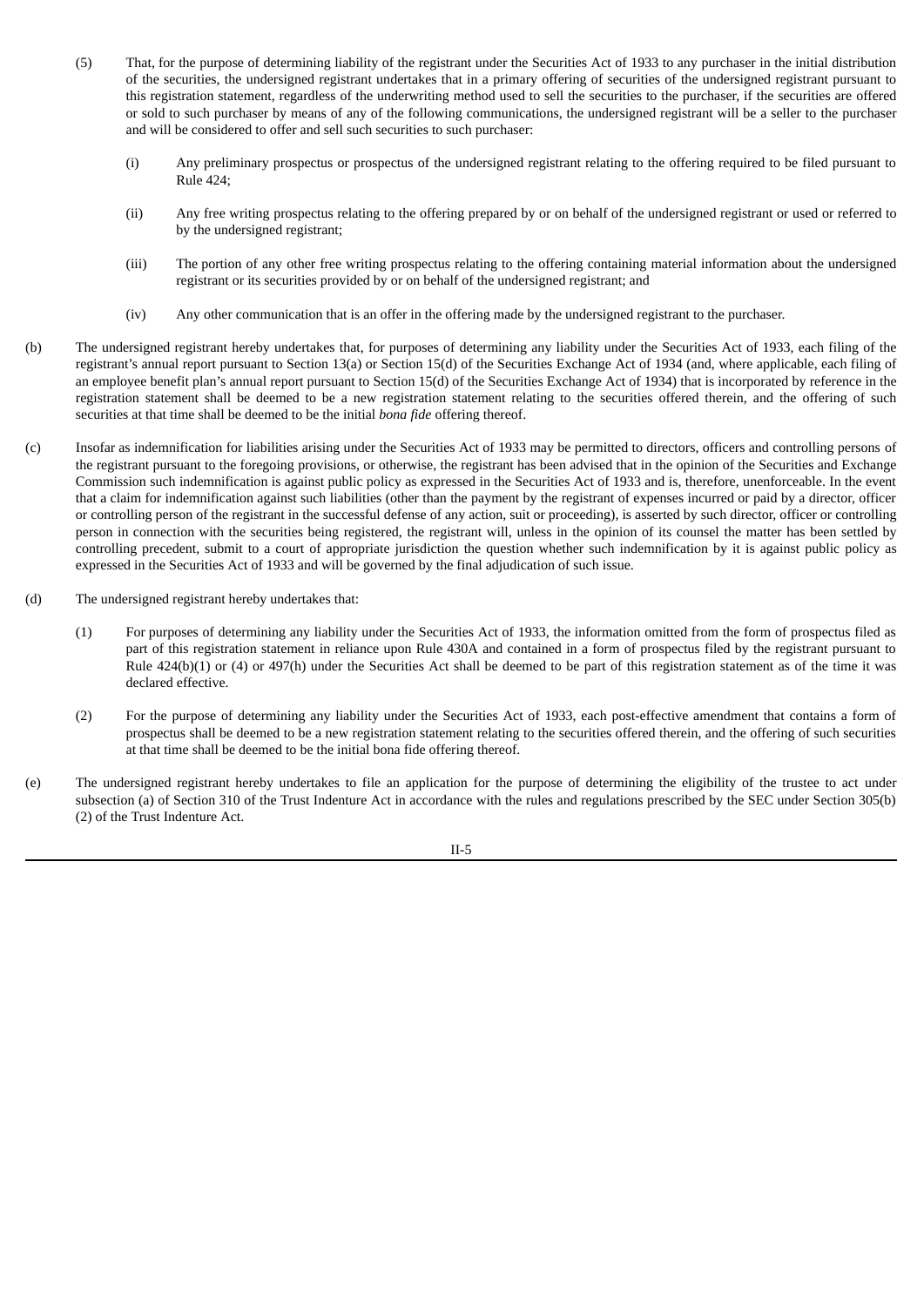(5) That, for the purpose of determining liability of the registrant under the Securities Act of 1933 to any purchaser in the initial distribution of the securities, the undersigned registrant undertakes that in a primary offering of securities of the undersigned registrant pursuant to this registration statement, regardless of the underwriting method used to sell the securities to the purchaser, if the securities are offered or sold to such purchaser by means of any of the following communications, the undersigned registrant will be a seller to the purchaser and will be considered to offer and sell such securities to such purchaser:

(i) Any preliminary prospectus or prospectus of the undersigned registrant relating to the offering required to be filed pursuant to Rule 424;

(ii) Any free writing prospectus relating to the offering prepared by or on behalf of the undersigned registrant or used or referred to by the undersigned registrant;

(iii) The portion of any other free writing prospectus relating to the offering containing material information about the undersigned registrant or its securities provided by or on behalf of the undersigned registrant; and

(iv) Any other communication that is an offer in the offering made by the undersigned registrant to the purchaser.

(b) The undersigned registrant hereby undertakes that, for purposes of determining any liability under the Securities Act of 1933, each filing of the registrant's annual report pursuant to Section 13(a) or Section 15(d) of the Securities Exchange Act of 1934 (and, where applicable, each filing of an employee benefit plan's annual report pursuant to Section 15(d) of the Securities Exchange Act of 1934) that is incorporated by reference in the registration statement shall be deemed to be a new registration statement relating to the securities offered therein, and the offering of such securities at that time shall be deemed to be the initial *bona fide* offering thereof.

(c) Insofar as indemnification for liabilities arising under the Securities Act of 1933 may be permitted to directors, officers and controlling persons of the registrant pursuant to the foregoing provisions, or otherwise, the registrant has been advised that in the opinion of the Securities and Exchange Commission such indemnification is against public policy as expressed in the Securities Act of 1933 and is, therefore, unenforceable. In the event that a claim for indemnification against such liabilities (other than the payment by the registrant of expenses incurred or paid by a director, officer or controlling person of the registrant in the successful defense of any action, suit or proceeding), is asserted by such director, officer or controlling person in connection with the securities being registered, the registrant will, unless in the opinion of its counsel the matter has been settled by controlling precedent, submit to a court of appropriate jurisdiction the question whether such indemnification by it is against public policy as expressed in the Securities Act of 1933 and will be governed by the final adjudication of such issue.

(d) The undersigned registrant hereby undertakes that:

(1) For purposes of determining any liability under the Securities Act of 1933, the information omitted from the form of prospectus filed as part of this registration statement in reliance upon Rule 430A and contained in a form of prospectus filed by the registrant pursuant to Rule 424(b)(1) or (4) or 497(h) under the Securities Act shall be deemed to be part of this registration statement as of the time it was declared effective.

(2) For the purpose of determining any liability under the Securities Act of 1933, each post-effective amendment that contains a form of prospectus shall be deemed to be a new registration statement relating to the securities offered therein, and the offering of such securities at that time shall be deemed to be the initial bona fide offering thereof.

(e) The undersigned registrant hereby undertakes to file an application for the purpose of determining the eligibility of the trustee to act under subsection (a) of Section 310 of the Trust Indenture Act in accordance with the rules and regulations prescribed by the SEC under Section 305(b)(2) of the Trust Indenture Act.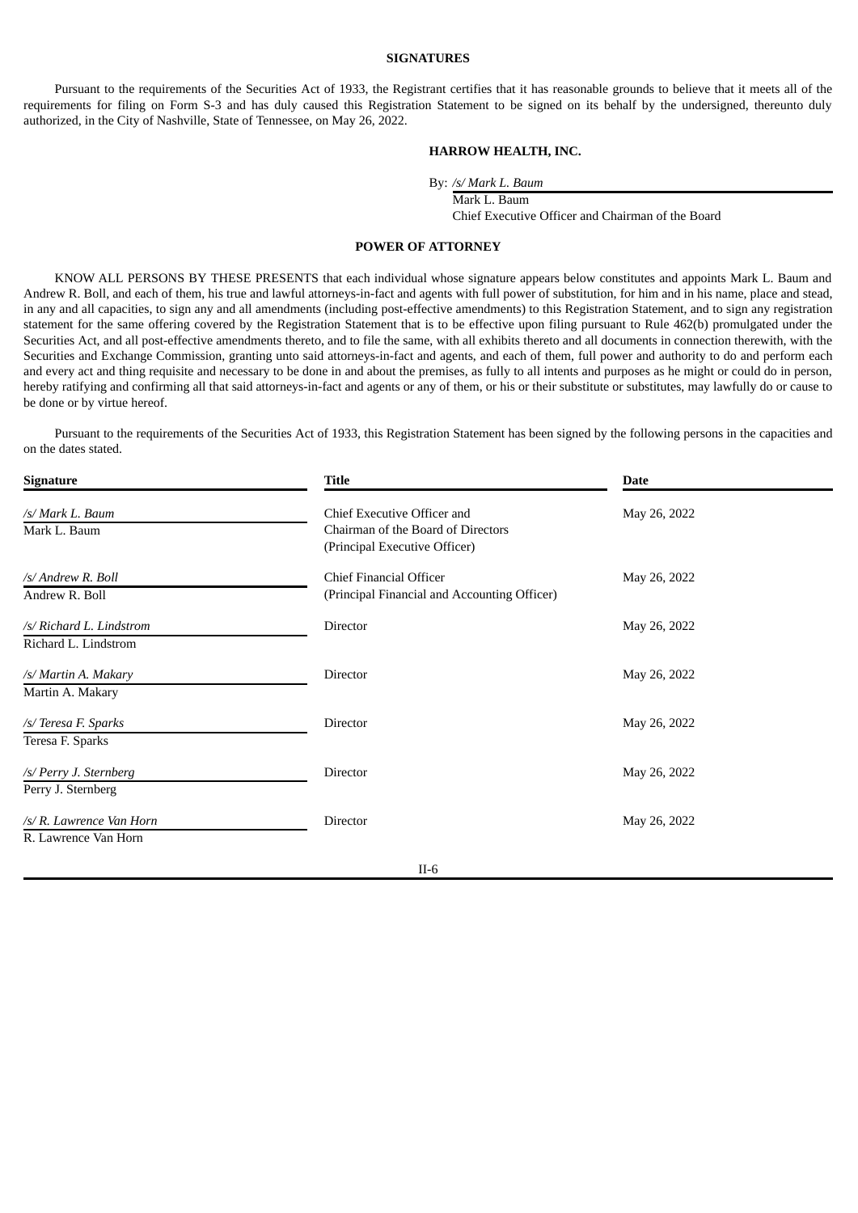## SIGNATURES

Pursuant to the requirements of the Securities Act of 1933, the Registrant certifies that it has reasonable grounds to believe that it meets all of the requirements for filing on Form S-3 and has duly caused this Registration Statement to be signed on its behalf by the undersigned, thereunto duly authorized, in the City of Nashville, State of Tennessee, on May 26, 2022.

**HARROW HEALTH, INC.**

By: */s/ Mark L. Baum*
Mark L. Baum
Chief Executive Officer and Chairman of the Board

## POWER OF ATTORNEY

KNOW ALL PERSONS BY THESE PRESENTS that each individual whose signature appears below constitutes and appoints Mark L. Baum and Andrew R. Boll, and each of them, his true and lawful attorneys-in-fact and agents with full power of substitution, for him and in his name, place and stead, in any and all capacities, to sign any and all amendments (including post-effective amendments) to this Registration Statement, and to sign any registration statement for the same offering covered by the Registration Statement that is to be effective upon filing pursuant to Rule 462(b) promulgated under the Securities Act, and all post-effective amendments thereto, and to file the same, with all exhibits thereto and all documents in connection therewith, with the Securities and Exchange Commission, granting unto said attorneys-in-fact and agents, and each of them, full power and authority to do and perform each and every act and thing requisite and necessary to be done in and about the premises, as fully to all intents and purposes as he might or could do in person, hereby ratifying and confirming all that said attorneys-in-fact and agents or any of them, or his or their substitute or substitutes, may lawfully do or cause to be done or by virtue hereof.

Pursuant to the requirements of the Securities Act of 1933, this Registration Statement has been signed by the following persons in the capacities and on the dates stated.

| Signature | Title | Date |
|---|---|---|
| */s/ Mark L. Baum*<br>Mark L. Baum | Chief Executive Officer and Chairman of the Board of Directors (Principal Executive Officer) | May 26, 2022 |
| */s/ Andrew R. Boll*<br>Andrew R. Boll | Chief Financial Officer (Principal Financial and Accounting Officer) | May 26, 2022 |
| */s/ Richard L. Lindstrom*<br>Richard L. Lindstrom | Director | May 26, 2022 |
| */s/ Martin A. Makary*<br>Martin A. Makary | Director | May 26, 2022 |
| */s/ Teresa F. Sparks*<br>Teresa F. Sparks | Director | May 26, 2022 |
| */s/ Perry J. Sternberg*<br>Perry J. Sternberg | Director | May 26, 2022 |
| */s/ R. Lawrence Van Horn*<br>R. Lawrence Van Horn | Director | May 26, 2022 |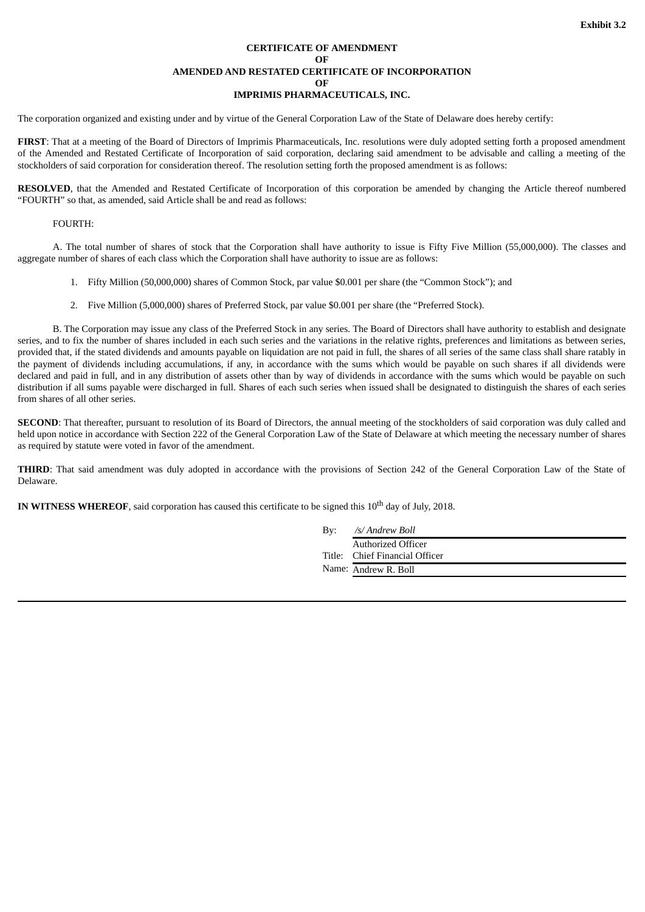**Exhibit 3.2**

**CERTIFICATE OF AMENDMENT**
**OF**
**AMENDED AND RESTATED CERTIFICATE OF INCORPORATION**
**OF**
**IMPRIMIS PHARMACEUTICALS, INC.**

The corporation organized and existing under and by virtue of the General Corporation Law of the State of Delaware does hereby certify:

**FIRST**: That at a meeting of the Board of Directors of Imprimis Pharmaceuticals, Inc. resolutions were duly adopted setting forth a proposed amendment of the Amended and Restated Certificate of Incorporation of said corporation, declaring said amendment to be advisable and calling a meeting of the stockholders of said corporation for consideration thereof. The resolution setting forth the proposed amendment is as follows:

**RESOLVED**, that the Amended and Restated Certificate of Incorporation of this corporation be amended by changing the Article thereof numbered "FOURTH" so that, as amended, said Article shall be and read as follows:

FOURTH:

A. The total number of shares of stock that the Corporation shall have authority to issue is Fifty Five Million (55,000,000). The classes and aggregate number of shares of each class which the Corporation shall have authority to issue are as follows:

1. Fifty Million (50,000,000) shares of Common Stock, par value $0.001 per share (the "Common Stock"); and
2. Five Million (5,000,000) shares of Preferred Stock, par value $0.001 per share (the "Preferred Stock).

B. The Corporation may issue any class of the Preferred Stock in any series. The Board of Directors shall have authority to establish and designate series, and to fix the number of shares included in each such series and the variations in the relative rights, preferences and limitations as between series, provided that, if the stated dividends and amounts payable on liquidation are not paid in full, the shares of all series of the same class shall share ratably in the payment of dividends including accumulations, if any, in accordance with the sums which would be payable on such shares if all dividends were declared and paid in full, and in any distribution of assets other than by way of dividends in accordance with the sums which would be payable on such distribution if all sums payable were discharged in full. Shares of each such series when issued shall be designated to distinguish the shares of each series from shares of all other series.

**SECOND**: That thereafter, pursuant to resolution of its Board of Directors, the annual meeting of the stockholders of said corporation was duly called and held upon notice in accordance with Section 222 of the General Corporation Law of the State of Delaware at which meeting the necessary number of shares as required by statute were voted in favor of the amendment.

**THIRD**: That said amendment was duly adopted in accordance with the provisions of Section 242 of the General Corporation Law of the State of Delaware.

**IN WITNESS WHEREOF**, said corporation has caused this certificate to be signed this 10th day of July, 2018.

By: */s/ Andrew Boll*
Authorized Officer
Title: Chief Financial Officer
Name: Andrew R. Boll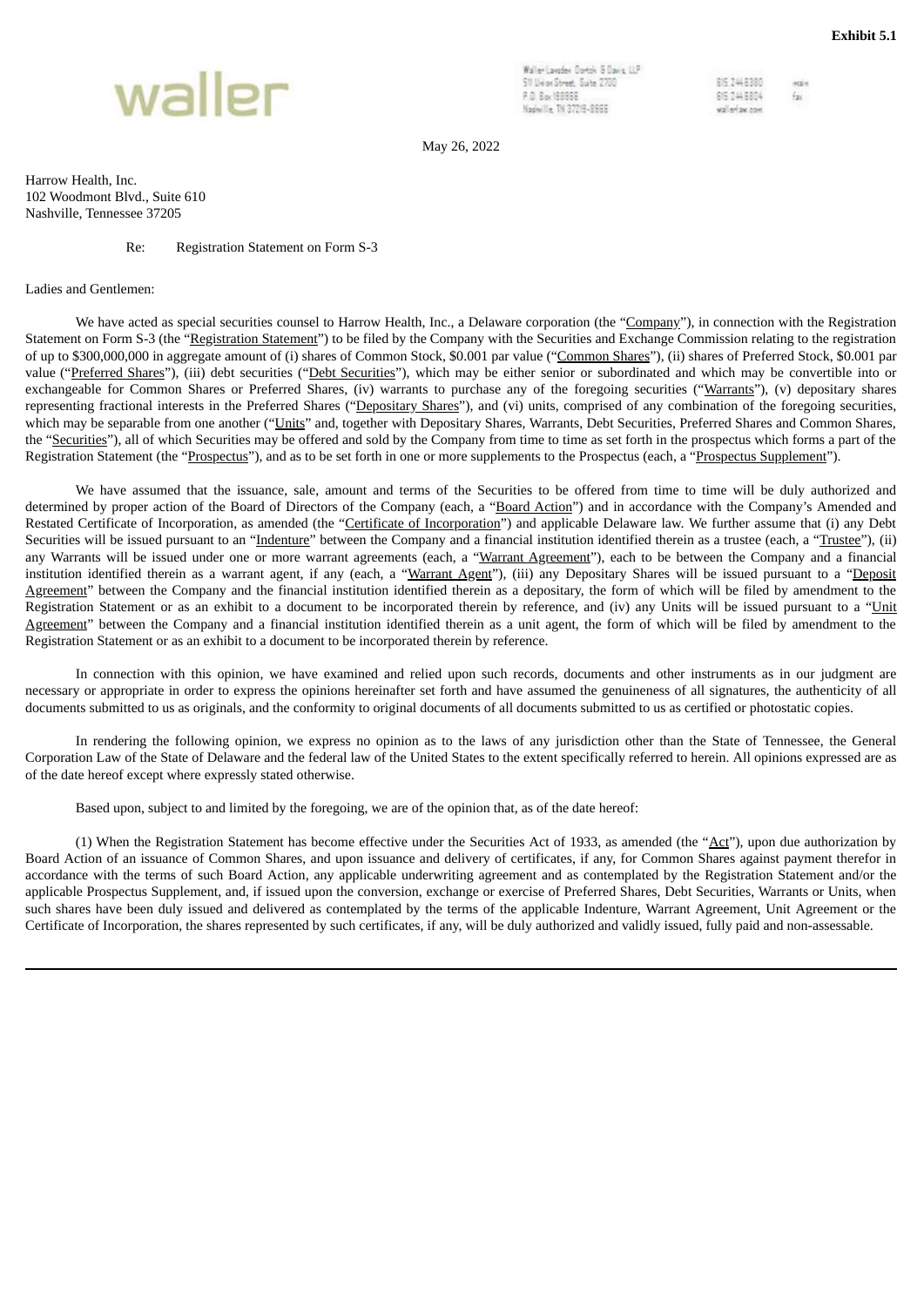**Exhibit 5.1**

waller

Waller Lansden Dortch & Davis, LLP
511 Union Street, Suite 2700
P.O. Box 198966
Nashville, TN 37219-8966

615.244.6380 main
615.244.6804 fax
wallerlaw.com

May 26, 2022

Harrow Health, Inc.
102 Woodmont Blvd., Suite 610
Nashville, Tennessee 37205

Re: Registration Statement on Form S-3

Ladies and Gentlemen:

We have acted as special securities counsel to Harrow Health, Inc., a Delaware corporation (the "Company"), in connection with the Registration Statement on Form S-3 (the "Registration Statement") to be filed by the Company with the Securities and Exchange Commission relating to the registration of up to $300,000,000 in aggregate amount of (i) shares of Common Stock, $0.001 par value ("Common Shares"), (ii) shares of Preferred Stock, $0.001 par value ("Preferred Shares"), (iii) debt securities ("Debt Securities"), which may be either senior or subordinated and which may be convertible into or exchangeable for Common Shares or Preferred Shares, (iv) warrants to purchase any of the foregoing securities ("Warrants"), (v) depositary shares representing fractional interests in the Preferred Shares ("Depositary Shares"), and (vi) units, comprised of any combination of the foregoing securities, which may be separable from one another ("Units" and, together with Depositary Shares, Warrants, Debt Securities, Preferred Shares and Common Shares, the "Securities"), all of which Securities may be offered and sold by the Company from time to time as set forth in the prospectus which forms a part of the Registration Statement (the "Prospectus"), and as to be set forth in one or more supplements to the Prospectus (each, a "Prospectus Supplement").

We have assumed that the issuance, sale, amount and terms of the Securities to be offered from time to time will be duly authorized and determined by proper action of the Board of Directors of the Company (each, a "Board Action") and in accordance with the Company's Amended and Restated Certificate of Incorporation, as amended (the "Certificate of Incorporation") and applicable Delaware law. We further assume that (i) any Debt Securities will be issued pursuant to an "Indenture" between the Company and a financial institution identified therein as a trustee (each, a "Trustee"), (ii) any Warrants will be issued under one or more warrant agreements (each, a "Warrant Agreement"), each to be between the Company and a financial institution identified therein as a warrant agent, if any (each, a "Warrant Agent"), (iii) any Depositary Shares will be issued pursuant to a "Deposit Agreement" between the Company and the financial institution identified therein as a depositary, the form of which will be filed by amendment to the Registration Statement or as an exhibit to a document to be incorporated therein by reference, and (iv) any Units will be issued pursuant to a "Unit Agreement" between the Company and a financial institution identified therein as a unit agent, the form of which will be filed by amendment to the Registration Statement or as an exhibit to a document to be incorporated therein by reference.

In connection with this opinion, we have examined and relied upon such records, documents and other instruments as in our judgment are necessary or appropriate in order to express the opinions hereinafter set forth and have assumed the genuineness of all signatures, the authenticity of all documents submitted to us as originals, and the conformity to original documents of all documents submitted to us as certified or photostatic copies.

In rendering the following opinion, we express no opinion as to the laws of any jurisdiction other than the State of Tennessee, the General Corporation Law of the State of Delaware and the federal law of the United States to the extent specifically referred to herein. All opinions expressed are as of the date hereof except where expressly stated otherwise.

Based upon, subject to and limited by the foregoing, we are of the opinion that, as of the date hereof:

(1) When the Registration Statement has become effective under the Securities Act of 1933, as amended (the "Act"), upon due authorization by Board Action of an issuance of Common Shares, and upon issuance and delivery of certificates, if any, for Common Shares against payment therefor in accordance with the terms of such Board Action, any applicable underwriting agreement and as contemplated by the Registration Statement and/or the applicable Prospectus Supplement, and, if issued upon the conversion, exchange or exercise of Preferred Shares, Debt Securities, Warrants or Units, when such shares have been duly issued and delivered as contemplated by the terms of the applicable Indenture, Warrant Agreement, Unit Agreement or the Certificate of Incorporation, the shares represented by such certificates, if any, will be duly authorized and validly issued, fully paid and non-assessable.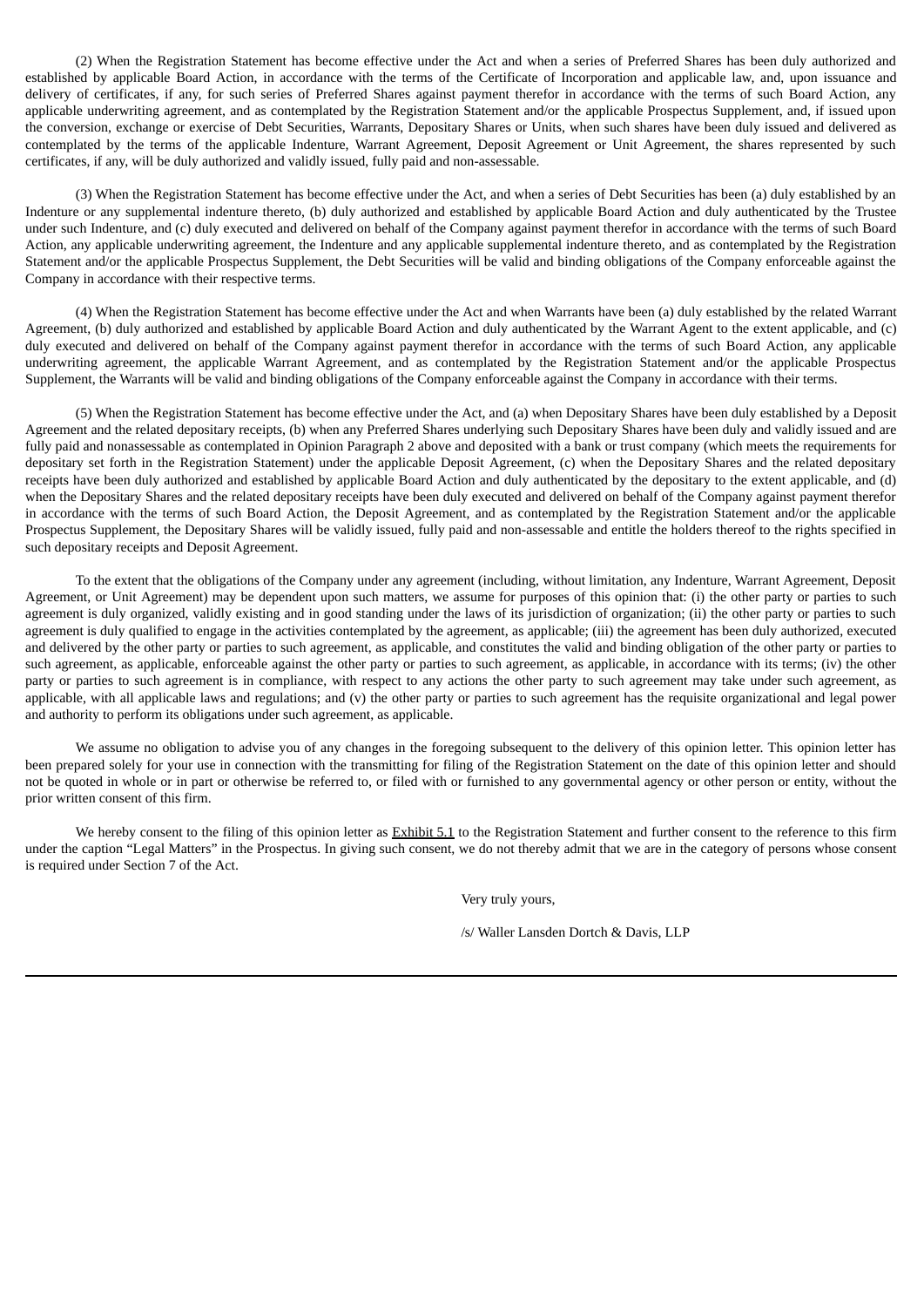(2) When the Registration Statement has become effective under the Act and when a series of Preferred Shares has been duly authorized and established by applicable Board Action, in accordance with the terms of the Certificate of Incorporation and applicable law, and, upon issuance and delivery of certificates, if any, for such series of Preferred Shares against payment therefor in accordance with the terms of such Board Action, any applicable underwriting agreement, and as contemplated by the Registration Statement and/or the applicable Prospectus Supplement, and, if issued upon the conversion, exchange or exercise of Debt Securities, Warrants, Depositary Shares or Units, when such shares have been duly issued and delivered as contemplated by the terms of the applicable Indenture, Warrant Agreement, Deposit Agreement or Unit Agreement, the shares represented by such certificates, if any, will be duly authorized and validly issued, fully paid and non-assessable.

(3) When the Registration Statement has become effective under the Act, and when a series of Debt Securities has been (a) duly established by an Indenture or any supplemental indenture thereto, (b) duly authorized and established by applicable Board Action and duly authenticated by the Trustee under such Indenture, and (c) duly executed and delivered on behalf of the Company against payment therefor in accordance with the terms of such Board Action, any applicable underwriting agreement, the Indenture and any applicable supplemental indenture thereto, and as contemplated by the Registration Statement and/or the applicable Prospectus Supplement, the Debt Securities will be valid and binding obligations of the Company enforceable against the Company in accordance with their respective terms.

(4) When the Registration Statement has become effective under the Act and when Warrants have been (a) duly established by the related Warrant Agreement, (b) duly authorized and established by applicable Board Action and duly authenticated by the Warrant Agent to the extent applicable, and (c) duly executed and delivered on behalf of the Company against payment therefor in accordance with the terms of such Board Action, any applicable underwriting agreement, the applicable Warrant Agreement, and as contemplated by the Registration Statement and/or the applicable Prospectus Supplement, the Warrants will be valid and binding obligations of the Company enforceable against the Company in accordance with their terms.

(5) When the Registration Statement has become effective under the Act, and (a) when Depositary Shares have been duly established by a Deposit Agreement and the related depositary receipts, (b) when any Preferred Shares underlying such Depositary Shares have been duly and validly issued and are fully paid and nonassessable as contemplated in Opinion Paragraph 2 above and deposited with a bank or trust company (which meets the requirements for depositary set forth in the Registration Statement) under the applicable Deposit Agreement, (c) when the Depositary Shares and the related depositary receipts have been duly authorized and established by applicable Board Action and duly authenticated by the depositary to the extent applicable, and (d) when the Depositary Shares and the related depositary receipts have been duly executed and delivered on behalf of the Company against payment therefor in accordance with the terms of such Board Action, the Deposit Agreement, and as contemplated by the Registration Statement and/or the applicable Prospectus Supplement, the Depositary Shares will be validly issued, fully paid and non-assessable and entitle the holders thereof to the rights specified in such depositary receipts and Deposit Agreement.

To the extent that the obligations of the Company under any agreement (including, without limitation, any Indenture, Warrant Agreement, Deposit Agreement, or Unit Agreement) may be dependent upon such matters, we assume for purposes of this opinion that: (i) the other party or parties to such agreement is duly organized, validly existing and in good standing under the laws of its jurisdiction of organization; (ii) the other party or parties to such agreement is duly qualified to engage in the activities contemplated by the agreement, as applicable; (iii) the agreement has been duly authorized, executed and delivered by the other party or parties to such agreement, as applicable, and constitutes the valid and binding obligation of the other party or parties to such agreement, as applicable, enforceable against the other party or parties to such agreement, as applicable, in accordance with its terms; (iv) the other party or parties to such agreement is in compliance, with respect to any actions the other party to such agreement may take under such agreement, as applicable, with all applicable laws and regulations; and (v) the other party or parties to such agreement has the requisite organizational and legal power and authority to perform its obligations under such agreement, as applicable.

We assume no obligation to advise you of any changes in the foregoing subsequent to the delivery of this opinion letter. This opinion letter has been prepared solely for your use in connection with the transmitting for filing of the Registration Statement on the date of this opinion letter and should not be quoted in whole or in part or otherwise be referred to, or filed with or furnished to any governmental agency or other person or entity, without the prior written consent of this firm.

We hereby consent to the filing of this opinion letter as Exhibit 5.1 to the Registration Statement and further consent to the reference to this firm under the caption "Legal Matters" in the Prospectus. In giving such consent, we do not thereby admit that we are in the category of persons whose consent is required under Section 7 of the Act.

Very truly yours,

/s/ Waller Lansden Dortch & Davis, LLP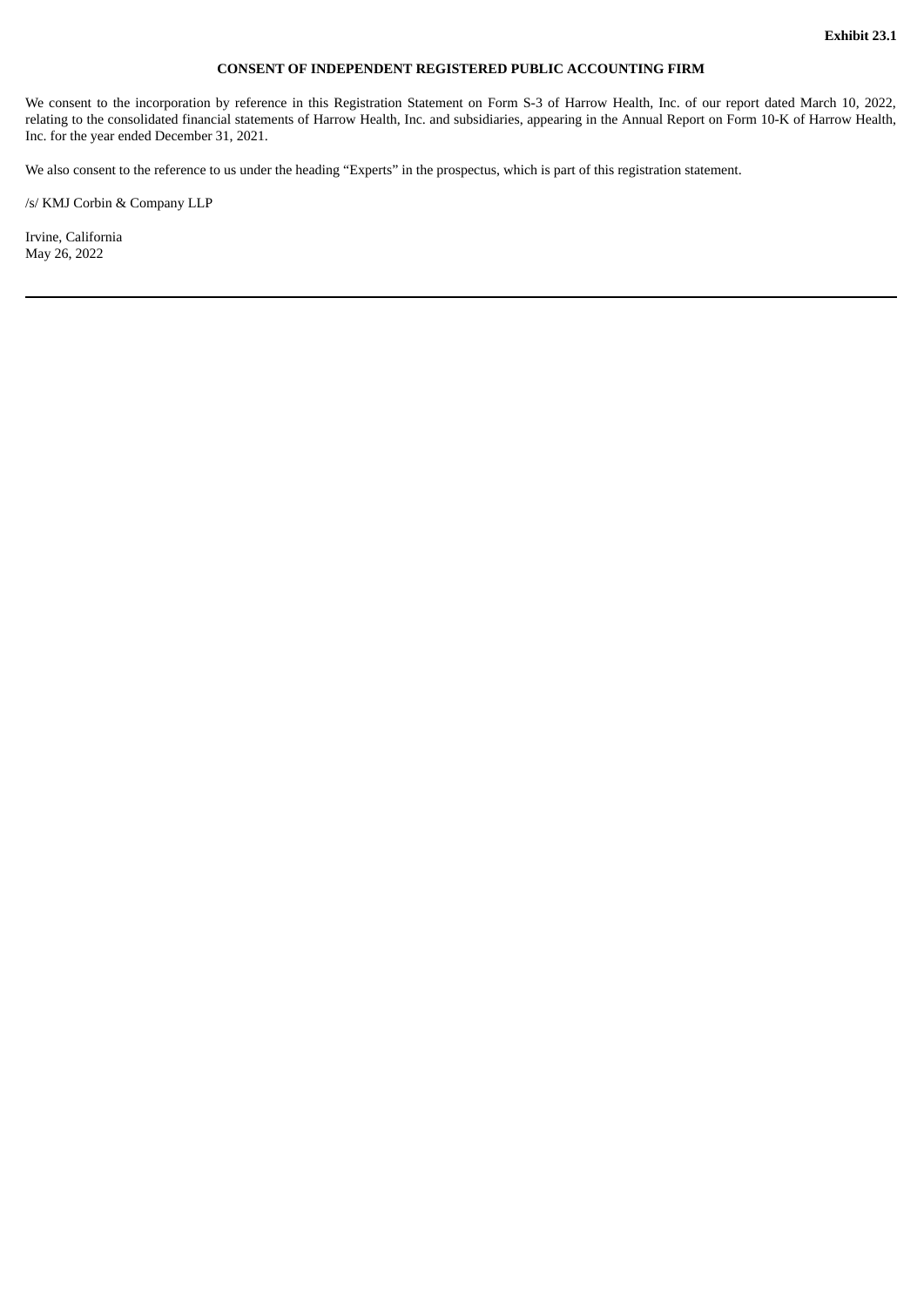**Exhibit 23.1**

**CONSENT OF INDEPENDENT REGISTERED PUBLIC ACCOUNTING FIRM**

We consent to the incorporation by reference in this Registration Statement on Form S-3 of Harrow Health, Inc. of our report dated March 10, 2022, relating to the consolidated financial statements of Harrow Health, Inc. and subsidiaries, appearing in the Annual Report on Form 10-K of Harrow Health, Inc. for the year ended December 31, 2021.

We also consent to the reference to us under the heading "Experts" in the prospectus, which is part of this registration statement.

/s/ KMJ Corbin & Company LLP

Irvine, California
May 26, 2022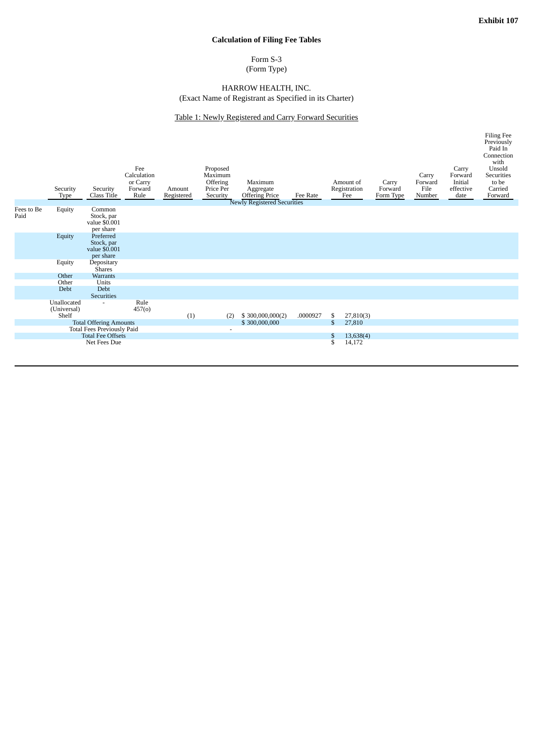**Exhibit 107**

**Calculation of Filing Fee Tables**

Form S-3
(Form Type)

HARROW HEALTH, INC.
(Exact Name of Registrant as Specified in its Charter)

Table 1: Newly Registered and Carry Forward Securities

| | Security Type | Security Class Title | Fee Calculation or Carry Forward Rule | Amount Registered | Proposed Maximum Offering Price Per Security | Maximum Aggregate Offering Price | Fee Rate | Amount of Registration Fee | Carry Forward Form Type | Carry Forward File Number | Carry Forward Initial effective date | Filing Fee Previously Paid In Connection with Unsold Securities to be Carried Forward |
|---|---|---|---|---|---|---|---|---|---|---|---|---|
| | | | | | | Newly Registered Securities | | | | | | |
| Fees to Be Paid | Equity | Common Stock, par value $0.001 per share | | | | | | | | | | |
| | Equity | Preferred Stock, par value $0.001 per share | | | | | | | | | | |
| | Equity | Depositary Shares | | | | | | | | | | |
| | Other | Warrants | | | | | | | | | | |
| | Other | Units | | | | | | | | | | |
| | Debt | Debt Securities | | | | | | | | | | |
| | Unallocated (Universal) Shelf | - | Rule 457(o) | (1) | (2) | $ 300,000,000(2) | .0000927 | $ 27,810(3) | | | | |
| | Total Offering Amounts | | | | | $ 300,000,000 | | $ 27,810 | | | | |
| | Total Fees Previously Paid | | | | - | | | | | | | |
| | Total Fee Offsets | | | | | | | $ 13,638(4) | | | | |
| | Net Fees Due | | | | | | | $ 14,172 | | | | |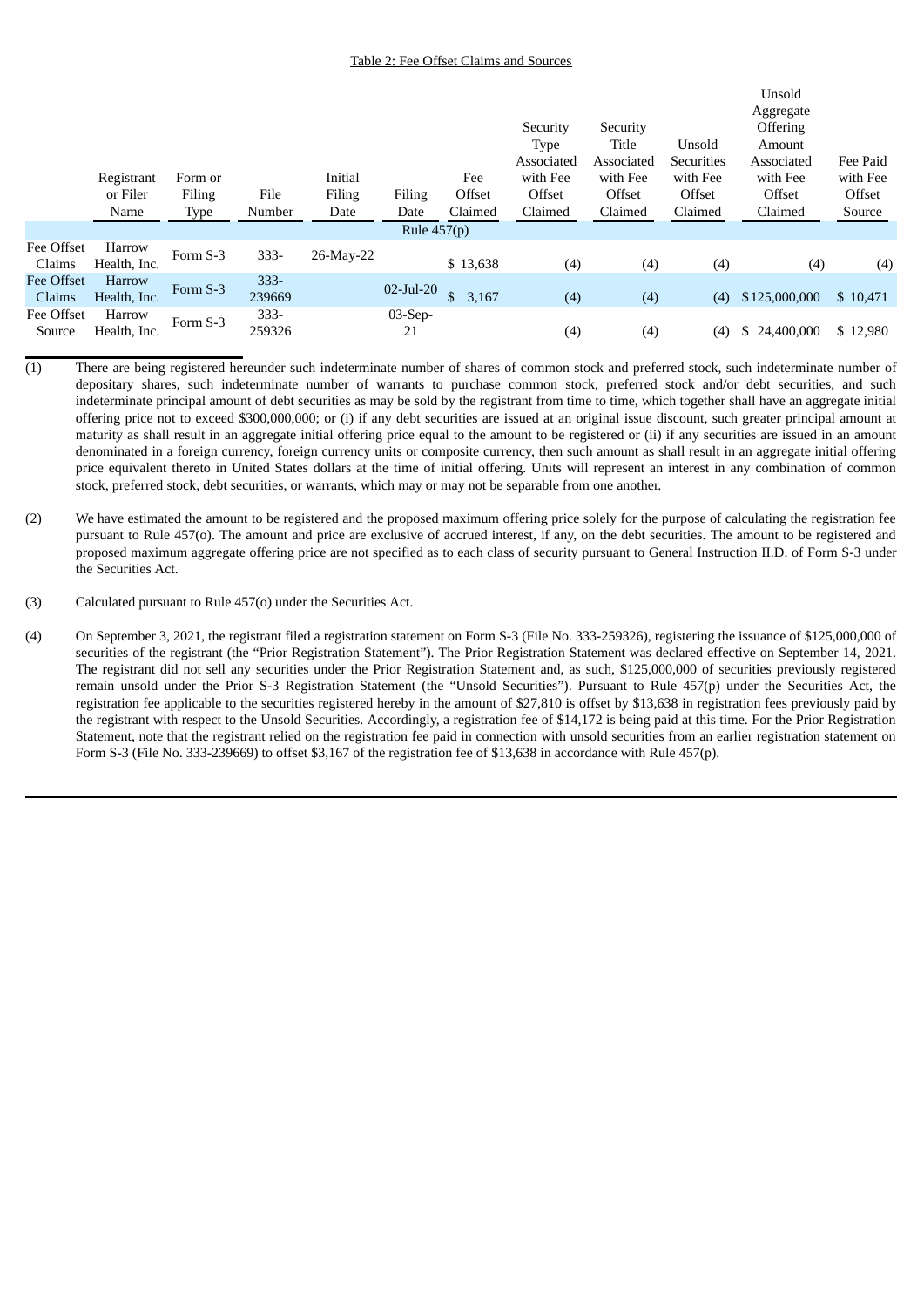Table 2: Fee Offset Claims and Sources

| | Registrant or Filer Name | Form or Filing Type | File Number | Initial Filing Date | Filing Date | Fee Offset Claimed | Security Type Associated with Fee Offset Claimed | Security Title Associated with Fee Offset Claimed | Unsold Securities with Fee Offset Claimed | Unsold Aggregate Offering Amount Associated with Fee Offset Claimed | Fee Paid with Fee Offset Source |
|---|---|---|---|---|---|---|---|---|---|---|---|
| | | | | | Rule 457(p) | | | | | | |
| Fee Offset Claims | Harrow Health, Inc. | Form S-3 | 333- | 26-May-22 | | $ 13,638 | (4) | (4) | (4) | (4) | (4) |
| Fee Offset Claims | Harrow Health, Inc. | Form S-3 | 333-239669 | | 02-Jul-20 | $ 3,167 | (4) | (4) | (4) | $125,000,000 | $ 10,471 |
| Fee Offset Source | Harrow Health, Inc. | Form S-3 | 333-259326 | | 03-Sep-21 | | (4) | (4) | (4) | $ 24,400,000 | $ 12,980 |

(1) There are being registered hereunder such indeterminate number of shares of common stock and preferred stock, such indeterminate number of depositary shares, such indeterminate number of warrants to purchase common stock, preferred stock and/or debt securities, and such indeterminate principal amount of debt securities as may be sold by the registrant from time to time, which together shall have an aggregate initial offering price not to exceed $300,000,000; or (i) if any debt securities are issued at an original issue discount, such greater principal amount at maturity as shall result in an aggregate initial offering price equal to the amount to be registered or (ii) if any securities are issued in an amount denominated in a foreign currency, foreign currency units or composite currency, then such amount as shall result in an aggregate initial offering price equivalent thereto in United States dollars at the time of initial offering. Units will represent an interest in any combination of common stock, preferred stock, debt securities, or warrants, which may or may not be separable from one another.

(2) We have estimated the amount to be registered and the proposed maximum offering price solely for the purpose of calculating the registration fee pursuant to Rule 457(o). The amount and price are exclusive of accrued interest, if any, on the debt securities. The amount to be registered and proposed maximum aggregate offering price are not specified as to each class of security pursuant to General Instruction II.D. of Form S-3 under the Securities Act.

(3) Calculated pursuant to Rule 457(o) under the Securities Act.

(4) On September 3, 2021, the registrant filed a registration statement on Form S-3 (File No. 333-259326), registering the issuance of $125,000,000 of securities of the registrant (the "Prior Registration Statement"). The Prior Registration Statement was declared effective on September 14, 2021. The registrant did not sell any securities under the Prior Registration Statement and, as such, $125,000,000 of securities previously registered remain unsold under the Prior S-3 Registration Statement (the "Unsold Securities"). Pursuant to Rule 457(p) under the Securities Act, the registration fee applicable to the securities registered hereby in the amount of $27,810 is offset by $13,638 in registration fees previously paid by the registrant with respect to the Unsold Securities. Accordingly, a registration fee of $14,172 is being paid at this time. For the Prior Registration Statement, note that the registrant relied on the registration fee paid in connection with unsold securities from an earlier registration statement on Form S-3 (File No. 333-239669) to offset $3,167 of the registration fee of $13,638 in accordance with Rule 457(p).